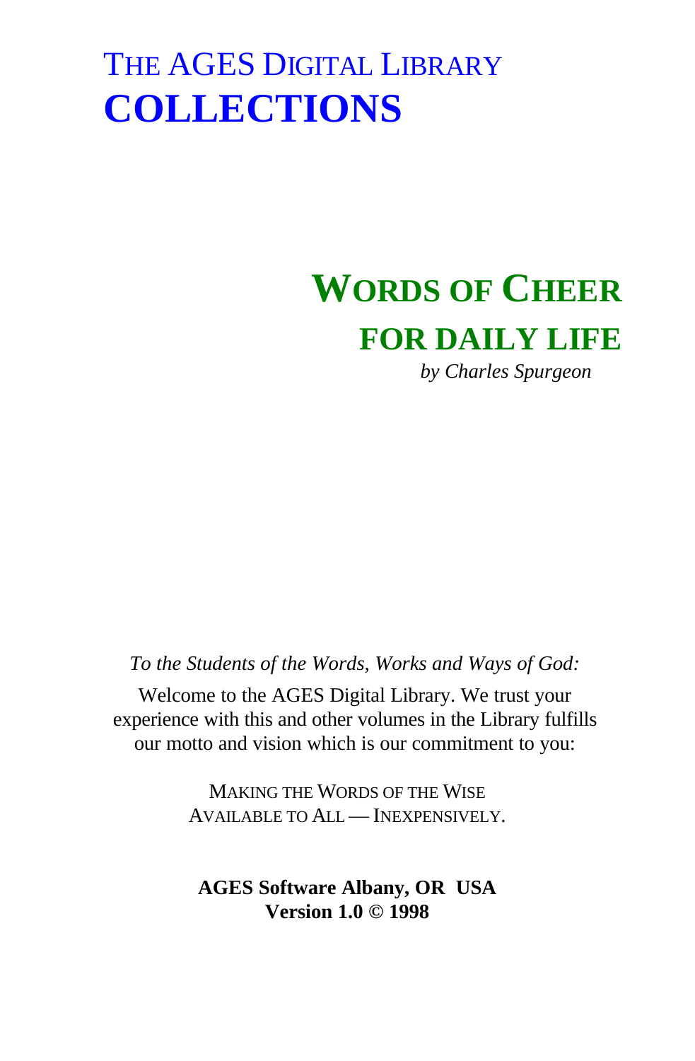# THE AGES DIGITAL LIBRARY
# COLLECTIONS

## WORDS OF CHEER
## FOR DAILY LIFE

*by Charles Spurgeon*

*To the Students of the Words, Works and Ways of God:*

Welcome to the AGES Digital Library. We trust your experience with this and other volumes in the Library fulfills our motto and vision which is our commitment to you:

MAKING THE WORDS OF THE WISE
AVAILABLE TO ALL — INEXPENSIVELY.

**AGES Software Albany, OR USA**
**Version 1.0 © 1998**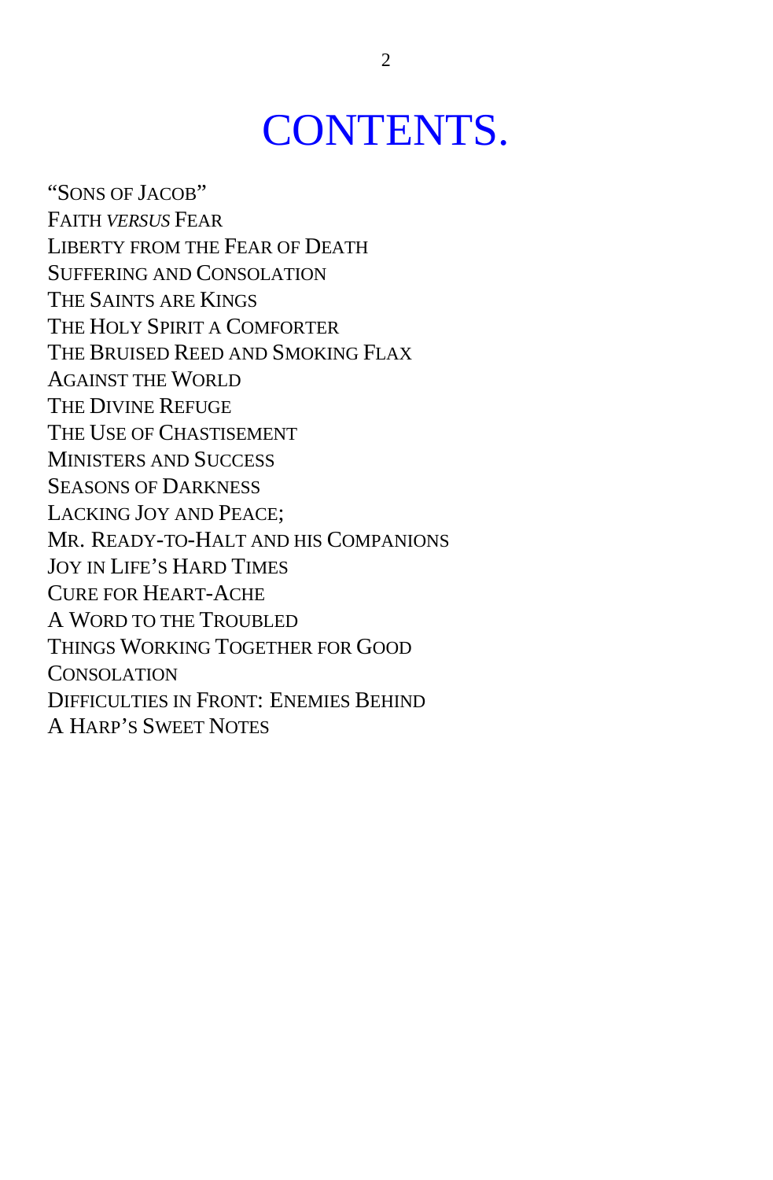# CONTENTS.

"Sons of Jacob"
Faith *versus* Fear
Liberty from the Fear of Death
Suffering and Consolation
The Saints are Kings
The Holy Spirit a Comforter
The Bruised Reed and Smoking Flax
Against the World
The Divine Refuge
The Use of Chastisement
Ministers and Success
Seasons of Darkness
Lacking Joy and Peace;
Mr. Ready-to-Halt and his Companions
Joy in Life's Hard Times
Cure for Heart-Ache
A Word to the Troubled
Things Working Together for Good
Consolation
Difficulties in Front: Enemies Behind
A Harp's Sweet Notes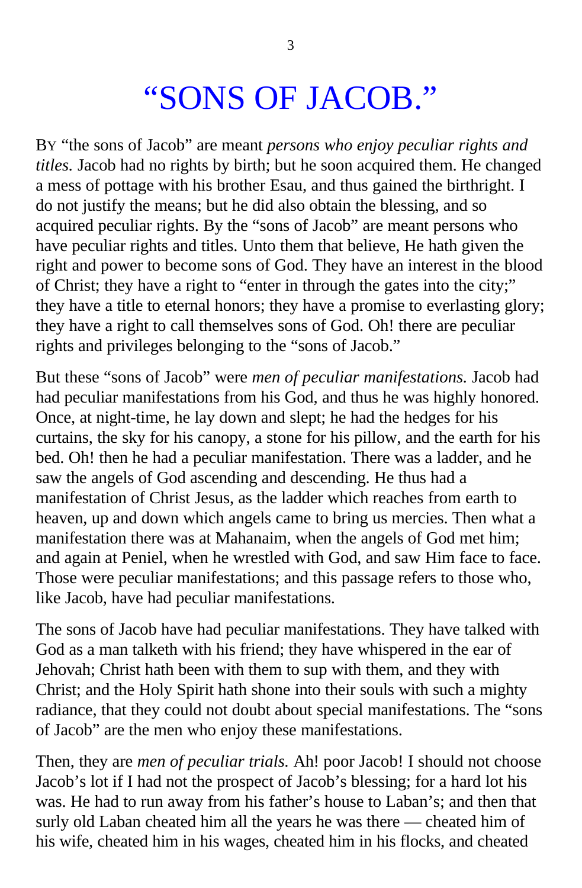# "SONS OF JACOB."

BY "the sons of Jacob" are meant *persons who enjoy peculiar rights and titles.* Jacob had no rights by birth; but he soon acquired them. He changed a mess of pottage with his brother Esau, and thus gained the birthright. I do not justify the means; but he did also obtain the blessing, and so acquired peculiar rights. By the "sons of Jacob" are meant persons who have peculiar rights and titles. Unto them that believe, He hath given the right and power to become sons of God. They have an interest in the blood of Christ; they have a right to "enter in through the gates into the city;" they have a title to eternal honors; they have a promise to everlasting glory; they have a right to call themselves sons of God. Oh! there are peculiar rights and privileges belonging to the "sons of Jacob."

But these "sons of Jacob" were *men of peculiar manifestations.* Jacob had had peculiar manifestations from his God, and thus he was highly honored. Once, at night-time, he lay down and slept; he had the hedges for his curtains, the sky for his canopy, a stone for his pillow, and the earth for his bed. Oh! then he had a peculiar manifestation. There was a ladder, and he saw the angels of God ascending and descending. He thus had a manifestation of Christ Jesus, as the ladder which reaches from earth to heaven, up and down which angels came to bring us mercies. Then what a manifestation there was at Mahanaim, when the angels of God met him; and again at Peniel, when he wrestled with God, and saw Him face to face. Those were peculiar manifestations; and this passage refers to those who, like Jacob, have had peculiar manifestations.

The sons of Jacob have had peculiar manifestations. They have talked with God as a man talketh with his friend; they have whispered in the ear of Jehovah; Christ hath been with them to sup with them, and they with Christ; and the Holy Spirit hath shone into their souls with such a mighty radiance, that they could not doubt about special manifestations. The "sons of Jacob" are the men who enjoy these manifestations.

Then, they are *men of peculiar trials.* Ah! poor Jacob! I should not choose Jacob's lot if I had not the prospect of Jacob's blessing; for a hard lot his was. He had to run away from his father's house to Laban's; and then that surly old Laban cheated him all the years he was there — cheated him of his wife, cheated him in his wages, cheated him in his flocks, and cheated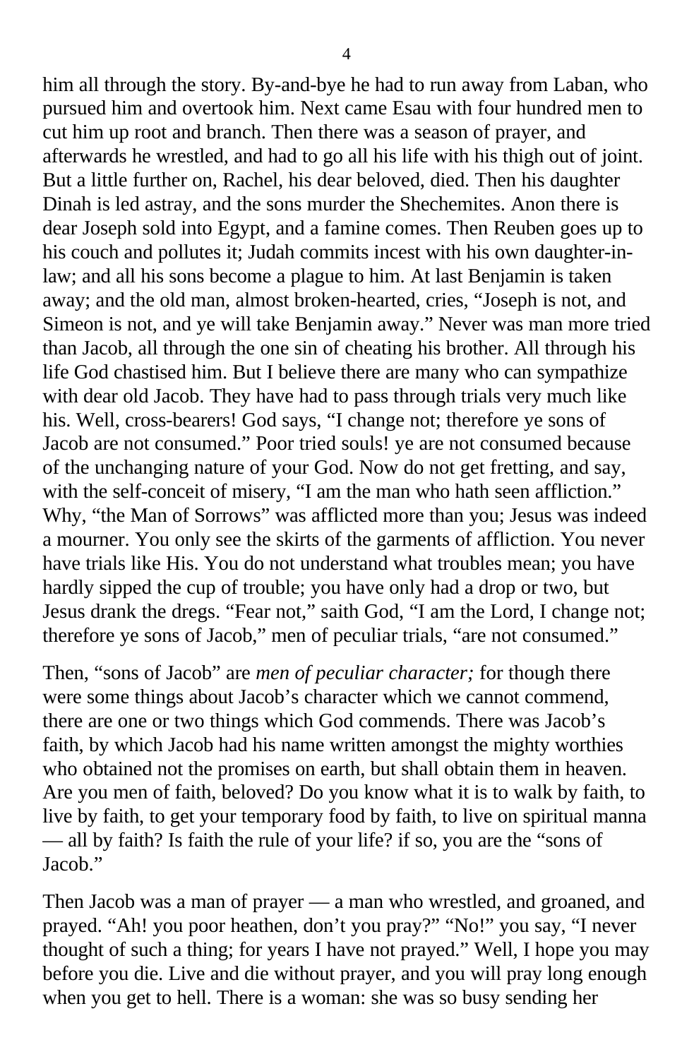him all through the story. By-and-bye he had to run away from Laban, who pursued him and overtook him. Next came Esau with four hundred men to cut him up root and branch. Then there was a season of prayer, and afterwards he wrestled, and had to go all his life with his thigh out of joint. But a little further on, Rachel, his dear beloved, died. Then his daughter Dinah is led astray, and the sons murder the Shechemites. Anon there is dear Joseph sold into Egypt, and a famine comes. Then Reuben goes up to his couch and pollutes it; Judah commits incest with his own daughter-in-law; and all his sons become a plague to him. At last Benjamin is taken away; and the old man, almost broken-hearted, cries, "Joseph is not, and Simeon is not, and ye will take Benjamin away." Never was man more tried than Jacob, all through the one sin of cheating his brother. All through his life God chastised him. But I believe there are many who can sympathize with dear old Jacob. They have had to pass through trials very much like his. Well, cross-bearers! God says, "I change not; therefore ye sons of Jacob are not consumed." Poor tried souls! ye are not consumed because of the unchanging nature of your God. Now do not get fretting, and say, with the self-conceit of misery, "I am the man who hath seen affliction." Why, "the Man of Sorrows" was afflicted more than you; Jesus was indeed a mourner. You only see the skirts of the garments of affliction. You never have trials like His. You do not understand what troubles mean; you have hardly sipped the cup of trouble; you have only had a drop or two, but Jesus drank the dregs. "Fear not," saith God, "I am the Lord, I change not; therefore ye sons of Jacob," men of peculiar trials, "are not consumed."

Then, "sons of Jacob" are *men of peculiar character;* for though there were some things about Jacob's character which we cannot commend, there are one or two things which God commends. There was Jacob's faith, by which Jacob had his name written amongst the mighty worthies who obtained not the promises on earth, but shall obtain them in heaven. Are you men of faith, beloved? Do you know what it is to walk by faith, to live by faith, to get your temporary food by faith, to live on spiritual manna — all by faith? Is faith the rule of your life? if so, you are the "sons of Jacob."

Then Jacob was a man of prayer — a man who wrestled, and groaned, and prayed. "Ah! you poor heathen, don't you pray?" "No!" you say, "I never thought of such a thing; for years I have not prayed." Well, I hope you may before you die. Live and die without prayer, and you will pray long enough when you get to hell. There is a woman: she was so busy sending her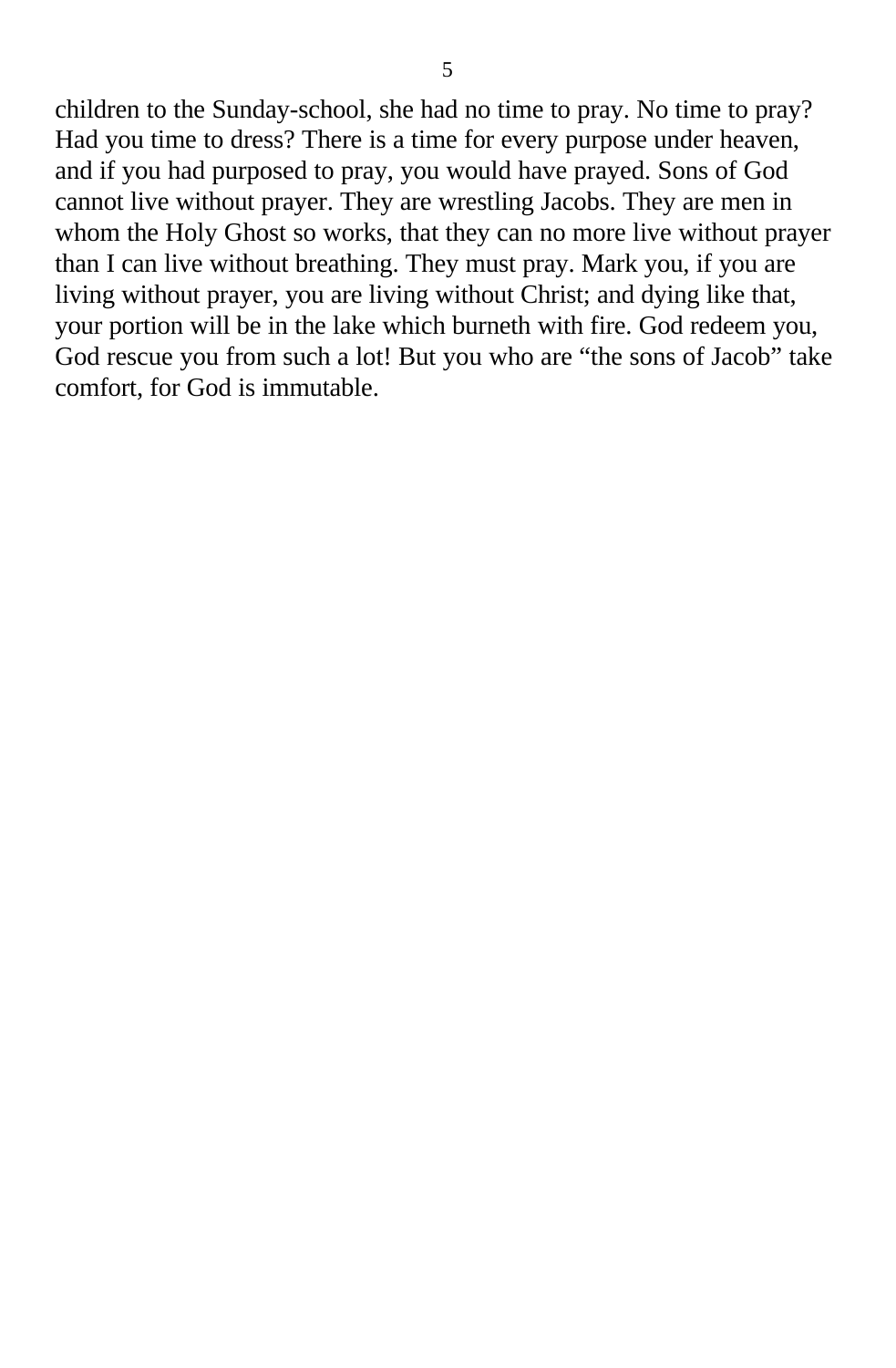children to the Sunday-school, she had no time to pray. No time to pray? Had you time to dress? There is a time for every purpose under heaven, and if you had purposed to pray, you would have prayed. Sons of God cannot live without prayer. They are wrestling Jacobs. They are men in whom the Holy Ghost so works, that they can no more live without prayer than I can live without breathing. They must pray. Mark you, if you are living without prayer, you are living without Christ; and dying like that, your portion will be in the lake which burneth with fire. God redeem you, God rescue you from such a lot! But you who are "the sons of Jacob" take comfort, for God is immutable.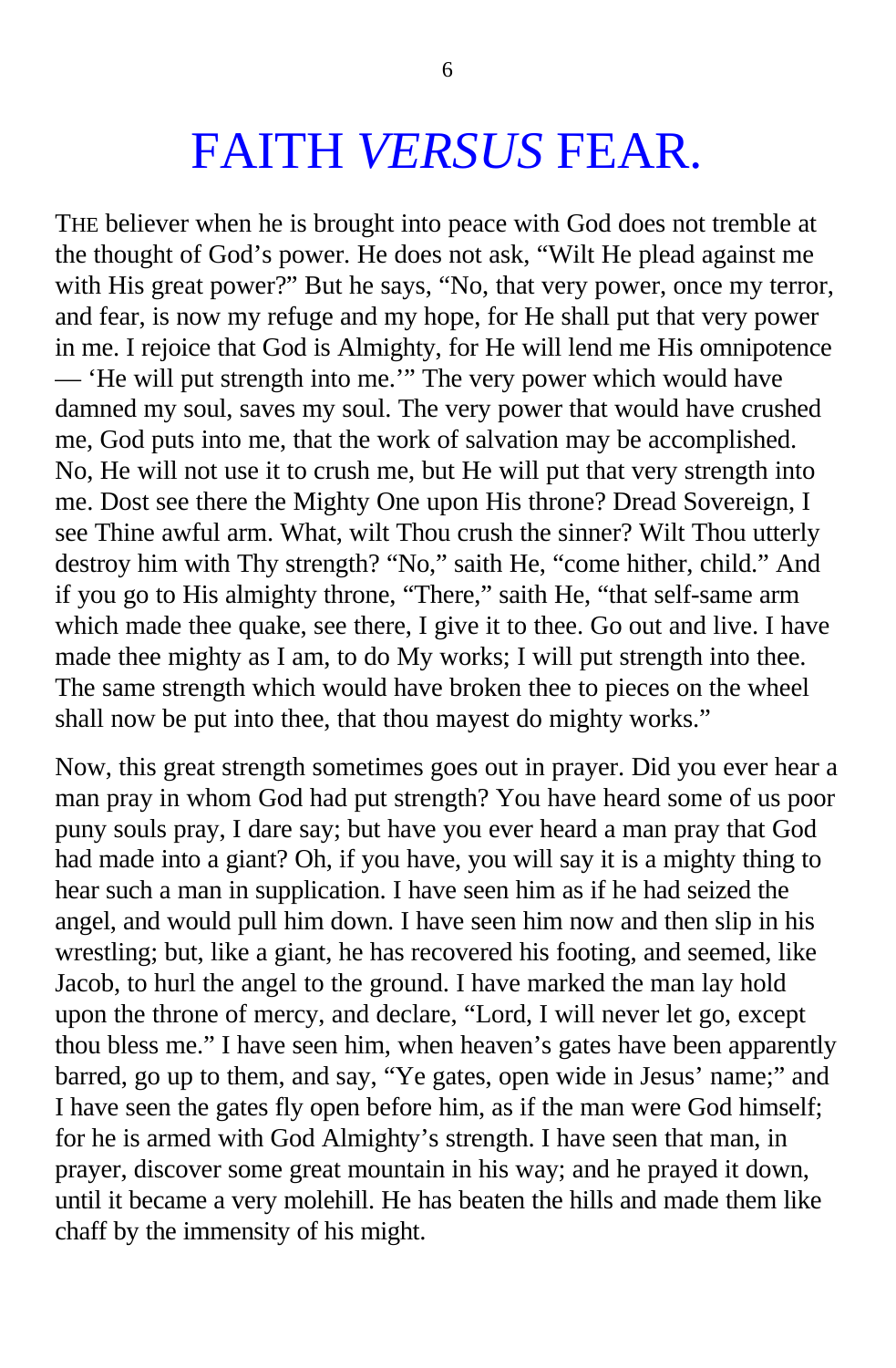# FAITH *VERSUS* FEAR.

THE believer when he is brought into peace with God does not tremble at the thought of God's power. He does not ask, "Wilt He plead against me with His great power?" But he says, "No, that very power, once my terror, and fear, is now my refuge and my hope, for He shall put that very power in me. I rejoice that God is Almighty, for He will lend me His omnipotence — 'He will put strength into me.'" The very power which would have damned my soul, saves my soul. The very power that would have crushed me, God puts into me, that the work of salvation may be accomplished. No, He will not use it to crush me, but He will put that very strength into me. Dost see there the Mighty One upon His throne? Dread Sovereign, I see Thine awful arm. What, wilt Thou crush the sinner? Wilt Thou utterly destroy him with Thy strength? "No," saith He, "come hither, child." And if you go to His almighty throne, "There," saith He, "that self-same arm which made thee quake, see there, I give it to thee. Go out and live. I have made thee mighty as I am, to do My works; I will put strength into thee. The same strength which would have broken thee to pieces on the wheel shall now be put into thee, that thou mayest do mighty works."

Now, this great strength sometimes goes out in prayer. Did you ever hear a man pray in whom God had put strength? You have heard some of us poor puny souls pray, I dare say; but have you ever heard a man pray that God had made into a giant? Oh, if you have, you will say it is a mighty thing to hear such a man in supplication. I have seen him as if he had seized the angel, and would pull him down. I have seen him now and then slip in his wrestling; but, like a giant, he has recovered his footing, and seemed, like Jacob, to hurl the angel to the ground. I have marked the man lay hold upon the throne of mercy, and declare, "Lord, I will never let go, except thou bless me." I have seen him, when heaven's gates have been apparently barred, go up to them, and say, "Ye gates, open wide in Jesus' name;" and I have seen the gates fly open before him, as if the man were God himself; for he is armed with God Almighty's strength. I have seen that man, in prayer, discover some great mountain in his way; and he prayed it down, until it became a very molehill. He has beaten the hills and made them like chaff by the immensity of his might.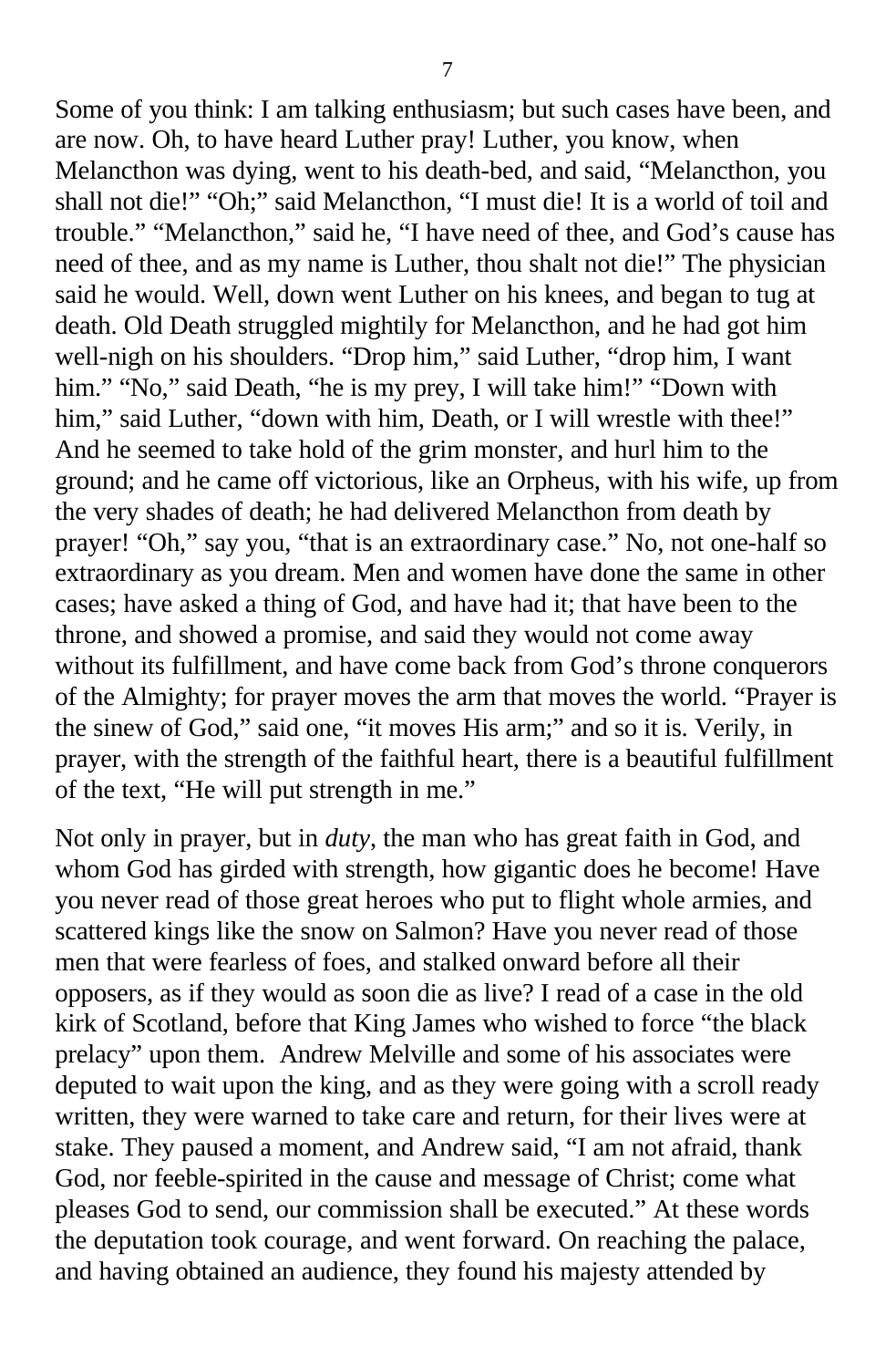Some of you think: I am talking enthusiasm; but such cases have been, and are now. Oh, to have heard Luther pray! Luther, you know, when Melancthon was dying, went to his death-bed, and said, "Melancthon, you shall not die!" "Oh;" said Melancthon, "I must die! It is a world of toil and trouble." "Melancthon," said he, "I have need of thee, and God's cause has need of thee, and as my name is Luther, thou shalt not die!" The physician said he would. Well, down went Luther on his knees, and began to tug at death. Old Death struggled mightily for Melancthon, and he had got him well-nigh on his shoulders. "Drop him," said Luther, "drop him, I want him." "No," said Death, "he is my prey, I will take him!" "Down with him," said Luther, "down with him, Death, or I will wrestle with thee!" And he seemed to take hold of the grim monster, and hurl him to the ground; and he came off victorious, like an Orpheus, with his wife, up from the very shades of death; he had delivered Melancthon from death by prayer! "Oh," say you, "that is an extraordinary case." No, not one-half so extraordinary as you dream. Men and women have done the same in other cases; have asked a thing of God, and have had it; that have been to the throne, and showed a promise, and said they would not come away without its fulfillment, and have come back from God's throne conquerors of the Almighty; for prayer moves the arm that moves the world. "Prayer is the sinew of God," said one, "it moves His arm;" and so it is. Verily, in prayer, with the strength of the faithful heart, there is a beautiful fulfillment of the text, "He will put strength in me."

Not only in prayer, but in *duty*, the man who has great faith in God, and whom God has girded with strength, how gigantic does he become! Have you never read of those great heroes who put to flight whole armies, and scattered kings like the snow on Salmon? Have you never read of those men that were fearless of foes, and stalked onward before all their opposers, as if they would as soon die as live? I read of a case in the old kirk of Scotland, before that King James who wished to force "the black prelacy" upon them. Andrew Melville and some of his associates were deputed to wait upon the king, and as they were going with a scroll ready written, they were warned to take care and return, for their lives were at stake. They paused a moment, and Andrew said, "I am not afraid, thank God, nor feeble-spirited in the cause and message of Christ; come what pleases God to send, our commission shall be executed." At these words the deputation took courage, and went forward. On reaching the palace, and having obtained an audience, they found his majesty attended by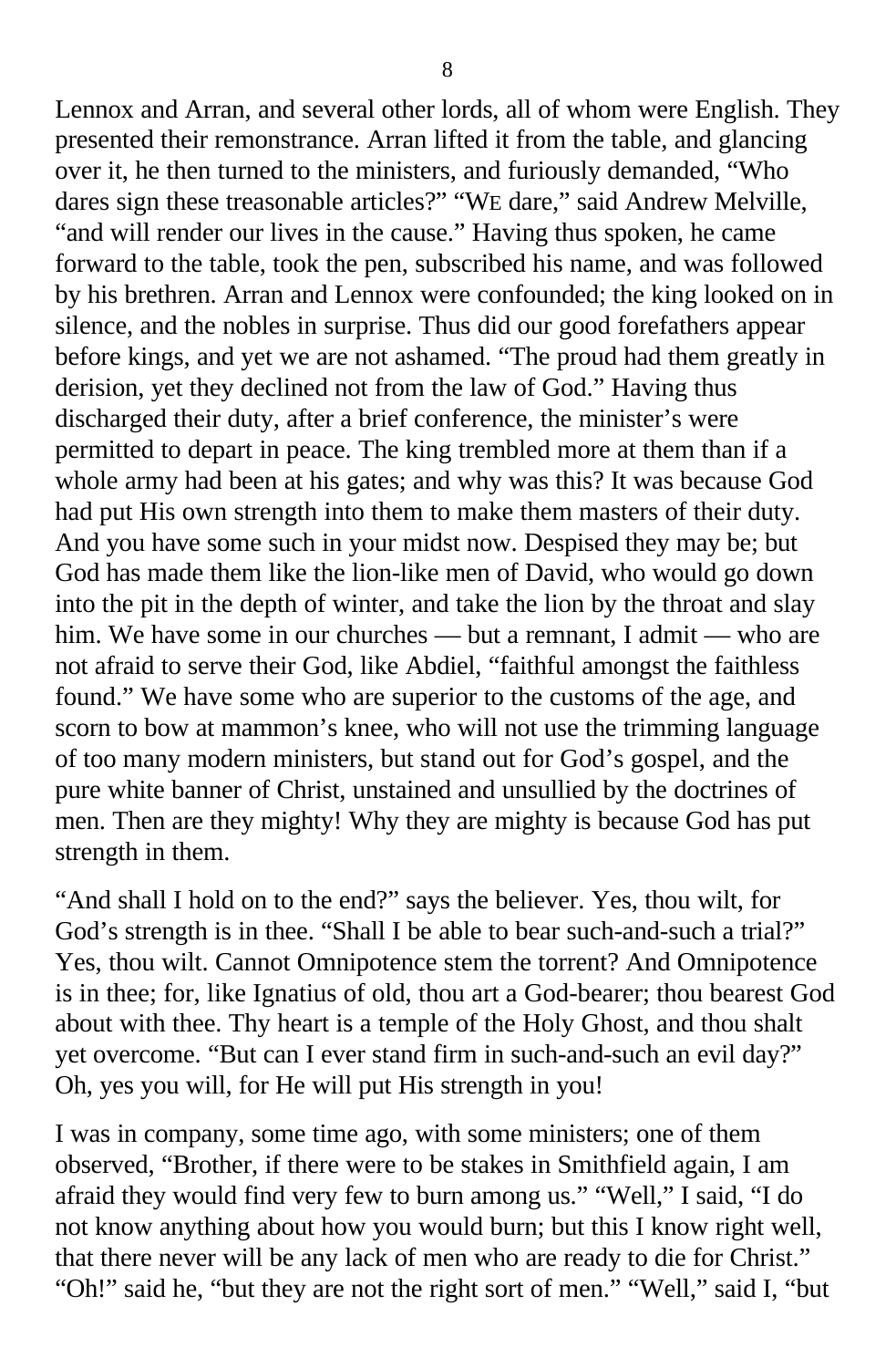Lennox and Arran, and several other lords, all of whom were English. They presented their remonstrance. Arran lifted it from the table, and glancing over it, he then turned to the ministers, and furiously demanded, "Who dares sign these treasonable articles?" "WE dare," said Andrew Melville, "and will render our lives in the cause." Having thus spoken, he came forward to the table, took the pen, subscribed his name, and was followed by his brethren. Arran and Lennox were confounded; the king looked on in silence, and the nobles in surprise. Thus did our good forefathers appear before kings, and yet we are not ashamed. "The proud had them greatly in derision, yet they declined not from the law of God." Having thus discharged their duty, after a brief conference, the minister's were permitted to depart in peace. The king trembled more at them than if a whole army had been at his gates; and why was this? It was because God had put His own strength into them to make them masters of their duty. And you have some such in your midst now. Despised they may be; but God has made them like the lion-like men of David, who would go down into the pit in the depth of winter, and take the lion by the throat and slay him. We have some in our churches — but a remnant, I admit — who are not afraid to serve their God, like Abdiel, "faithful amongst the faithless found." We have some who are superior to the customs of the age, and scorn to bow at mammon's knee, who will not use the trimming language of too many modern ministers, but stand out for God's gospel, and the pure white banner of Christ, unstained and unsullied by the doctrines of men. Then are they mighty! Why they are mighty is because God has put strength in them.

"And shall I hold on to the end?" says the believer. Yes, thou wilt, for God's strength is in thee. "Shall I be able to bear such-and-such a trial?" Yes, thou wilt. Cannot Omnipotence stem the torrent? And Omnipotence is in thee; for, like Ignatius of old, thou art a God-bearer; thou bearest God about with thee. Thy heart is a temple of the Holy Ghost, and thou shalt yet overcome. "But can I ever stand firm in such-and-such an evil day?" Oh, yes you will, for He will put His strength in you!

I was in company, some time ago, with some ministers; one of them observed, "Brother, if there were to be stakes in Smithfield again, I am afraid they would find very few to burn among us." "Well," I said, "I do not know anything about how you would burn; but this I know right well, that there never will be any lack of men who are ready to die for Christ." "Oh!" said he, "but they are not the right sort of men." "Well," said I, "but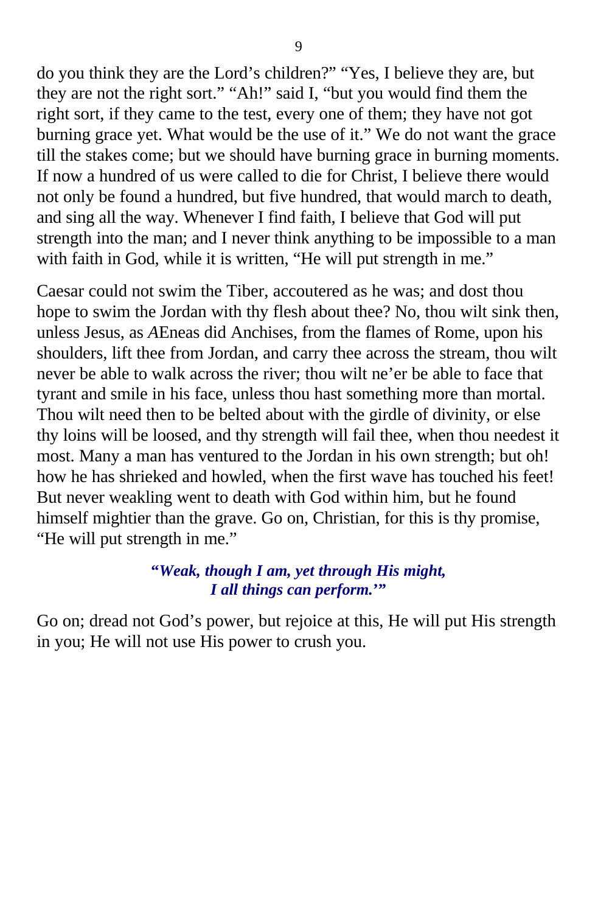do you think they are the Lord’s children?” “Yes, I believe they are, but they are not the right sort.” “Ah!” said I, “but you would find them the right sort, if they came to the test, every one of them; they have not got burning grace yet. What would be the use of it.” We do not want the grace till the stakes come; but we should have burning grace in burning moments. If now a hundred of us were called to die for Christ, I believe there would not only be found a hundred, but five hundred, that would march to death, and sing all the way. Whenever I find faith, I believe that God will put strength into the man; and I never think anything to be impossible to a man with faith in God, while it is written, “He will put strength in me.”

Caesar could not swim the Tiber, accoutered as he was; and dost thou hope to swim the Jordan with thy flesh about thee? No, thou wilt sink then, unless Jesus, as *A*Eneas did Anchises, from the flames of Rome, upon his shoulders, lift thee from Jordan, and carry thee across the stream, thou wilt never be able to walk across the river; thou wilt ne’er be able to face that tyrant and smile in his face, unless thou hast something more than mortal. Thou wilt need then to be belted about with the girdle of divinity, or else thy loins will be loosed, and thy strength will fail thee, when thou needest it most. Many a man has ventured to the Jordan in his own strength; but oh! how he has shrieked and howled, when the first wave has touched his feet! But never weakling went to death with God within him, but he found himself mightier than the grave. Go on, Christian, for this is thy promise, “He will put strength in me.”

> ***“Weak, though I am, yet through His might,***
> ***I all things can perform.’”***

Go on; dread not God’s power, but rejoice at this, He will put His strength in you; He will not use His power to crush you.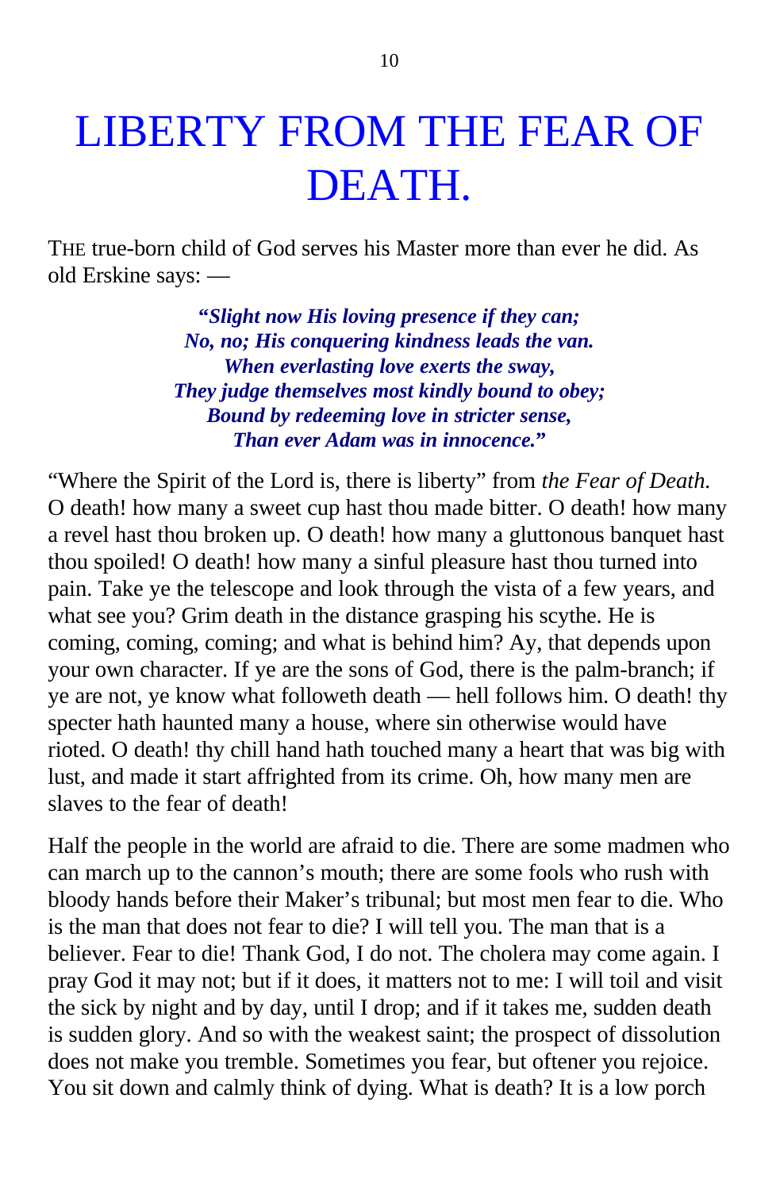# LIBERTY FROM THE FEAR OF DEATH.

THE true-born child of God serves his Master more than ever he did. As old Erskine says: —

> ***"Slight now His loving presence if they can;***
> ***No, no; His conquering kindness leads the van.***
> ***When everlasting love exerts the sway,***
> ***They judge themselves most kindly bound to obey;***
> ***Bound by redeeming love in stricter sense,***
> ***Than ever Adam was in innocence."***

"Where the Spirit of the Lord is, there is liberty" from *the Fear of Death.* O death! how many a sweet cup hast thou made bitter. O death! how many a revel hast thou broken up. O death! how many a gluttonous banquet hast thou spoiled! O death! how many a sinful pleasure hast thou turned into pain. Take ye the telescope and look through the vista of a few years, and what see you? Grim death in the distance grasping his scythe. He is coming, coming, coming; and what is behind him? Ay, that depends upon your own character. If ye are the sons of God, there is the palm-branch; if ye are not, ye know what followeth death — hell follows him. O death! thy specter hath haunted many a house, where sin otherwise would have rioted. O death! thy chill hand hath touched many a heart that was big with lust, and made it start affrighted from its crime. Oh, how many men are slaves to the fear of death!

Half the people in the world are afraid to die. There are some madmen who can march up to the cannon's mouth; there are some fools who rush with bloody hands before their Maker's tribunal; but most men fear to die. Who is the man that does not fear to die? I will tell you. The man that is a believer. Fear to die! Thank God, I do not. The cholera may come again. I pray God it may not; but if it does, it matters not to me: I will toil and visit the sick by night and by day, until I drop; and if it takes me, sudden death is sudden glory. And so with the weakest saint; the prospect of dissolution does not make you tremble. Sometimes you fear, but oftener you rejoice. You sit down and calmly think of dying. What is death? It is a low porch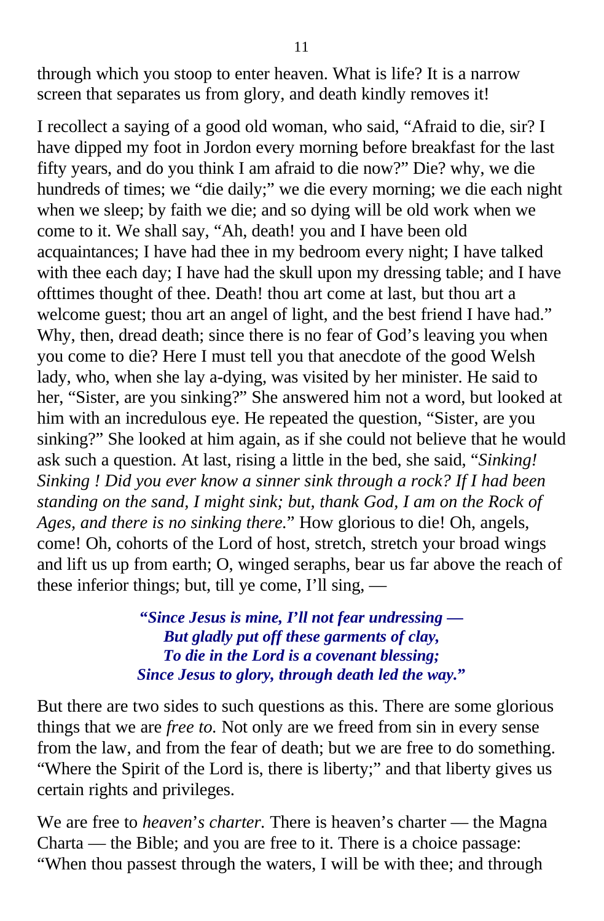through which you stoop to enter heaven. What is life? It is a narrow screen that separates us from glory, and death kindly removes it!

I recollect a saying of a good old woman, who said, "Afraid to die, sir? I have dipped my foot in Jordon every morning before breakfast for the last fifty years, and do you think I am afraid to die now?" Die? why, we die hundreds of times; we "die daily;" we die every morning; we die each night when we sleep; by faith we die; and so dying will be old work when we come to it. We shall say, "Ah, death! you and I have been old acquaintances; I have had thee in my bedroom every night; I have talked with thee each day; I have had the skull upon my dressing table; and I have ofttimes thought of thee. Death! thou art come at last, but thou art a welcome guest; thou art an angel of light, and the best friend I have had." Why, then, dread death; since there is no fear of God's leaving you when you come to die? Here I must tell you that anecdote of the good Welsh lady, who, when she lay a-dying, was visited by her minister. He said to her, "Sister, are you sinking?" She answered him not a word, but looked at him with an incredulous eye. He repeated the question, "Sister, are you sinking?" She looked at him again, as if she could not believe that he would ask such a question. At last, rising a little in the bed, she said, "*Sinking! Sinking ! Did you ever know a sinner sink through a rock? If I had been standing on the sand, I might sink; but, thank God, I am on the Rock of Ages, and there is no sinking there.*" How glorious to die! Oh, angels, come! Oh, cohorts of the Lord of host, stretch, stretch your broad wings and lift us up from earth; O, winged seraphs, bear us far above the reach of these inferior things; but, till ye come, I'll sing, —

> ***"Since Jesus is mine, I'll not fear undressing —***
> ***But gladly put off these garments of clay,***
> ***To die in the Lord is a covenant blessing;***
> ***Since Jesus to glory, through death led the way."***

But there are two sides to such questions as this. There are some glorious things that we are *free to.* Not only are we freed from sin in every sense from the law, and from the fear of death; but we are free to do something. "Where the Spirit of the Lord is, there is liberty;" and that liberty gives us certain rights and privileges.

We are free to *heaven's charter.* There is heaven's charter — the Magna Charta — the Bible; and you are free to it. There is a choice passage: "When thou passest through the waters, I will be with thee; and through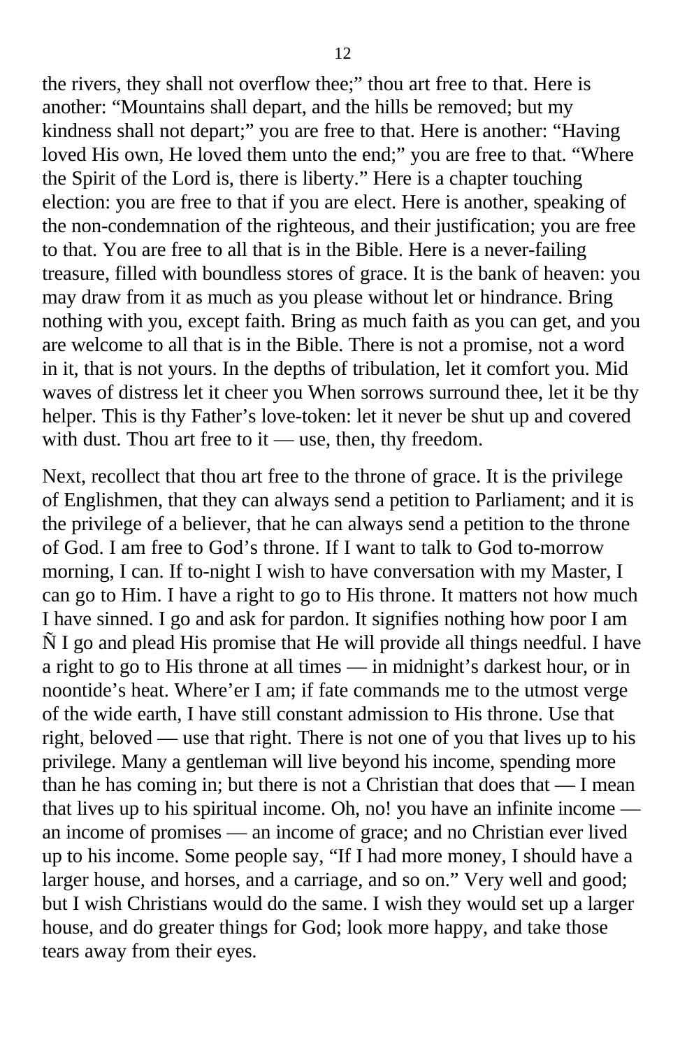the rivers, they shall not overflow thee;" thou art free to that. Here is another: "Mountains shall depart, and the hills be removed; but my kindness shall not depart;" you are free to that. Here is another: "Having loved His own, He loved them unto the end;" you are free to that. "Where the Spirit of the Lord is, there is liberty." Here is a chapter touching election: you are free to that if you are elect. Here is another, speaking of the non-condemnation of the righteous, and their justification; you are free to that. You are free to all that is in the Bible. Here is a never-failing treasure, filled with boundless stores of grace. It is the bank of heaven: you may draw from it as much as you please without let or hindrance. Bring nothing with you, except faith. Bring as much faith as you can get, and you are welcome to all that is in the Bible. There is not a promise, not a word in it, that is not yours. In the depths of tribulation, let it comfort you. Mid waves of distress let it cheer you When sorrows surround thee, let it be thy helper. This is thy Father's love-token: let it never be shut up and covered with dust. Thou art free to it — use, then, thy freedom.

Next, recollect that thou art free to the throne of grace. It is the privilege of Englishmen, that they can always send a petition to Parliament; and it is the privilege of a believer, that he can always send a petition to the throne of God. I am free to God's throne. If I want to talk to God to-morrow morning, I can. If to-night I wish to have conversation with my Master, I can go to Him. I have a right to go to His throne. It matters not how much I have sinned. I go and ask for pardon. It signifies nothing how poor I am Ñ I go and plead His promise that He will provide all things needful. I have a right to go to His throne at all times — in midnight's darkest hour, or in noontide's heat. Where'er I am; if fate commands me to the utmost verge of the wide earth, I have still constant admission to His throne. Use that right, beloved — use that right. There is not one of you that lives up to his privilege. Many a gentleman will live beyond his income, spending more than he has coming in; but there is not a Christian that does that — I mean that lives up to his spiritual income. Oh, no! you have an infinite income — an income of promises — an income of grace; and no Christian ever lived up to his income. Some people say, "If I had more money, I should have a larger house, and horses, and a carriage, and so on." Very well and good; but I wish Christians would do the same. I wish they would set up a larger house, and do greater things for God; look more happy, and take those tears away from their eyes.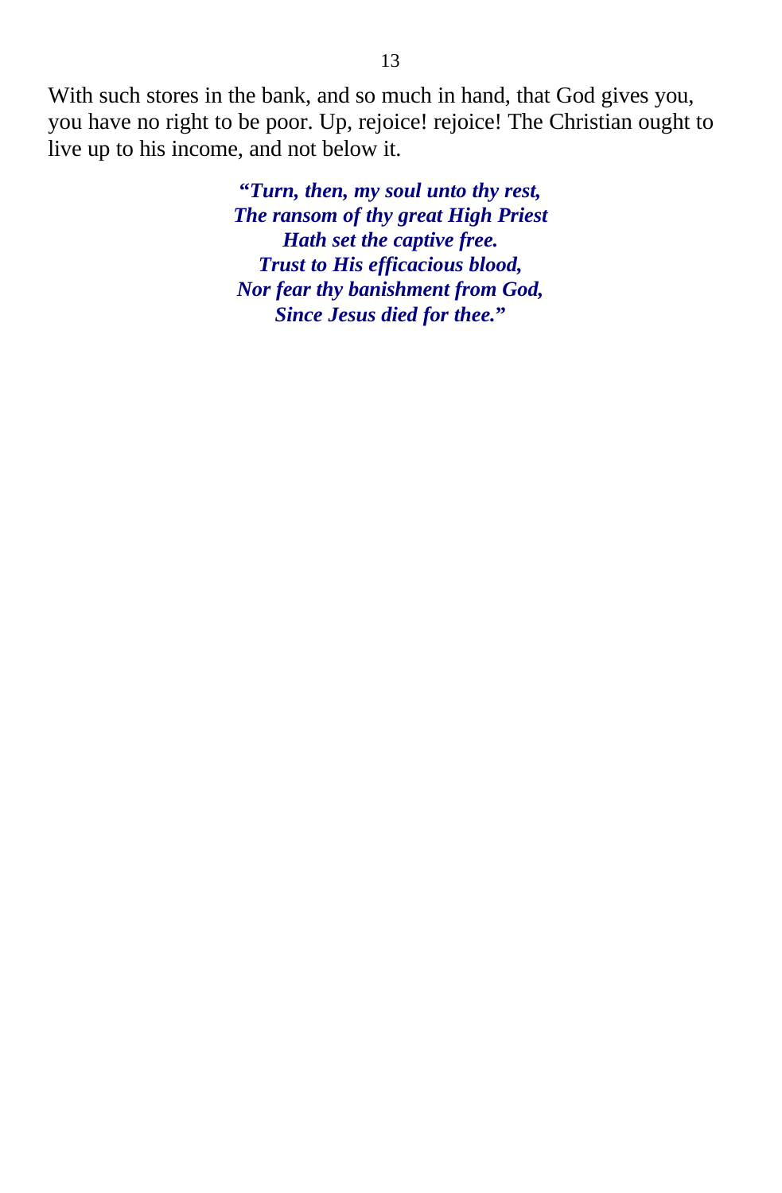With such stores in the bank, and so much in hand, that God gives you, you have no right to be poor. Up, rejoice! rejoice! The Christian ought to live up to his income, and not below it.

***"Turn, then, my soul unto thy rest,***
***The ransom of thy great High Priest***
***Hath set the captive free.***
***Trust to His efficacious blood,***
***Nor fear thy banishment from God,***
***Since Jesus died for thee."***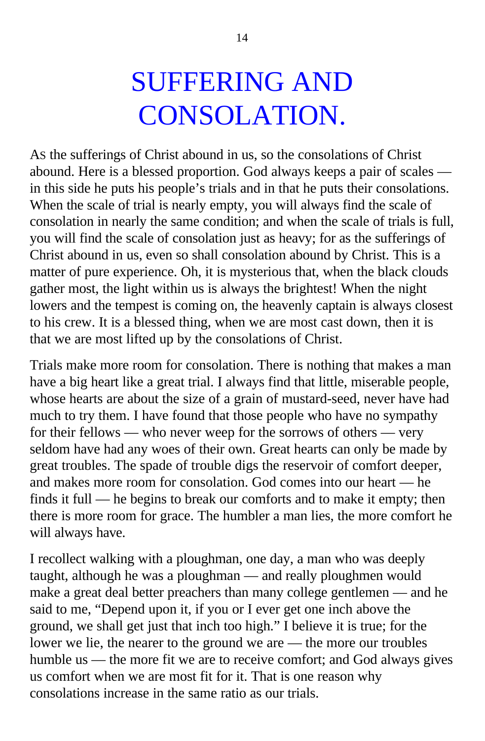# SUFFERING AND CONSOLATION.

AS the sufferings of Christ abound in us, so the consolations of Christ abound. Here is a blessed proportion. God always keeps a pair of scales — in this side he puts his people's trials and in that he puts their consolations. When the scale of trial is nearly empty, you will always find the scale of consolation in nearly the same condition; and when the scale of trials is full, you will find the scale of consolation just as heavy; for as the sufferings of Christ abound in us, even so shall consolation abound by Christ. This is a matter of pure experience. Oh, it is mysterious that, when the black clouds gather most, the light within us is always the brightest! When the night lowers and the tempest is coming on, the heavenly captain is always closest to his crew. It is a blessed thing, when we are most cast down, then it is that we are most lifted up by the consolations of Christ.

Trials make more room for consolation. There is nothing that makes a man have a big heart like a great trial. I always find that little, miserable people, whose hearts are about the size of a grain of mustard-seed, never have had much to try them. I have found that those people who have no sympathy for their fellows — who never weep for the sorrows of others — very seldom have had any woes of their own. Great hearts can only be made by great troubles. The spade of trouble digs the reservoir of comfort deeper, and makes more room for consolation. God comes into our heart — he finds it full — he begins to break our comforts and to make it empty; then there is more room for grace. The humbler a man lies, the more comfort he will always have.

I recollect walking with a ploughman, one day, a man who was deeply taught, although he was a ploughman — and really ploughmen would make a great deal better preachers than many college gentlemen — and he said to me, "Depend upon it, if you or I ever get one inch above the ground, we shall get just that inch too high." I believe it is true; for the lower we lie, the nearer to the ground we are — the more our troubles humble us — the more fit we are to receive comfort; and God always gives us comfort when we are most fit for it. That is one reason why consolations increase in the same ratio as our trials.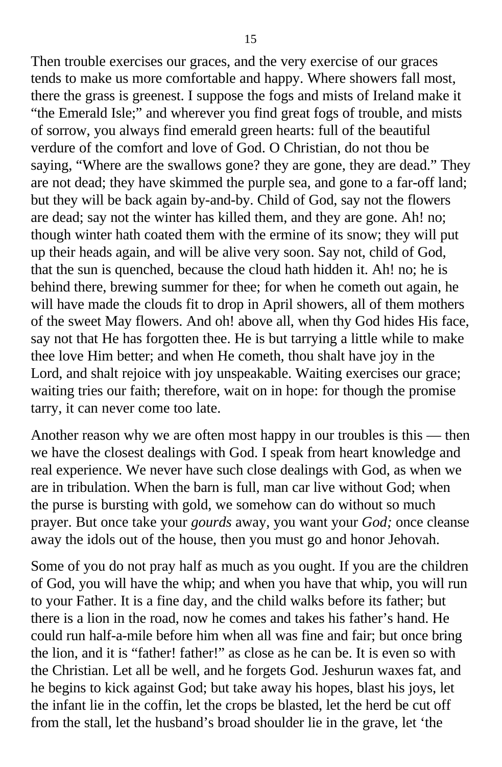Then trouble exercises our graces, and the very exercise of our graces tends to make us more comfortable and happy. Where showers fall most, there the grass is greenest. I suppose the fogs and mists of Ireland make it "the Emerald Isle;" and wherever you find great fogs of trouble, and mists of sorrow, you always find emerald green hearts: full of the beautiful verdure of the comfort and love of God. O Christian, do not thou be saying, "Where are the swallows gone? they are gone, they are dead." They are not dead; they have skimmed the purple sea, and gone to a far-off land; but they will be back again by-and-by. Child of God, say not the flowers are dead; say not the winter has killed them, and they are gone. Ah! no; though winter hath coated them with the ermine of its snow; they will put up their heads again, and will be alive very soon. Say not, child of God, that the sun is quenched, because the cloud hath hidden it. Ah! no; he is behind there, brewing summer for thee; for when he cometh out again, he will have made the clouds fit to drop in April showers, all of them mothers of the sweet May flowers. And oh! above all, when thy God hides His face, say not that He has forgotten thee. He is but tarrying a little while to make thee love Him better; and when He cometh, thou shalt have joy in the Lord, and shalt rejoice with joy unspeakable. Waiting exercises our grace; waiting tries our faith; therefore, wait on in hope: for though the promise tarry, it can never come too late.

Another reason why we are often most happy in our troubles is this — then we have the closest dealings with God. I speak from heart knowledge and real experience. We never have such close dealings with God, as when we are in tribulation. When the barn is full, man car live without God; when the purse is bursting with gold, we somehow can do without so much prayer. But once take your *gourds* away, you want your *God;* once cleanse away the idols out of the house, then you must go and honor Jehovah.

Some of you do not pray half as much as you ought. If you are the children of God, you will have the whip; and when you have that whip, you will run to your Father. It is a fine day, and the child walks before its father; but there is a lion in the road, now he comes and takes his father's hand. He could run half-a-mile before him when all was fine and fair; but once bring the lion, and it is "father! father!" as close as he can be. It is even so with the Christian. Let all be well, and he forgets God. Jeshurun waxes fat, and he begins to kick against God; but take away his hopes, blast his joys, let the infant lie in the coffin, let the crops be blasted, let the herd be cut off from the stall, let the husband's broad shoulder lie in the grave, let 'the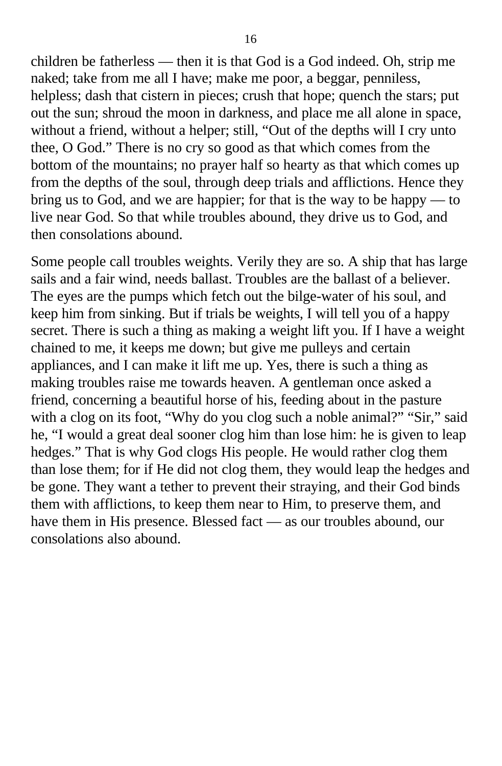children be fatherless — then it is that God is a God indeed. Oh, strip me naked; take from me all I have; make me poor, a beggar, penniless, helpless; dash that cistern in pieces; crush that hope; quench the stars; put out the sun; shroud the moon in darkness, and place me all alone in space, without a friend, without a helper; still, "Out of the depths will I cry unto thee, O God." There is no cry so good as that which comes from the bottom of the mountains; no prayer half so hearty as that which comes up from the depths of the soul, through deep trials and afflictions. Hence they bring us to God, and we are happier; for that is the way to be happy — to live near God. So that while troubles abound, they drive us to God, and then consolations abound.

Some people call troubles weights. Verily they are so. A ship that has large sails and a fair wind, needs ballast. Troubles are the ballast of a believer. The eyes are the pumps which fetch out the bilge-water of his soul, and keep him from sinking. But if trials be weights, I will tell you of a happy secret. There is such a thing as making a weight lift you. If I have a weight chained to me, it keeps me down; but give me pulleys and certain appliances, and I can make it lift me up. Yes, there is such a thing as making troubles raise me towards heaven. A gentleman once asked a friend, concerning a beautiful horse of his, feeding about in the pasture with a clog on its foot, "Why do you clog such a noble animal?" "Sir," said he, "I would a great deal sooner clog him than lose him: he is given to leap hedges." That is why God clogs His people. He would rather clog them than lose them; for if He did not clog them, they would leap the hedges and be gone. They want a tether to prevent their straying, and their God binds them with afflictions, to keep them near to Him, to preserve them, and have them in His presence. Blessed fact — as our troubles abound, our consolations also abound.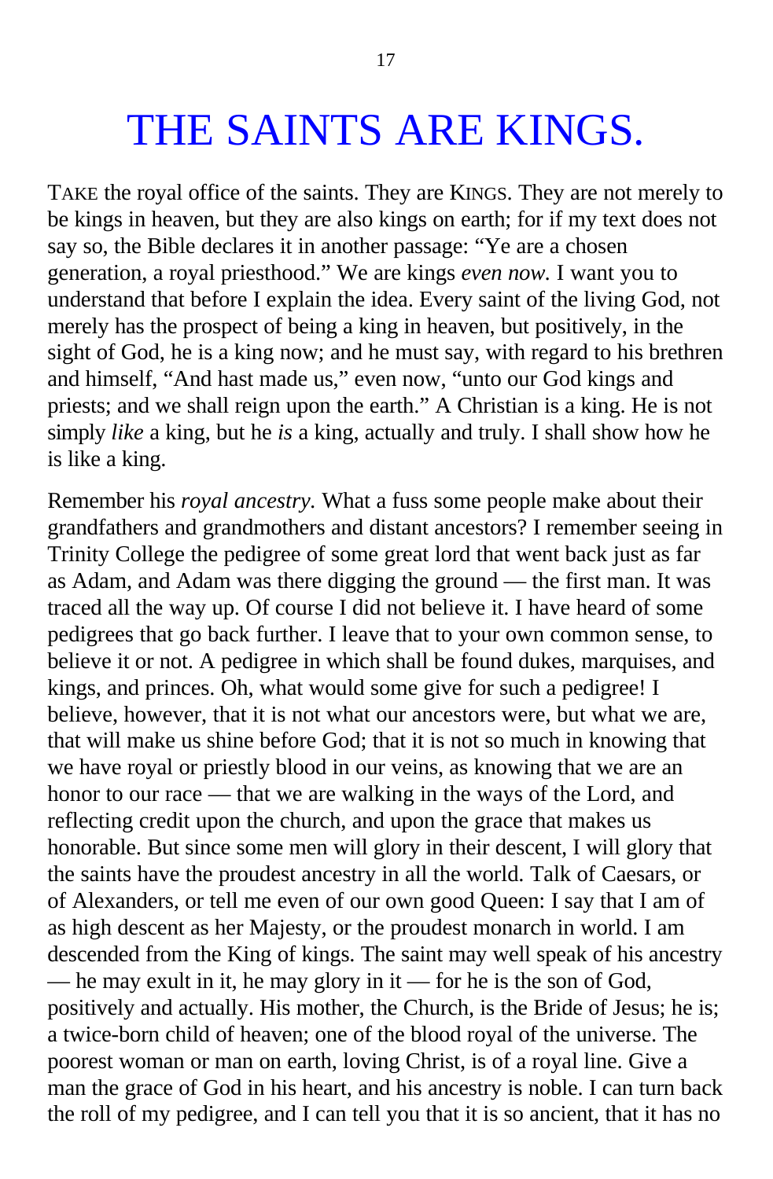# THE SAINTS ARE KINGS.

TAKE the royal office of the saints. They are KINGS. They are not merely to be kings in heaven, but they are also kings on earth; for if my text does not say so, the Bible declares it in another passage: "Ye are a chosen generation, a royal priesthood." We are kings *even now.* I want you to understand that before I explain the idea. Every saint of the living God, not merely has the prospect of being a king in heaven, but positively, in the sight of God, he is a king now; and he must say, with regard to his brethren and himself, "And hast made us," even now, "unto our God kings and priests; and we shall reign upon the earth." A Christian is a king. He is not simply *like* a king, but he *is* a king, actually and truly. I shall show how he is like a king.

Remember his *royal ancestry.* What a fuss some people make about their grandfathers and grandmothers and distant ancestors? I remember seeing in Trinity College the pedigree of some great lord that went back just as far as Adam, and Adam was there digging the ground — the first man. It was traced all the way up. Of course I did not believe it. I have heard of some pedigrees that go back further. I leave that to your own common sense, to believe it or not. A pedigree in which shall be found dukes, marquises, and kings, and princes. Oh, what would some give for such a pedigree! I believe, however, that it is not what our ancestors were, but what we are, that will make us shine before God; that it is not so much in knowing that we have royal or priestly blood in our veins, as knowing that we are an honor to our race — that we are walking in the ways of the Lord, and reflecting credit upon the church, and upon the grace that makes us honorable. But since some men will glory in their descent, I will glory that the saints have the proudest ancestry in all the world. Talk of Caesars, or of Alexanders, or tell me even of our own good Queen: I say that I am of as high descent as her Majesty, or the proudest monarch in world. I am descended from the King of kings. The saint may well speak of his ancestry — he may exult in it, he may glory in it — for he is the son of God, positively and actually. His mother, the Church, is the Bride of Jesus; he is; a twice-born child of heaven; one of the blood royal of the universe. The poorest woman or man on earth, loving Christ, is of a royal line. Give a man the grace of God in his heart, and his ancestry is noble. I can turn back the roll of my pedigree, and I can tell you that it is so ancient, that it has no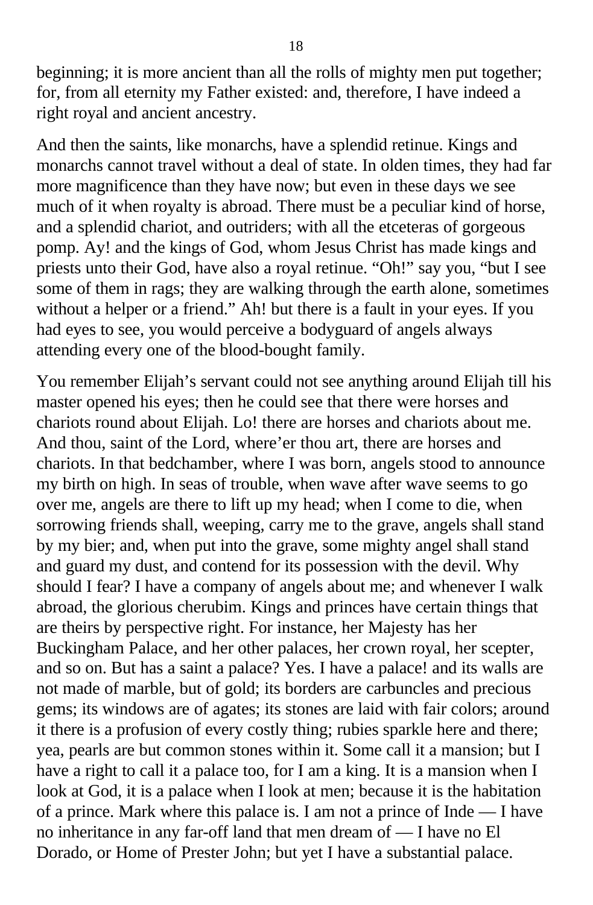beginning; it is more ancient than all the rolls of mighty men put together; for, from all eternity my Father existed: and, therefore, I have indeed a right royal and ancient ancestry.

And then the saints, like monarchs, have a splendid retinue. Kings and monarchs cannot travel without a deal of state. In olden times, they had far more magnificence than they have now; but even in these days we see much of it when royalty is abroad. There must be a peculiar kind of horse, and a splendid chariot, and outriders; with all the etceteras of gorgeous pomp. Ay! and the kings of God, whom Jesus Christ has made kings and priests unto their God, have also a royal retinue. "Oh!" say you, "but I see some of them in rags; they are walking through the earth alone, sometimes without a helper or a friend." Ah! but there is a fault in your eyes. If you had eyes to see, you would perceive a bodyguard of angels always attending every one of the blood-bought family.

You remember Elijah's servant could not see anything around Elijah till his master opened his eyes; then he could see that there were horses and chariots round about Elijah. Lo! there are horses and chariots about me. And thou, saint of the Lord, where'er thou art, there are horses and chariots. In that bedchamber, where I was born, angels stood to announce my birth on high. In seas of trouble, when wave after wave seems to go over me, angels are there to lift up my head; when I come to die, when sorrowing friends shall, weeping, carry me to the grave, angels shall stand by my bier; and, when put into the grave, some mighty angel shall stand and guard my dust, and contend for its possession with the devil. Why should I fear? I have a company of angels about me; and whenever I walk abroad, the glorious cherubim. Kings and princes have certain things that are theirs by perspective right. For instance, her Majesty has her Buckingham Palace, and her other palaces, her crown royal, her scepter, and so on. But has a saint a palace? Yes. I have a palace! and its walls are not made of marble, but of gold; its borders are carbuncles and precious gems; its windows are of agates; its stones are laid with fair colors; around it there is a profusion of every costly thing; rubies sparkle here and there; yea, pearls are but common stones within it. Some call it a mansion; but I have a right to call it a palace too, for I am a king. It is a mansion when I look at God, it is a palace when I look at men; because it is the habitation of a prince. Mark where this palace is. I am not a prince of Inde — I have no inheritance in any far-off land that men dream of — I have no El Dorado, or Home of Prester John; but yet I have a substantial palace.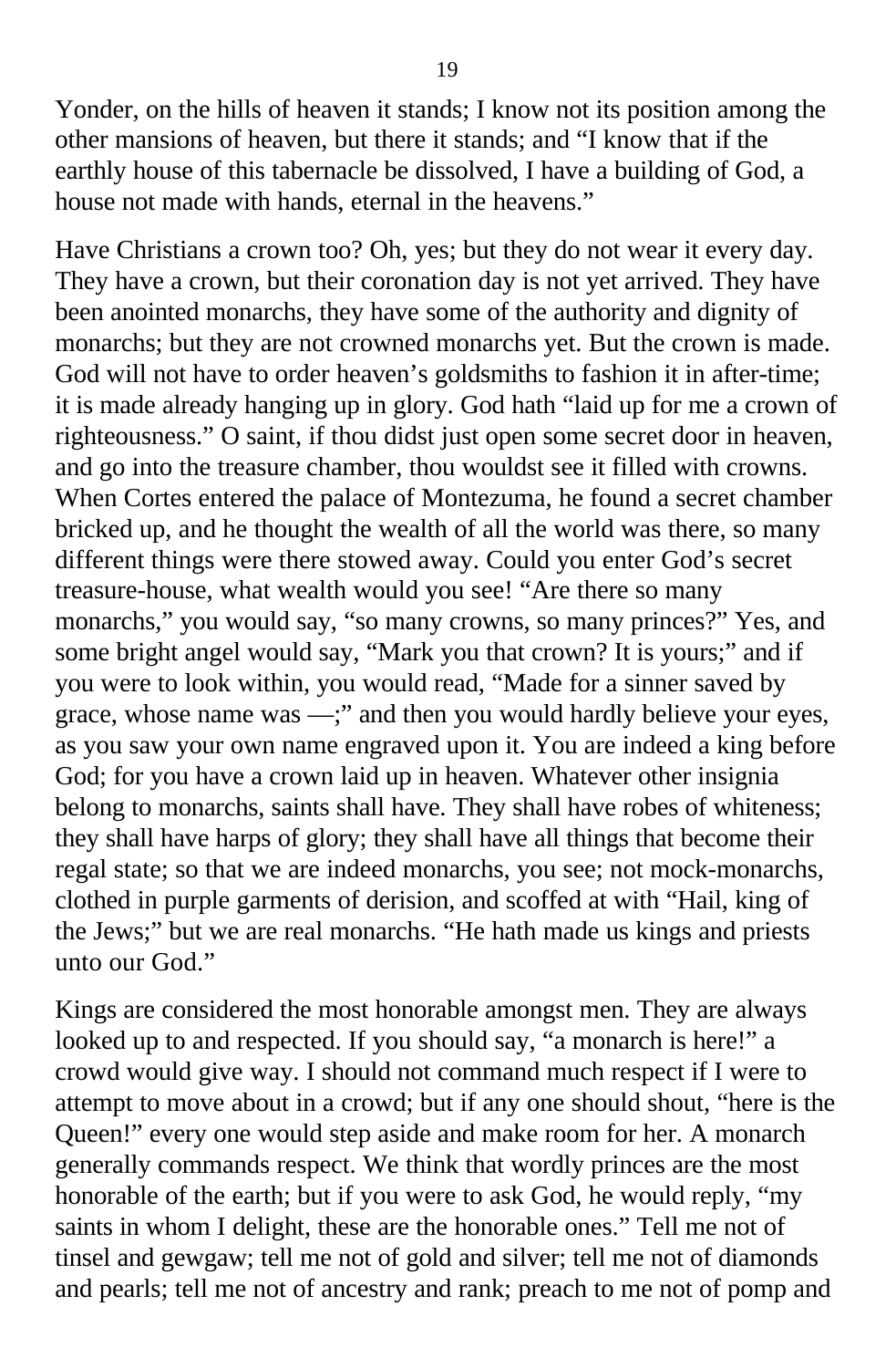Yonder, on the hills of heaven it stands; I know not its position among the other mansions of heaven, but there it stands; and "I know that if the earthly house of this tabernacle be dissolved, I have a building of God, a house not made with hands, eternal in the heavens."

Have Christians a crown too? Oh, yes; but they do not wear it every day. They have a crown, but their coronation day is not yet arrived. They have been anointed monarchs, they have some of the authority and dignity of monarchs; but they are not crowned monarchs yet. But the crown is made. God will not have to order heaven's goldsmiths to fashion it in after-time; it is made already hanging up in glory. God hath "laid up for me a crown of righteousness." O saint, if thou didst just open some secret door in heaven, and go into the treasure chamber, thou wouldst see it filled with crowns. When Cortes entered the palace of Montezuma, he found a secret chamber bricked up, and he thought the wealth of all the world was there, so many different things were there stowed away. Could you enter God's secret treasure-house, what wealth would you see! "Are there so many monarchs," you would say, "so many crowns, so many princes?" Yes, and some bright angel would say, "Mark you that crown? It is yours;" and if you were to look within, you would read, "Made for a sinner saved by grace, whose name was —;" and then you would hardly believe your eyes, as you saw your own name engraved upon it. You are indeed a king before God; for you have a crown laid up in heaven. Whatever other insignia belong to monarchs, saints shall have. They shall have robes of whiteness; they shall have harps of glory; they shall have all things that become their regal state; so that we are indeed monarchs, you see; not mock-monarchs, clothed in purple garments of derision, and scoffed at with "Hail, king of the Jews;" but we are real monarchs. "He hath made us kings and priests unto our God."

Kings are considered the most honorable amongst men. They are always looked up to and respected. If you should say, "a monarch is here!" a crowd would give way. I should not command much respect if I were to attempt to move about in a crowd; but if any one should shout, "here is the Queen!" every one would step aside and make room for her. A monarch generally commands respect. We think that wordly princes are the most honorable of the earth; but if you were to ask God, he would reply, "my saints in whom I delight, these are the honorable ones." Tell me not of tinsel and gewgaw; tell me not of gold and silver; tell me not of diamonds and pearls; tell me not of ancestry and rank; preach to me not of pomp and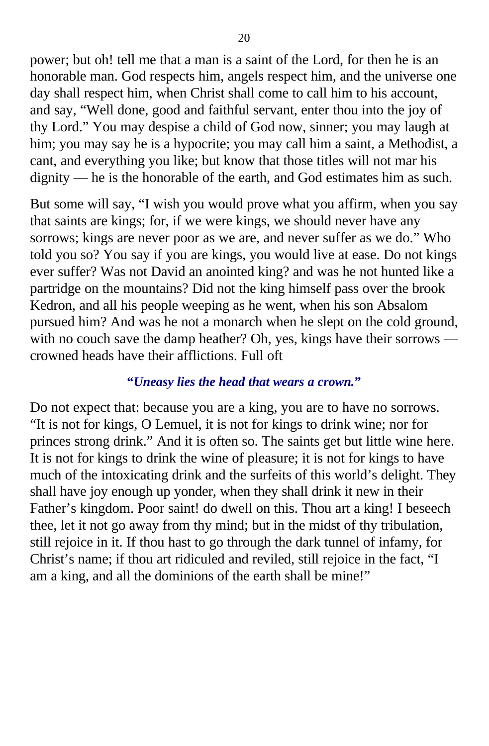power; but oh! tell me that a man is a saint of the Lord, for then he is an honorable man. God respects him, angels respect him, and the universe one day shall respect him, when Christ shall come to call him to his account, and say, "Well done, good and faithful servant, enter thou into the joy of thy Lord." You may despise a child of God now, sinner; you may laugh at him; you may say he is a hypocrite; you may call him a saint, a Methodist, a cant, and everything you like; but know that those titles will not mar his dignity — he is the honorable of the earth, and God estimates him as such.

But some will say, "I wish you would prove what you affirm, when you say that saints are kings; for, if we were kings, we should never have any sorrows; kings are never poor as we are, and never suffer as we do." Who told you so? You say if you are kings, you would live at ease. Do not kings ever suffer? Was not David an anointed king? and was he not hunted like a partridge on the mountains? Did not the king himself pass over the brook Kedron, and all his people weeping as he went, when his son Absalom pursued him? And was he not a monarch when he slept on the cold ground, with no couch save the damp heather? Oh, yes, kings have their sorrows — crowned heads have their afflictions. Full oft

***"Uneasy lies the head that wears a crown."***

Do not expect that: because you are a king, you are to have no sorrows. "It is not for kings, O Lemuel, it is not for kings to drink wine; nor for princes strong drink." And it is often so. The saints get but little wine here. It is not for kings to drink the wine of pleasure; it is not for kings to have much of the intoxicating drink and the surfeits of this world's delight. They shall have joy enough up yonder, when they shall drink it new in their Father's kingdom. Poor saint! do dwell on this. Thou art a king! I beseech thee, let it not go away from thy mind; but in the midst of thy tribulation, still rejoice in it. If thou hast to go through the dark tunnel of infamy, for Christ's name; if thou art ridiculed and reviled, still rejoice in the fact, "I am a king, and all the dominions of the earth shall be mine!"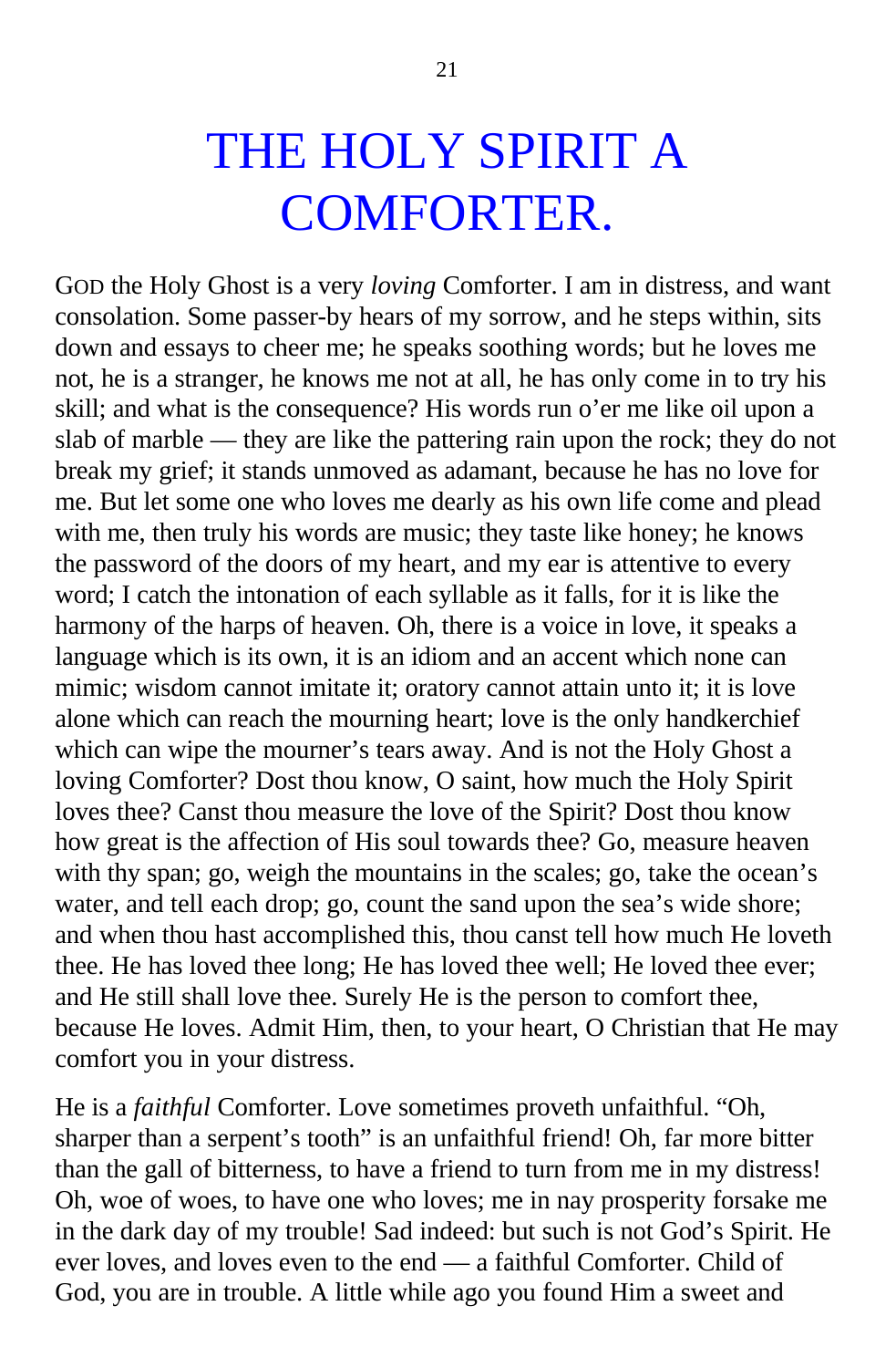# THE HOLY SPIRIT A COMFORTER.

GOD the Holy Ghost is a very *loving* Comforter. I am in distress, and want consolation. Some passer-by hears of my sorrow, and he steps within, sits down and essays to cheer me; he speaks soothing words; but he loves me not, he is a stranger, he knows me not at all, he has only come in to try his skill; and what is the consequence? His words run o'er me like oil upon a slab of marble — they are like the pattering rain upon the rock; they do not break my grief; it stands unmoved as adamant, because he has no love for me. But let some one who loves me dearly as his own life come and plead with me, then truly his words are music; they taste like honey; he knows the password of the doors of my heart, and my ear is attentive to every word; I catch the intonation of each syllable as it falls, for it is like the harmony of the harps of heaven. Oh, there is a voice in love, it speaks a language which is its own, it is an idiom and an accent which none can mimic; wisdom cannot imitate it; oratory cannot attain unto it; it is love alone which can reach the mourning heart; love is the only handkerchief which can wipe the mourner's tears away. And is not the Holy Ghost a loving Comforter? Dost thou know, O saint, how much the Holy Spirit loves thee? Canst thou measure the love of the Spirit? Dost thou know how great is the affection of His soul towards thee? Go, measure heaven with thy span; go, weigh the mountains in the scales; go, take the ocean's water, and tell each drop; go, count the sand upon the sea's wide shore; and when thou hast accomplished this, thou canst tell how much He loveth thee. He has loved thee long; He has loved thee well; He loved thee ever; and He still shall love thee. Surely He is the person to comfort thee, because He loves. Admit Him, then, to your heart, O Christian that He may comfort you in your distress.

He is a *faithful* Comforter. Love sometimes proveth unfaithful. "Oh, sharper than a serpent's tooth" is an unfaithful friend! Oh, far more bitter than the gall of bitterness, to have a friend to turn from me in my distress! Oh, woe of woes, to have one who loves; me in nay prosperity forsake me in the dark day of my trouble! Sad indeed: but such is not God's Spirit. He ever loves, and loves even to the end — a faithful Comforter. Child of God, you are in trouble. A little while ago you found Him a sweet and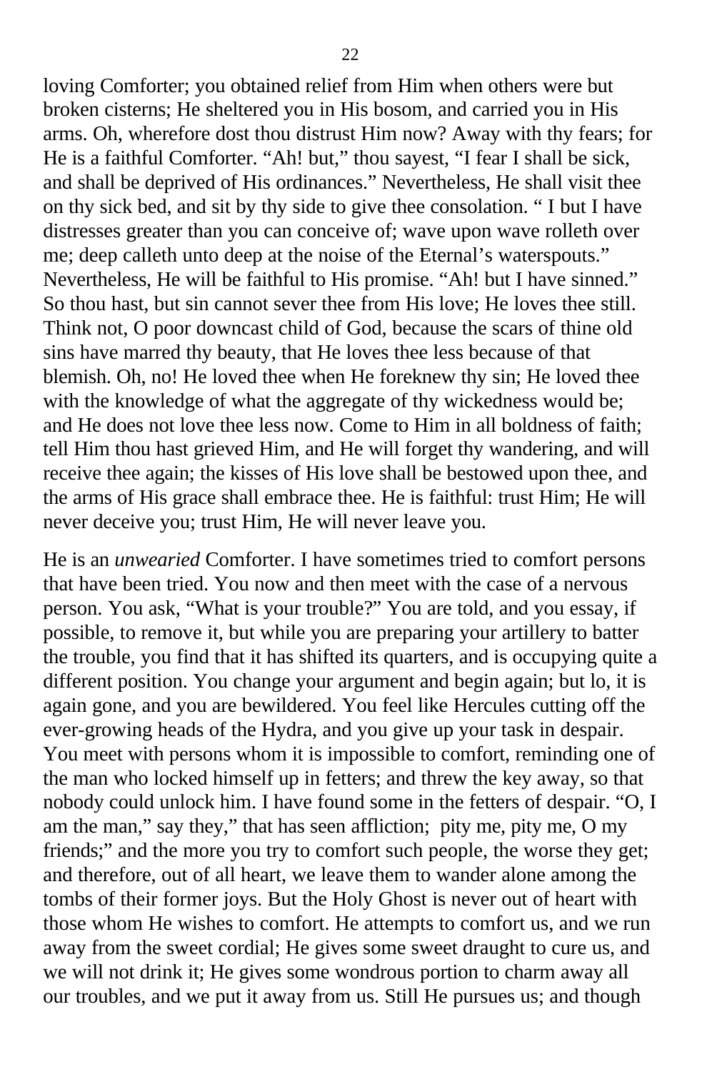loving Comforter; you obtained relief from Him when others were but broken cisterns; He sheltered you in His bosom, and carried you in His arms. Oh, wherefore dost thou distrust Him now? Away with thy fears; for He is a faithful Comforter. "Ah! but," thou sayest, "I fear I shall be sick, and shall be deprived of His ordinances." Nevertheless, He shall visit thee on thy sick bed, and sit by thy side to give thee consolation. " I but I have distresses greater than you can conceive of; wave upon wave rolleth over me; deep calleth unto deep at the noise of the Eternal's waterspouts." Nevertheless, He will be faithful to His promise. "Ah! but I have sinned." So thou hast, but sin cannot sever thee from His love; He loves thee still. Think not, O poor downcast child of God, because the scars of thine old sins have marred thy beauty, that He loves thee less because of that blemish. Oh, no! He loved thee when He foreknew thy sin; He loved thee with the knowledge of what the aggregate of thy wickedness would be; and He does not love thee less now. Come to Him in all boldness of faith; tell Him thou hast grieved Him, and He will forget thy wandering, and will receive thee again; the kisses of His love shall be bestowed upon thee, and the arms of His grace shall embrace thee. He is faithful: trust Him; He will never deceive you; trust Him, He will never leave you.

He is an *unwearied* Comforter. I have sometimes tried to comfort persons that have been tried. You now and then meet with the case of a nervous person. You ask, "What is your trouble?" You are told, and you essay, if possible, to remove it, but while you are preparing your artillery to batter the trouble, you find that it has shifted its quarters, and is occupying quite a different position. You change your argument and begin again; but lo, it is again gone, and you are bewildered. You feel like Hercules cutting off the ever-growing heads of the Hydra, and you give up your task in despair. You meet with persons whom it is impossible to comfort, reminding one of the man who locked himself up in fetters; and threw the key away, so that nobody could unlock him. I have found some in the fetters of despair. "O, I am the man," say they," that has seen affliction; pity me, pity me, O my friends;" and the more you try to comfort such people, the worse they get; and therefore, out of all heart, we leave them to wander alone among the tombs of their former joys. But the Holy Ghost is never out of heart with those whom He wishes to comfort. He attempts to comfort us, and we run away from the sweet cordial; He gives some sweet draught to cure us, and we will not drink it; He gives some wondrous portion to charm away all our troubles, and we put it away from us. Still He pursues us; and though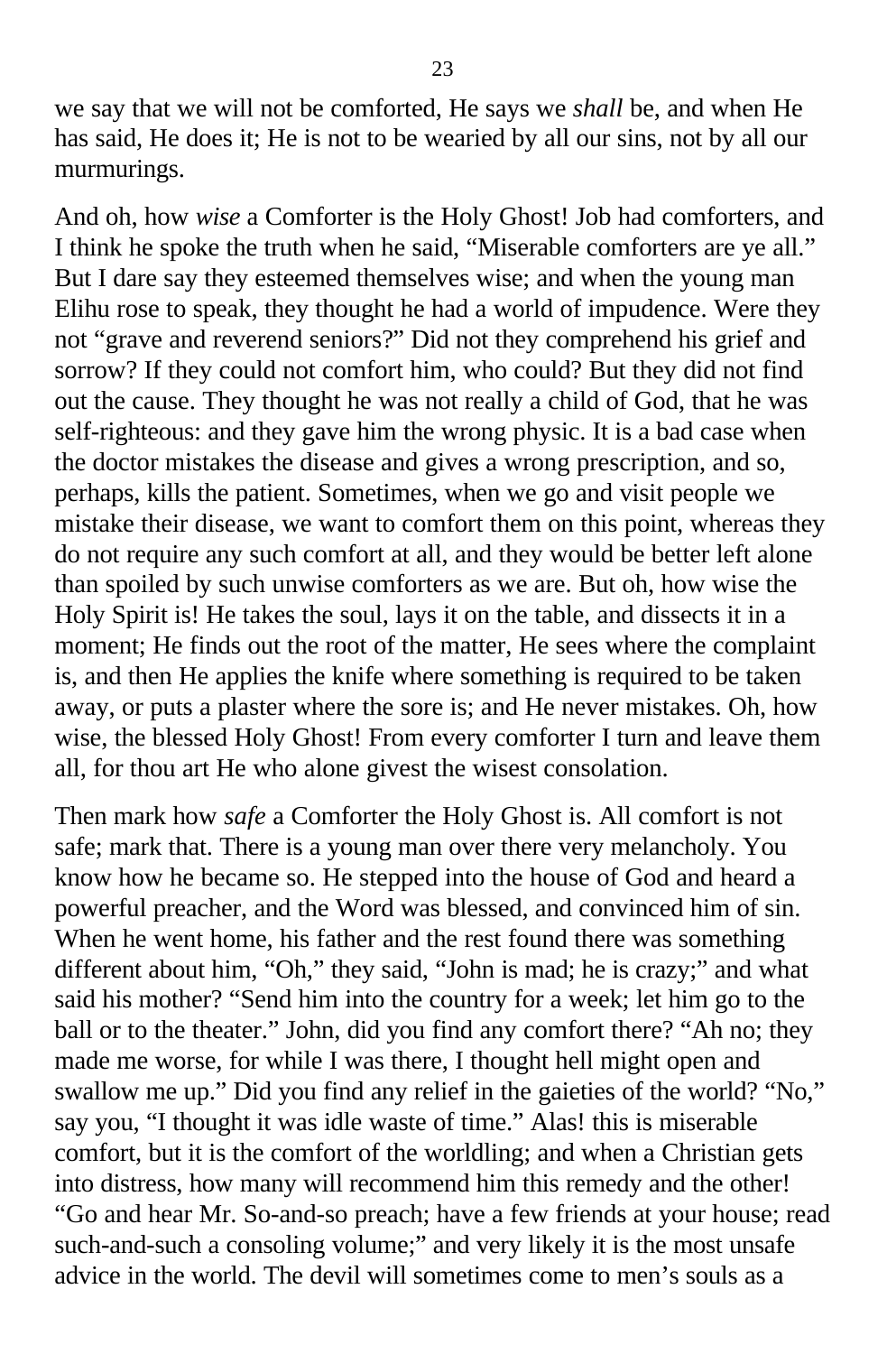we say that we will not be comforted, He says we *shall* be, and when He has said, He does it; He is not to be wearied by all our sins, not by all our murmurings.

And oh, how *wise* a Comforter is the Holy Ghost! Job had comforters, and I think he spoke the truth when he said, "Miserable comforters are ye all." But I dare say they esteemed themselves wise; and when the young man Elihu rose to speak, they thought he had a world of impudence. Were they not "grave and reverend seniors?" Did not they comprehend his grief and sorrow? If they could not comfort him, who could? But they did not find out the cause. They thought he was not really a child of God, that he was self-righteous: and they gave him the wrong physic. It is a bad case when the doctor mistakes the disease and gives a wrong prescription, and so, perhaps, kills the patient. Sometimes, when we go and visit people we mistake their disease, we want to comfort them on this point, whereas they do not require any such comfort at all, and they would be better left alone than spoiled by such unwise comforters as we are. But oh, how wise the Holy Spirit is! He takes the soul, lays it on the table, and dissects it in a moment; He finds out the root of the matter, He sees where the complaint is, and then He applies the knife where something is required to be taken away, or puts a plaster where the sore is; and He never mistakes. Oh, how wise, the blessed Holy Ghost! From every comforter I turn and leave them all, for thou art He who alone givest the wisest consolation.

Then mark how *safe* a Comforter the Holy Ghost is. All comfort is not safe; mark that. There is a young man over there very melancholy. You know how he became so. He stepped into the house of God and heard a powerful preacher, and the Word was blessed, and convinced him of sin. When he went home, his father and the rest found there was something different about him, "Oh," they said, "John is mad; he is crazy;" and what said his mother? "Send him into the country for a week; let him go to the ball or to the theater." John, did you find any comfort there? "Ah no; they made me worse, for while I was there, I thought hell might open and swallow me up." Did you find any relief in the gaieties of the world? "No," say you, "I thought it was idle waste of time." Alas! this is miserable comfort, but it is the comfort of the worldling; and when a Christian gets into distress, how many will recommend him this remedy and the other! "Go and hear Mr. So-and-so preach; have a few friends at your house; read such-and-such a consoling volume;" and very likely it is the most unsafe advice in the world. The devil will sometimes come to men's souls as a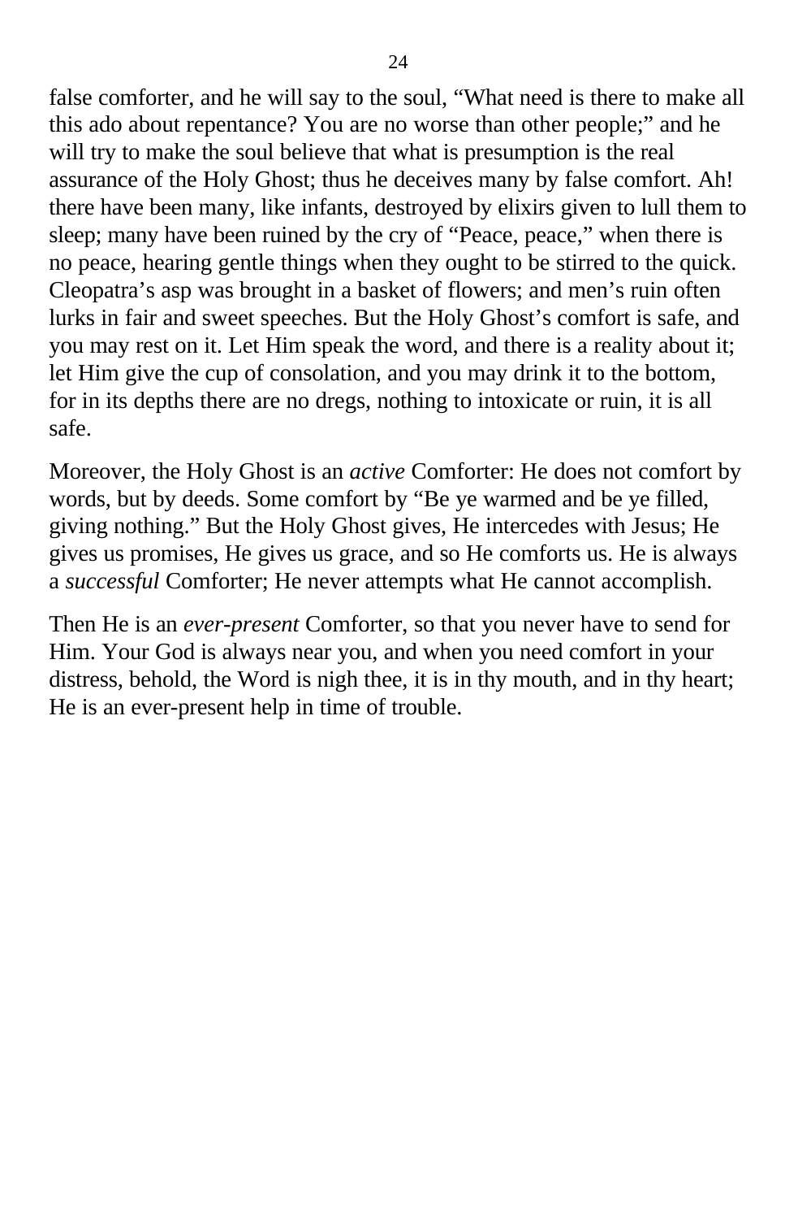false comforter, and he will say to the soul, "What need is there to make all this ado about repentance? You are no worse than other people;" and he will try to make the soul believe that what is presumption is the real assurance of the Holy Ghost; thus he deceives many by false comfort. Ah! there have been many, like infants, destroyed by elixirs given to lull them to sleep; many have been ruined by the cry of "Peace, peace," when there is no peace, hearing gentle things when they ought to be stirred to the quick. Cleopatra's asp was brought in a basket of flowers; and men's ruin often lurks in fair and sweet speeches. But the Holy Ghost's comfort is safe, and you may rest on it. Let Him speak the word, and there is a reality about it; let Him give the cup of consolation, and you may drink it to the bottom, for in its depths there are no dregs, nothing to intoxicate or ruin, it is all safe.

Moreover, the Holy Ghost is an *active* Comforter: He does not comfort by words, but by deeds. Some comfort by "Be ye warmed and be ye filled, giving nothing." But the Holy Ghost gives, He intercedes with Jesus; He gives us promises, He gives us grace, and so He comforts us. He is always a *successful* Comforter; He never attempts what He cannot accomplish.

Then He is an *ever-present* Comforter, so that you never have to send for Him. Your God is always near you, and when you need comfort in your distress, behold, the Word is nigh thee, it is in thy mouth, and in thy heart; He is an ever-present help in time of trouble.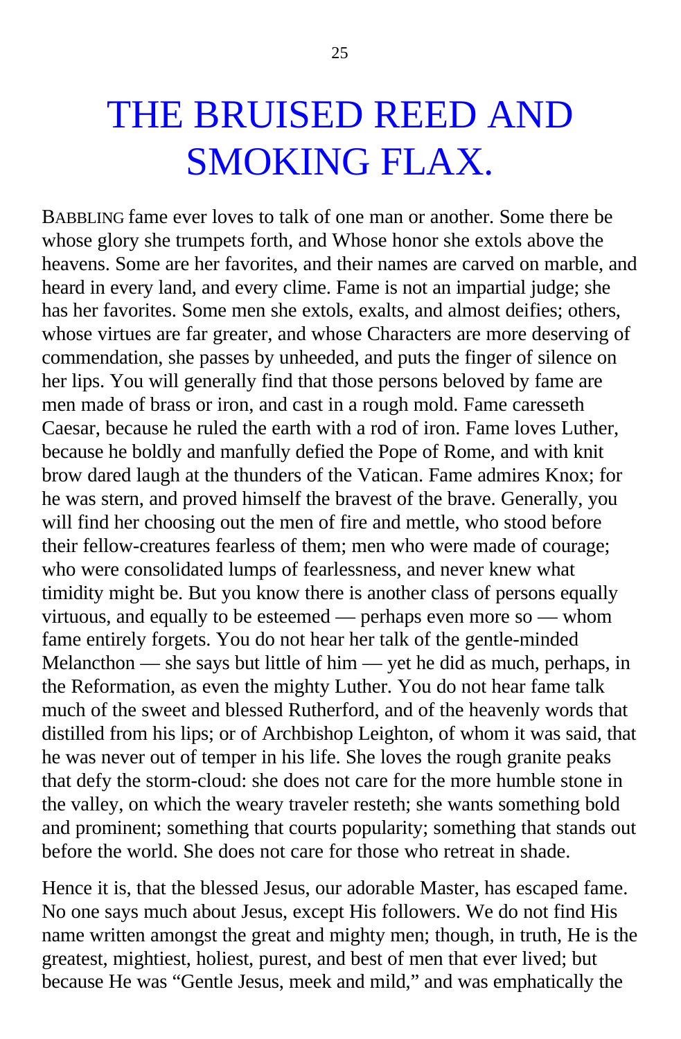# THE BRUISED REED AND SMOKING FLAX.

BABBLING fame ever loves to talk of one man or another. Some there be whose glory she trumpets forth, and Whose honor she extols above the heavens. Some are her favorites, and their names are carved on marble, and heard in every land, and every clime. Fame is not an impartial judge; she has her favorites. Some men she extols, exalts, and almost deifies; others, whose virtues are far greater, and whose Characters are more deserving of commendation, she passes by unheeded, and puts the finger of silence on her lips. You will generally find that those persons beloved by fame are men made of brass or iron, and cast in a rough mold. Fame caresseth Caesar, because he ruled the earth with a rod of iron. Fame loves Luther, because he boldly and manfully defied the Pope of Rome, and with knit brow dared laugh at the thunders of the Vatican. Fame admires Knox; for he was stern, and proved himself the bravest of the brave. Generally, you will find her choosing out the men of fire and mettle, who stood before their fellow-creatures fearless of them; men who were made of courage; who were consolidated lumps of fearlessness, and never knew what timidity might be. But you know there is another class of persons equally virtuous, and equally to be esteemed — perhaps even more so — whom fame entirely forgets. You do not hear her talk of the gentle-minded Melancthon — she says but little of him — yet he did as much, perhaps, in the Reformation, as even the mighty Luther. You do not hear fame talk much of the sweet and blessed Rutherford, and of the heavenly words that distilled from his lips; or of Archbishop Leighton, of whom it was said, that he was never out of temper in his life. She loves the rough granite peaks that defy the storm-cloud: she does not care for the more humble stone in the valley, on which the weary traveler resteth; she wants something bold and prominent; something that courts popularity; something that stands out before the world. She does not care for those who retreat in shade.

Hence it is, that the blessed Jesus, our adorable Master, has escaped fame. No one says much about Jesus, except His followers. We do not find His name written amongst the great and mighty men; though, in truth, He is the greatest, mightiest, holiest, purest, and best of men that ever lived; but because He was "Gentle Jesus, meek and mild," and was emphatically the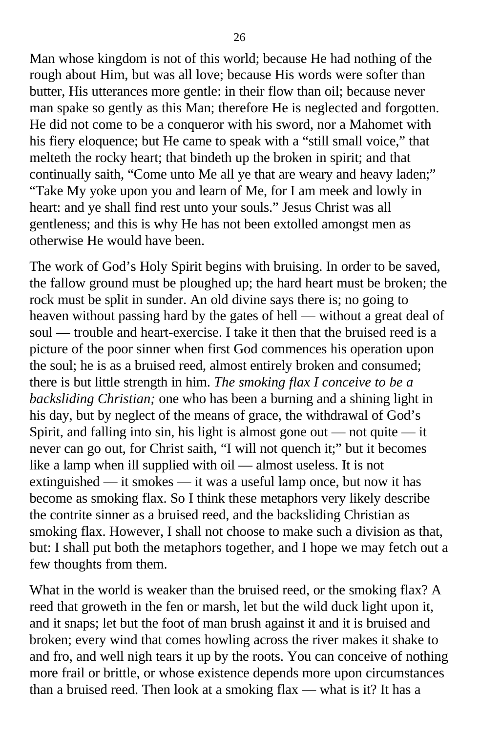Man whose kingdom is not of this world; because He had nothing of the rough about Him, but was all love; because His words were softer than butter, His utterances more gentle: in their flow than oil; because never man spake so gently as this Man; therefore He is neglected and forgotten. He did not come to be a conqueror with his sword, nor a Mahomet with his fiery eloquence; but He came to speak with a "still small voice," that melteth the rocky heart; that bindeth up the broken in spirit; and that continually saith, "Come unto Me all ye that are weary and heavy laden;" "Take My yoke upon you and learn of Me, for I am meek and lowly in heart: and ye shall find rest unto your souls." Jesus Christ was all gentleness; and this is why He has not been extolled amongst men as otherwise He would have been.

The work of God's Holy Spirit begins with bruising. In order to be saved, the fallow ground must be ploughed up; the hard heart must be broken; the rock must be split in sunder. An old divine says there is; no going to heaven without passing hard by the gates of hell — without a great deal of soul — trouble and heart-exercise. I take it then that the bruised reed is a picture of the poor sinner when first God commences his operation upon the soul; he is as a bruised reed, almost entirely broken and consumed; there is but little strength in him. *The smoking flax I conceive to be a backsliding Christian;* one who has been a burning and a shining light in his day, but by neglect of the means of grace, the withdrawal of God's Spirit, and falling into sin, his light is almost gone out — not quite — it never can go out, for Christ saith, "I will not quench it;" but it becomes like a lamp when ill supplied with oil — almost useless. It is not extinguished — it smokes — it was a useful lamp once, but now it has become as smoking flax. So I think these metaphors very likely describe the contrite sinner as a bruised reed, and the backsliding Christian as smoking flax. However, I shall not choose to make such a division as that, but: I shall put both the metaphors together, and I hope we may fetch out a few thoughts from them.

What in the world is weaker than the bruised reed, or the smoking flax? A reed that groweth in the fen or marsh, let but the wild duck light upon it, and it snaps; let but the foot of man brush against it and it is bruised and broken; every wind that comes howling across the river makes it shake to and fro, and well nigh tears it up by the roots. You can conceive of nothing more frail or brittle, or whose existence depends more upon circumstances than a bruised reed. Then look at a smoking flax — what is it? It has a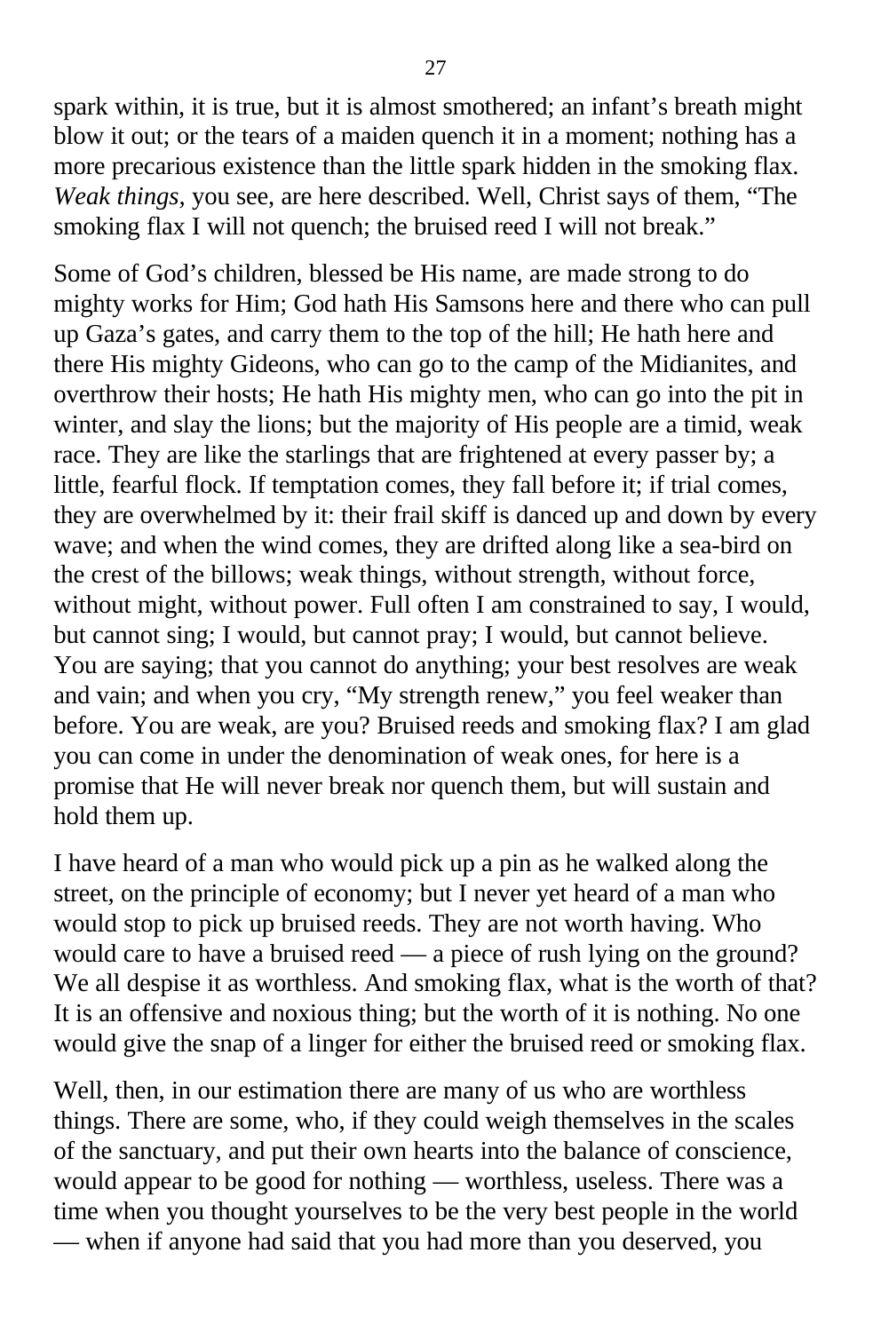spark within, it is true, but it is almost smothered; an infant's breath might blow it out; or the tears of a maiden quench it in a moment; nothing has a more precarious existence than the little spark hidden in the smoking flax. *Weak things,* you see, are here described. Well, Christ says of them, "The smoking flax I will not quench; the bruised reed I will not break."

Some of God's children, blessed be His name, are made strong to do mighty works for Him; God hath His Samsons here and there who can pull up Gaza's gates, and carry them to the top of the hill; He hath here and there His mighty Gideons, who can go to the camp of the Midianites, and overthrow their hosts; He hath His mighty men, who can go into the pit in winter, and slay the lions; but the majority of His people are a timid, weak race. They are like the starlings that are frightened at every passer by; a little, fearful flock. If temptation comes, they fall before it; if trial comes, they are overwhelmed by it: their frail skiff is danced up and down by every wave; and when the wind comes, they are drifted along like a sea-bird on the crest of the billows; weak things, without strength, without force, without might, without power. Full often I am constrained to say, I would, but cannot sing; I would, but cannot pray; I would, but cannot believe. You are saying; that you cannot do anything; your best resolves are weak and vain; and when you cry, "My strength renew," you feel weaker than before. You are weak, are you? Bruised reeds and smoking flax? I am glad you can come in under the denomination of weak ones, for here is a promise that He will never break nor quench them, but will sustain and hold them up.

I have heard of a man who would pick up a pin as he walked along the street, on the principle of economy; but I never yet heard of a man who would stop to pick up bruised reeds. They are not worth having. Who would care to have a bruised reed — a piece of rush lying on the ground? We all despise it as worthless. And smoking flax, what is the worth of that? It is an offensive and noxious thing; but the worth of it is nothing. No one would give the snap of a linger for either the bruised reed or smoking flax.

Well, then, in our estimation there are many of us who are worthless things. There are some, who, if they could weigh themselves in the scales of the sanctuary, and put their own hearts into the balance of conscience, would appear to be good for nothing — worthless, useless. There was a time when you thought yourselves to be the very best people in the world — when if anyone had said that you had more than you deserved, you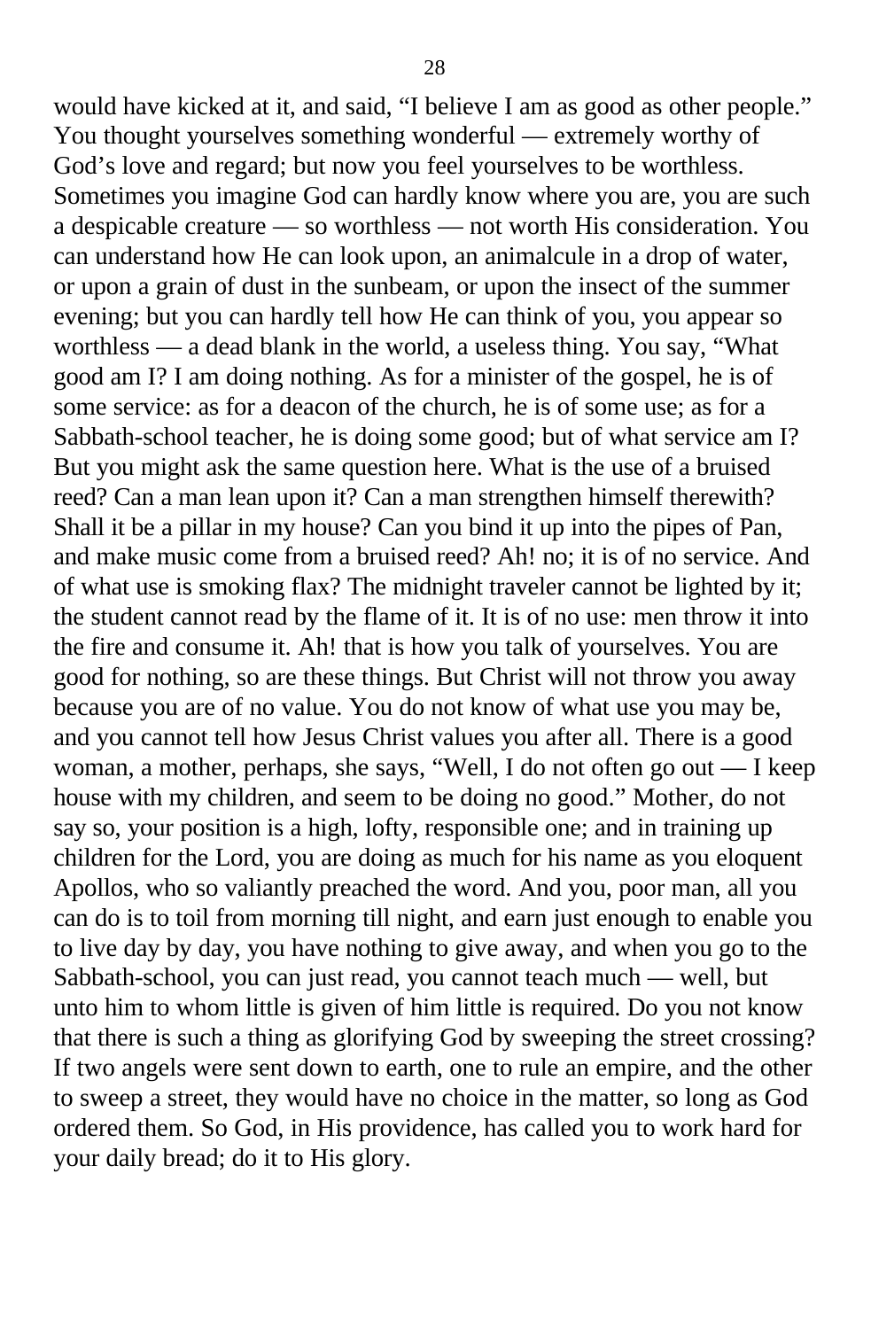would have kicked at it, and said, “I believe I am as good as other people.” You thought yourselves something wonderful — extremely worthy of God’s love and regard; but now you feel yourselves to be worthless. Sometimes you imagine God can hardly know where you are, you are such a despicable creature — so worthless — not worth His consideration. You can understand how He can look upon, an animalcule in a drop of water, or upon a grain of dust in the sunbeam, or upon the insect of the summer evening; but you can hardly tell how He can think of you, you appear so worthless — a dead blank in the world, a useless thing. You say, “What good am I? I am doing nothing. As for a minister of the gospel, he is of some service: as for a deacon of the church, he is of some use; as for a Sabbath-school teacher, he is doing some good; but of what service am I? But you might ask the same question here. What is the use of a bruised reed? Can a man lean upon it? Can a man strengthen himself therewith? Shall it be a pillar in my house? Can you bind it up into the pipes of Pan, and make music come from a bruised reed? Ah! no; it is of no service. And of what use is smoking flax? The midnight traveler cannot be lighted by it; the student cannot read by the flame of it. It is of no use: men throw it into the fire and consume it. Ah! that is how you talk of yourselves. You are good for nothing, so are these things. But Christ will not throw you away because you are of no value. You do not know of what use you may be, and you cannot tell how Jesus Christ values you after all. There is a good woman, a mother, perhaps, she says, “Well, I do not often go out — I keep house with my children, and seem to be doing no good.” Mother, do not say so, your position is a high, lofty, responsible one; and in training up children for the Lord, you are doing as much for his name as you eloquent Apollos, who so valiantly preached the word. And you, poor man, all you can do is to toil from morning till night, and earn just enough to enable you to live day by day, you have nothing to give away, and when you go to the Sabbath-school, you can just read, you cannot teach much — well, but unto him to whom little is given of him little is required. Do you not know that there is such a thing as glorifying God by sweeping the street crossing? If two angels were sent down to earth, one to rule an empire, and the other to sweep a street, they would have no choice in the matter, so long as God ordered them. So God, in His providence, has called you to work hard for your daily bread; do it to His glory.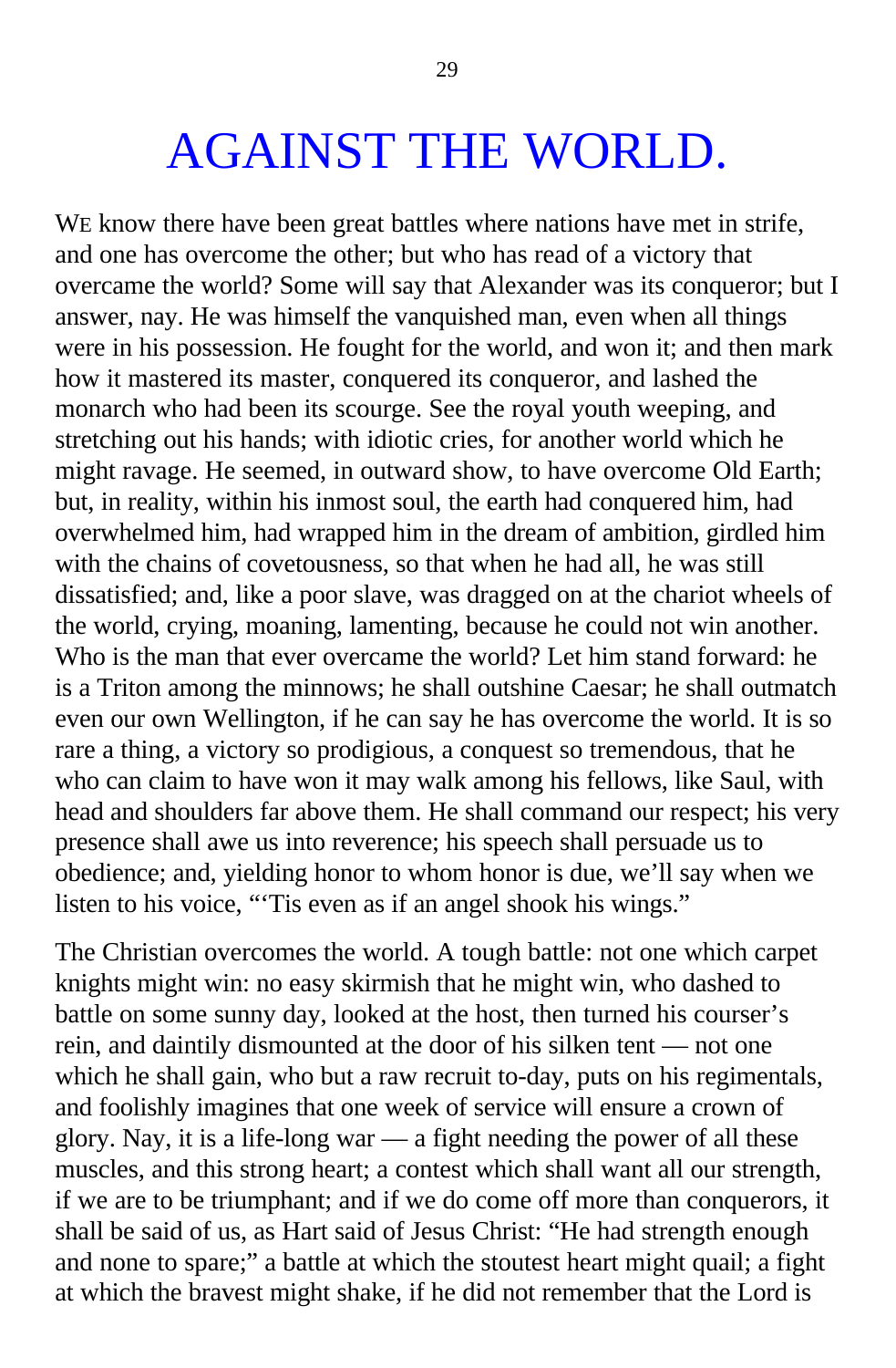# AGAINST THE WORLD.

WE know there have been great battles where nations have met in strife, and one has overcome the other; but who has read of a victory that overcame the world? Some will say that Alexander was its conqueror; but I answer, nay. He was himself the vanquished man, even when all things were in his possession. He fought for the world, and won it; and then mark how it mastered its master, conquered its conqueror, and lashed the monarch who had been its scourge. See the royal youth weeping, and stretching out his hands; with idiotic cries, for another world which he might ravage. He seemed, in outward show, to have overcome Old Earth; but, in reality, within his inmost soul, the earth had conquered him, had overwhelmed him, had wrapped him in the dream of ambition, girdled him with the chains of covetousness, so that when he had all, he was still dissatisfied; and, like a poor slave, was dragged on at the chariot wheels of the world, crying, moaning, lamenting, because he could not win another. Who is the man that ever overcame the world? Let him stand forward: he is a Triton among the minnows; he shall outshine Caesar; he shall outmatch even our own Wellington, if he can say he has overcome the world. It is so rare a thing, a victory so prodigious, a conquest so tremendous, that he who can claim to have won it may walk among his fellows, like Saul, with head and shoulders far above them. He shall command our respect; his very presence shall awe us into reverence; his speech shall persuade us to obedience; and, yielding honor to whom honor is due, we'll say when we listen to his voice, "'Tis even as if an angel shook his wings."

The Christian overcomes the world. A tough battle: not one which carpet knights might win: no easy skirmish that he might win, who dashed to battle on some sunny day, looked at the host, then turned his courser's rein, and daintily dismounted at the door of his silken tent — not one which he shall gain, who but a raw recruit to-day, puts on his regimentals, and foolishly imagines that one week of service will ensure a crown of glory. Nay, it is a life-long war — a fight needing the power of all these muscles, and this strong heart; a contest which shall want all our strength, if we are to be triumphant; and if we do come off more than conquerors, it shall be said of us, as Hart said of Jesus Christ: "He had strength enough and none to spare;" a battle at which the stoutest heart might quail; a fight at which the bravest might shake, if he did not remember that the Lord is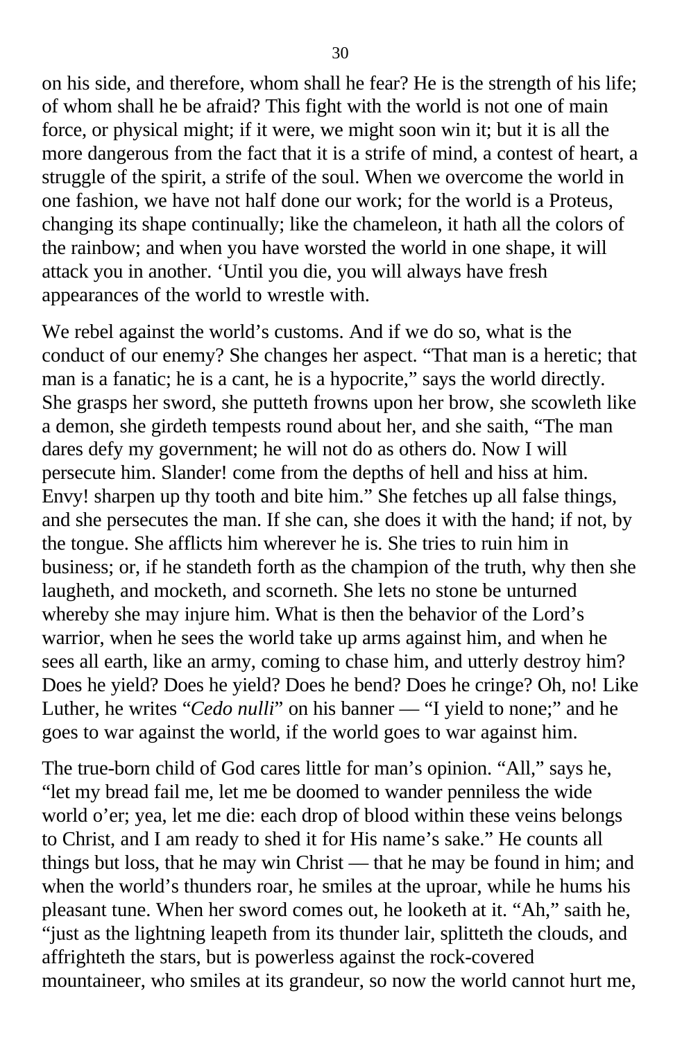on his side, and therefore, whom shall he fear? He is the strength of his life; of whom shall he be afraid? This fight with the world is not one of main force, or physical might; if it were, we might soon win it; but it is all the more dangerous from the fact that it is a strife of mind, a contest of heart, a struggle of the spirit, a strife of the soul. When we overcome the world in one fashion, we have not half done our work; for the world is a Proteus, changing its shape continually; like the chameleon, it hath all the colors of the rainbow; and when you have worsted the world in one shape, it will attack you in another. 'Until you die, you will always have fresh appearances of the world to wrestle with.

We rebel against the world's customs. And if we do so, what is the conduct of our enemy? She changes her aspect. "That man is a heretic; that man is a fanatic; he is a cant, he is a hypocrite," says the world directly. She grasps her sword, she putteth frowns upon her brow, she scowleth like a demon, she girdeth tempests round about her, and she saith, "The man dares defy my government; he will not do as others do. Now I will persecute him. Slander! come from the depths of hell and hiss at him. Envy! sharpen up thy tooth and bite him." She fetches up all false things, and she persecutes the man. If she can, she does it with the hand; if not, by the tongue. She afflicts him wherever he is. She tries to ruin him in business; or, if he standeth forth as the champion of the truth, why then she laugheth, and mocketh, and scorneth. She lets no stone be unturned whereby she may injure him. What is then the behavior of the Lord's warrior, when he sees the world take up arms against him, and when he sees all earth, like an army, coming to chase him, and utterly destroy him? Does he yield? Does he yield? Does he bend? Does he cringe? Oh, no! Like Luther, he writes "*Cedo nulli*" on his banner — "I yield to none;" and he goes to war against the world, if the world goes to war against him.

The true-born child of God cares little for man's opinion. "All," says he, "let my bread fail me, let me be doomed to wander penniless the wide world o'er; yea, let me die: each drop of blood within these veins belongs to Christ, and I am ready to shed it for His name's sake." He counts all things but loss, that he may win Christ — that he may be found in him; and when the world's thunders roar, he smiles at the uproar, while he hums his pleasant tune. When her sword comes out, he looketh at it. "Ah," saith he, "just as the lightning leapeth from its thunder lair, splitteth the clouds, and affrighteth the stars, but is powerless against the rock-covered mountaineer, who smiles at its grandeur, so now the world cannot hurt me,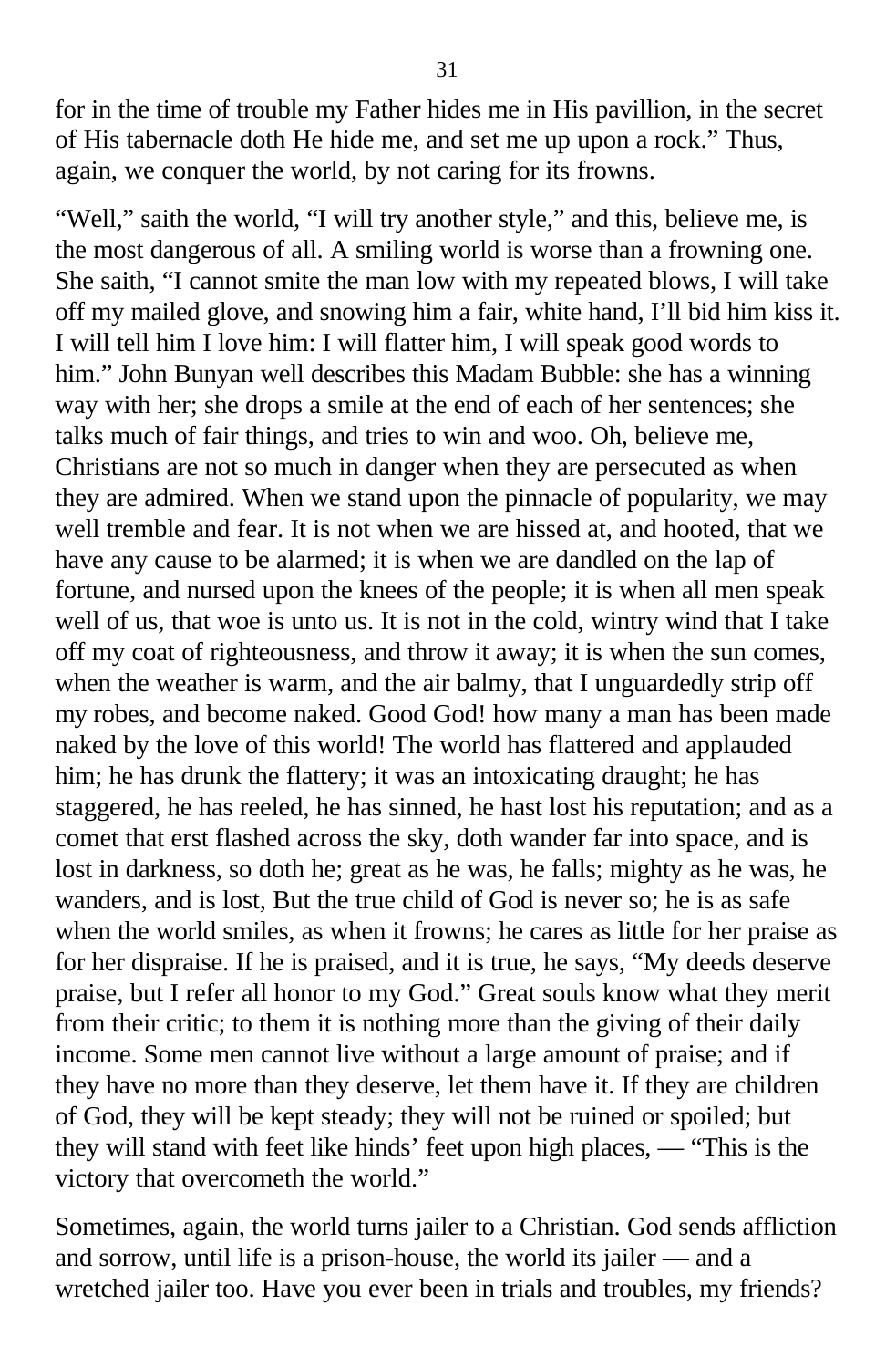for in the time of trouble my Father hides me in His pavillion, in the secret of His tabernacle doth He hide me, and set me up upon a rock." Thus, again, we conquer the world, by not caring for its frowns.

"Well," saith the world, "I will try another style," and this, believe me, is the most dangerous of all. A smiling world is worse than a frowning one. She saith, "I cannot smite the man low with my repeated blows, I will take off my mailed glove, and snowing him a fair, white hand, I'll bid him kiss it. I will tell him I love him: I will flatter him, I will speak good words to him." John Bunyan well describes this Madam Bubble: she has a winning way with her; she drops a smile at the end of each of her sentences; she talks much of fair things, and tries to win and woo. Oh, believe me, Christians are not so much in danger when they are persecuted as when they are admired. When we stand upon the pinnacle of popularity, we may well tremble and fear. It is not when we are hissed at, and hooted, that we have any cause to be alarmed; it is when we are dandled on the lap of fortune, and nursed upon the knees of the people; it is when all men speak well of us, that woe is unto us. It is not in the cold, wintry wind that I take off my coat of righteousness, and throw it away; it is when the sun comes, when the weather is warm, and the air balmy, that I unguardedly strip off my robes, and become naked. Good God! how many a man has been made naked by the love of this world! The world has flattered and applauded him; he has drunk the flattery; it was an intoxicating draught; he has staggered, he has reeled, he has sinned, he hast lost his reputation; and as a comet that erst flashed across the sky, doth wander far into space, and is lost in darkness, so doth he; great as he was, he falls; mighty as he was, he wanders, and is lost, But the true child of God is never so; he is as safe when the world smiles, as when it frowns; he cares as little for her praise as for her dispraise. If he is praised, and it is true, he says, "My deeds deserve praise, but I refer all honor to my God." Great souls know what they merit from their critic; to them it is nothing more than the giving of their daily income. Some men cannot live without a large amount of praise; and if they have no more than they deserve, let them have it. If they are children of God, they will be kept steady; they will not be ruined or spoiled; but they will stand with feet like hinds' feet upon high places, — "This is the victory that overcometh the world."

Sometimes, again, the world turns jailer to a Christian. God sends affliction and sorrow, until life is a prison-house, the world its jailer — and a wretched jailer too. Have you ever been in trials and troubles, my friends?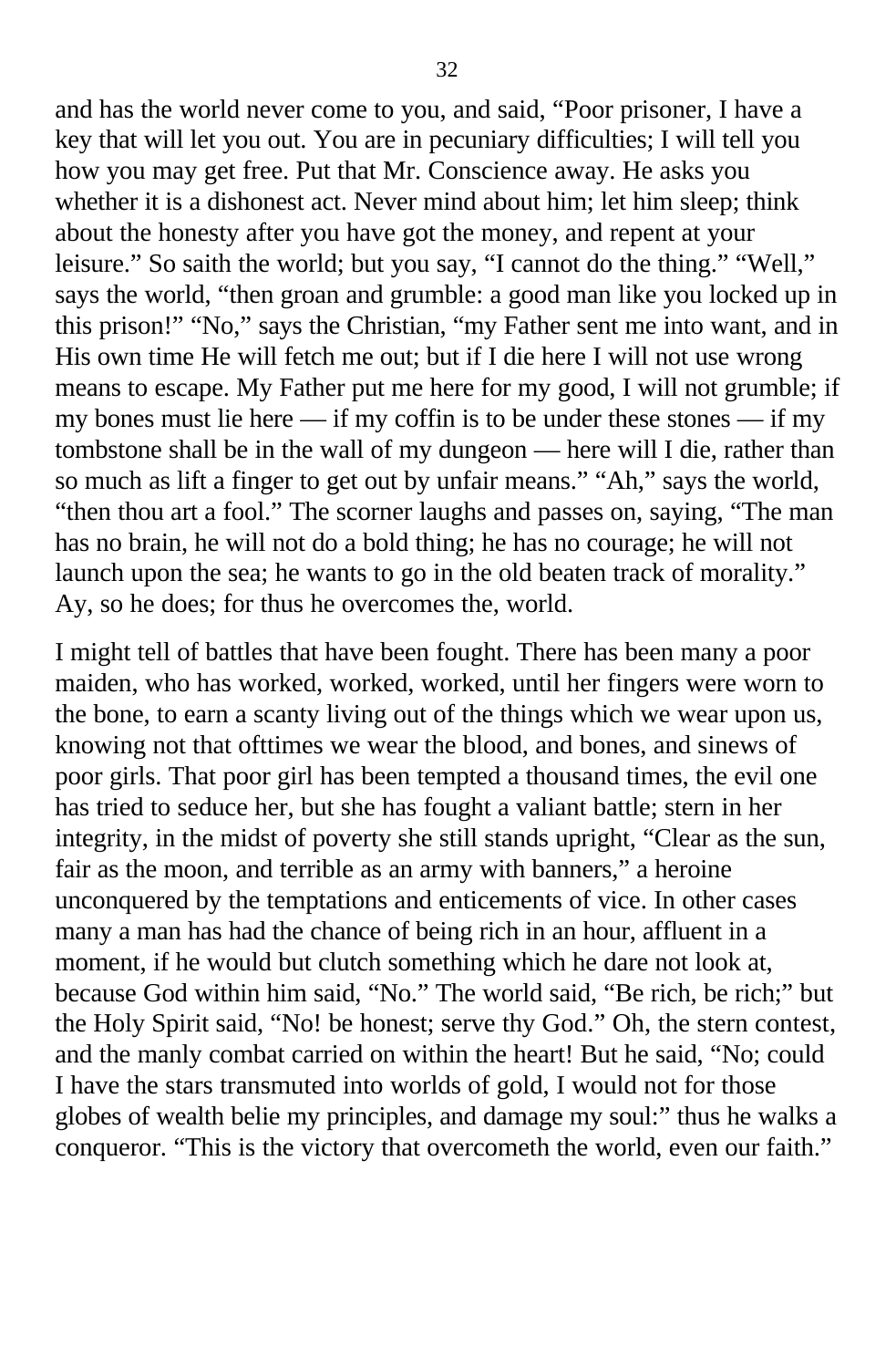and has the world never come to you, and said, “Poor prisoner, I have a key that will let you out. You are in pecuniary difficulties; I will tell you how you may get free. Put that Mr. Conscience away. He asks you whether it is a dishonest act. Never mind about him; let him sleep; think about the honesty after you have got the money, and repent at your leisure.” So saith the world; but you say, “I cannot do the thing.” “Well,” says the world, “then groan and grumble: a good man like you locked up in this prison!” “No,” says the Christian, “my Father sent me into want, and in His own time He will fetch me out; but if I die here I will not use wrong means to escape. My Father put me here for my good, I will not grumble; if my bones must lie here — if my coffin is to be under these stones — if my tombstone shall be in the wall of my dungeon — here will I die, rather than so much as lift a finger to get out by unfair means.” “Ah,” says the world, “then thou art a fool.” The scorner laughs and passes on, saying, “The man has no brain, he will not do a bold thing; he has no courage; he will not launch upon the sea; he wants to go in the old beaten track of morality.” Ay, so he does; for thus he overcomes the, world.

I might tell of battles that have been fought. There has been many a poor maiden, who has worked, worked, worked, until her fingers were worn to the bone, to earn a scanty living out of the things which we wear upon us, knowing not that ofttimes we wear the blood, and bones, and sinews of poor girls. That poor girl has been tempted a thousand times, the evil one has tried to seduce her, but she has fought a valiant battle; stern in her integrity, in the midst of poverty she still stands upright, “Clear as the sun, fair as the moon, and terrible as an army with banners,” a heroine unconquered by the temptations and enticements of vice. In other cases many a man has had the chance of being rich in an hour, affluent in a moment, if he would but clutch something which he dare not look at, because God within him said, “No.” The world said, “Be rich, be rich;” but the Holy Spirit said, “No! be honest; serve thy God.” Oh, the stern contest, and the manly combat carried on within the heart! But he said, “No; could I have the stars transmuted into worlds of gold, I would not for those globes of wealth belie my principles, and damage my soul:” thus he walks a conqueror. “This is the victory that overcometh the world, even our faith.”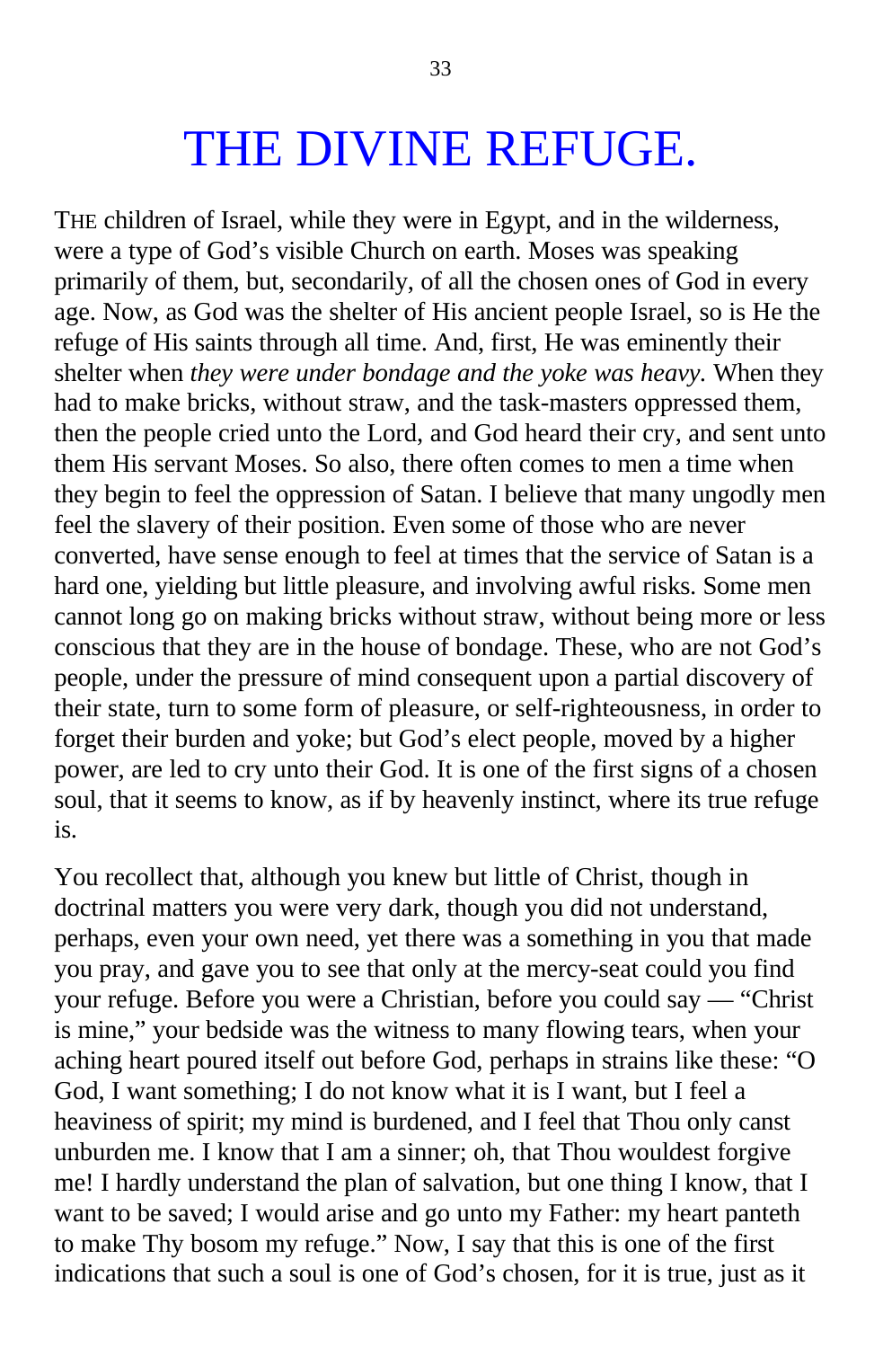# THE DIVINE REFUGE.

THE children of Israel, while they were in Egypt, and in the wilderness, were a type of God's visible Church on earth. Moses was speaking primarily of them, but, secondarily, of all the chosen ones of God in every age. Now, as God was the shelter of His ancient people Israel, so is He the refuge of His saints through all time. And, first, He was eminently their shelter when *they were under bondage and the yoke was heavy.* When they had to make bricks, without straw, and the task-masters oppressed them, then the people cried unto the Lord, and God heard their cry, and sent unto them His servant Moses. So also, there often comes to men a time when they begin to feel the oppression of Satan. I believe that many ungodly men feel the slavery of their position. Even some of those who are never converted, have sense enough to feel at times that the service of Satan is a hard one, yielding but little pleasure, and involving awful risks. Some men cannot long go on making bricks without straw, without being more or less conscious that they are in the house of bondage. These, who are not God's people, under the pressure of mind consequent upon a partial discovery of their state, turn to some form of pleasure, or self-righteousness, in order to forget their burden and yoke; but God's elect people, moved by a higher power, are led to cry unto their God. It is one of the first signs of a chosen soul, that it seems to know, as if by heavenly instinct, where its true refuge is.

You recollect that, although you knew but little of Christ, though in doctrinal matters you were very dark, though you did not understand, perhaps, even your own need, yet there was a something in you that made you pray, and gave you to see that only at the mercy-seat could you find your refuge. Before you were a Christian, before you could say — "Christ is mine," your bedside was the witness to many flowing tears, when your aching heart poured itself out before God, perhaps in strains like these: "O God, I want something; I do not know what it is I want, but I feel a heaviness of spirit; my mind is burdened, and I feel that Thou only canst unburden me. I know that I am a sinner; oh, that Thou wouldest forgive me! I hardly understand the plan of salvation, but one thing I know, that I want to be saved; I would arise and go unto my Father: my heart panteth to make Thy bosom my refuge." Now, I say that this is one of the first indications that such a soul is one of God's chosen, for it is true, just as it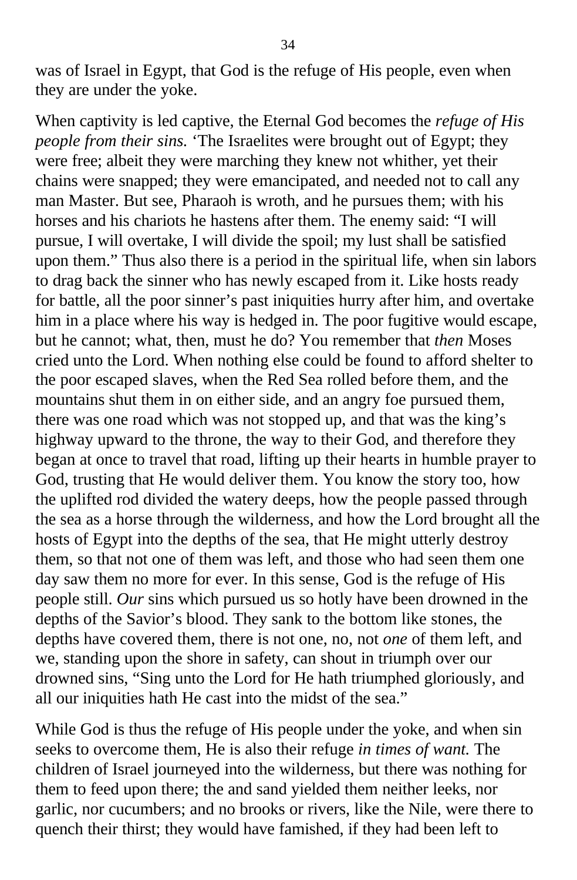was of Israel in Egypt, that God is the refuge of His people, even when they are under the yoke.

When captivity is led captive, the Eternal God becomes the *refuge of His people from their sins.* ‘The Israelites were brought out of Egypt; they were free; albeit they were marching they knew not whither, yet their chains were snapped; they were emancipated, and needed not to call any man Master. But see, Pharaoh is wroth, and he pursues them; with his horses and his chariots he hastens after them. The enemy said: “I will pursue, I will overtake, I will divide the spoil; my lust shall be satisfied upon them.” Thus also there is a period in the spiritual life, when sin labors to drag back the sinner who has newly escaped from it. Like hosts ready for battle, all the poor sinner’s past iniquities hurry after him, and overtake him in a place where his way is hedged in. The poor fugitive would escape, but he cannot; what, then, must he do? You remember that *then* Moses cried unto the Lord. When nothing else could be found to afford shelter to the poor escaped slaves, when the Red Sea rolled before them, and the mountains shut them in on either side, and an angry foe pursued them, there was one road which was not stopped up, and that was the king’s highway upward to the throne, the way to their God, and therefore they began at once to travel that road, lifting up their hearts in humble prayer to God, trusting that He would deliver them. You know the story too, how the uplifted rod divided the watery deeps, how the people passed through the sea as a horse through the wilderness, and how the Lord brought all the hosts of Egypt into the depths of the sea, that He might utterly destroy them, so that not one of them was left, and those who had seen them one day saw them no more for ever. In this sense, God is the refuge of His people still. *Our* sins which pursued us so hotly have been drowned in the depths of the Savior’s blood. They sank to the bottom like stones, the depths have covered them, there is not one, no, not *one* of them left, and we, standing upon the shore in safety, can shout in triumph over our drowned sins, “Sing unto the Lord for He hath triumphed gloriously, and all our iniquities hath He cast into the midst of the sea.”

While God is thus the refuge of His people under the yoke, and when sin seeks to overcome them, He is also their refuge *in times of want.* The children of Israel journeyed into the wilderness, but there was nothing for them to feed upon there; the and sand yielded them neither leeks, nor garlic, nor cucumbers; and no brooks or rivers, like the Nile, were there to quench their thirst; they would have famished, if they had been left to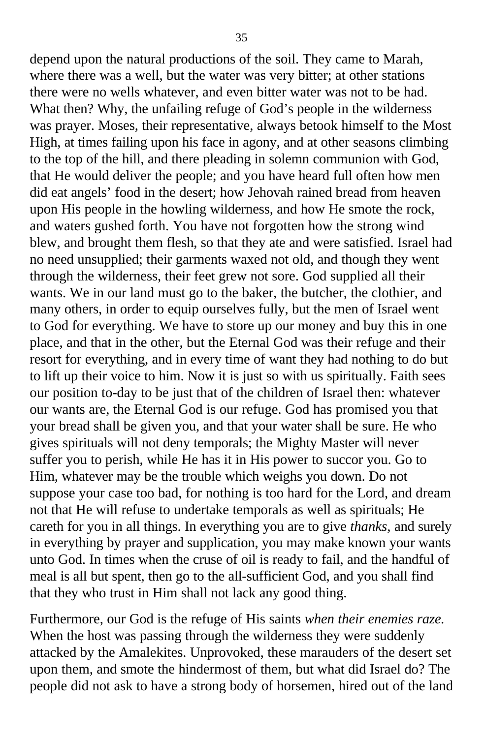depend upon the natural productions of the soil. They came to Marah, where there was a well, but the water was very bitter; at other stations there were no wells whatever, and even bitter water was not to be had. What then? Why, the unfailing refuge of God's people in the wilderness was prayer. Moses, their representative, always betook himself to the Most High, at times failing upon his face in agony, and at other seasons climbing to the top of the hill, and there pleading in solemn communion with God, that He would deliver the people; and you have heard full often how men did eat angels' food in the desert; how Jehovah rained bread from heaven upon His people in the howling wilderness, and how He smote the rock, and waters gushed forth. You have not forgotten how the strong wind blew, and brought them flesh, so that they ate and were satisfied. Israel had no need unsupplied; their garments waxed not old, and though they went through the wilderness, their feet grew not sore. God supplied all their wants. We in our land must go to the baker, the butcher, the clothier, and many others, in order to equip ourselves fully, but the men of Israel went to God for everything. We have to store up our money and buy this in one place, and that in the other, but the Eternal God was their refuge and their resort for everything, and in every time of want they had nothing to do but to lift up their voice to him. Now it is just so with us spiritually. Faith sees our position to-day to be just that of the children of Israel then: whatever our wants are, the Eternal God is our refuge. God has promised you that your bread shall be given you, and that your water shall be sure. He who gives spirituals will not deny temporals; the Mighty Master will never suffer you to perish, while He has it in His power to succor you. Go to Him, whatever may be the trouble which weighs you down. Do not suppose your case too bad, for nothing is too hard for the Lord, and dream not that He will refuse to undertake temporals as well as spirituals; He careth for you in all things. In everything you are to give *thanks,* and surely in everything by prayer and supplication, you may make known your wants unto God. In times when the cruse of oil is ready to fail, and the handful of meal is all but spent, then go to the all-sufficient God, and you shall find that they who trust in Him shall not lack any good thing.

Furthermore, our God is the refuge of His saints *when their enemies raze.* When the host was passing through the wilderness they were suddenly attacked by the Amalekites. Unprovoked, these marauders of the desert set upon them, and smote the hindermost of them, but what did Israel do? The people did not ask to have a strong body of horsemen, hired out of the land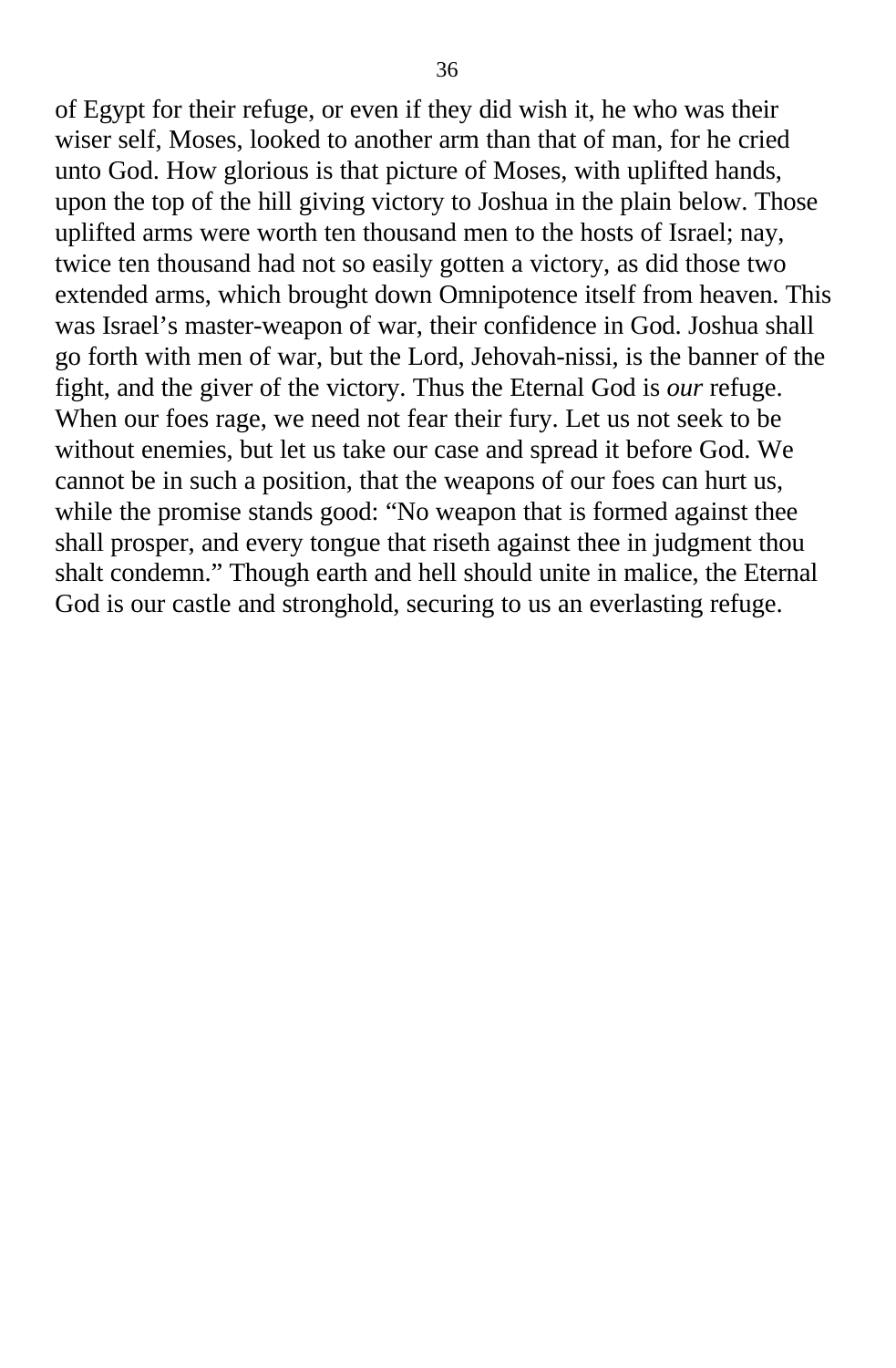of Egypt for their refuge, or even if they did wish it, he who was their wiser self, Moses, looked to another arm than that of man, for he cried unto God. How glorious is that picture of Moses, with uplifted hands, upon the top of the hill giving victory to Joshua in the plain below. Those uplifted arms were worth ten thousand men to the hosts of Israel; nay, twice ten thousand had not so easily gotten a victory, as did those two extended arms, which brought down Omnipotence itself from heaven. This was Israel's master-weapon of war, their confidence in God. Joshua shall go forth with men of war, but the Lord, Jehovah-nissi, is the banner of the fight, and the giver of the victory. Thus the Eternal God is *our* refuge. When our foes rage, we need not fear their fury. Let us not seek to be without enemies, but let us take our case and spread it before God. We cannot be in such a position, that the weapons of our foes can hurt us, while the promise stands good: "No weapon that is formed against thee shall prosper, and every tongue that riseth against thee in judgment thou shalt condemn." Though earth and hell should unite in malice, the Eternal God is our castle and stronghold, securing to us an everlasting refuge.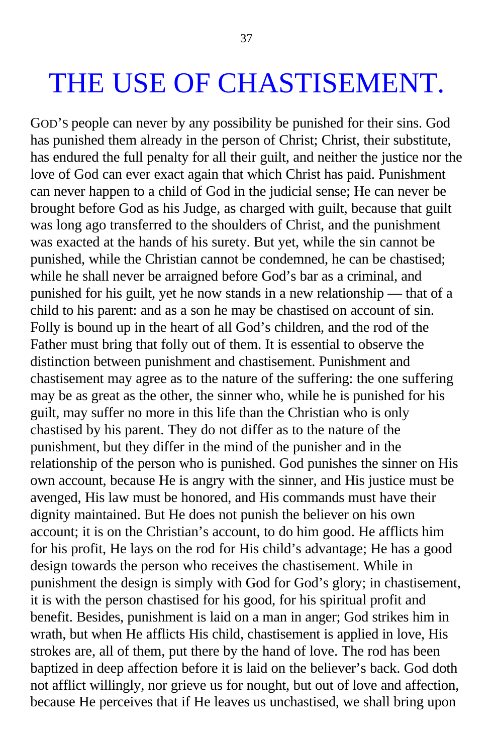# THE USE OF CHASTISEMENT.

GOD'S people can never by any possibility be punished for their sins. God has punished them already in the person of Christ; Christ, their substitute, has endured the full penalty for all their guilt, and neither the justice nor the love of God can ever exact again that which Christ has paid. Punishment can never happen to a child of God in the judicial sense; He can never be brought before God as his Judge, as charged with guilt, because that guilt was long ago transferred to the shoulders of Christ, and the punishment was exacted at the hands of his surety. But yet, while the sin cannot be punished, while the Christian cannot be condemned, he can be chastised; while he shall never be arraigned before God's bar as a criminal, and punished for his guilt, yet he now stands in a new relationship — that of a child to his parent: and as a son he may be chastised on account of sin. Folly is bound up in the heart of all God's children, and the rod of the Father must bring that folly out of them. It is essential to observe the distinction between punishment and chastisement. Punishment and chastisement may agree as to the nature of the suffering: the one suffering may be as great as the other, the sinner who, while he is punished for his guilt, may suffer no more in this life than the Christian who is only chastised by his parent. They do not differ as to the nature of the punishment, but they differ in the mind of the punisher and in the relationship of the person who is punished. God punishes the sinner on His own account, because He is angry with the sinner, and His justice must be avenged, His law must be honored, and His commands must have their dignity maintained. But He does not punish the believer on his own account; it is on the Christian's account, to do him good. He afflicts him for his profit, He lays on the rod for His child's advantage; He has a good design towards the person who receives the chastisement. While in punishment the design is simply with God for God's glory; in chastisement, it is with the person chastised for his good, for his spiritual profit and benefit. Besides, punishment is laid on a man in anger; God strikes him in wrath, but when He afflicts His child, chastisement is applied in love, His strokes are, all of them, put there by the hand of love. The rod has been baptized in deep affection before it is laid on the believer's back. God doth not afflict willingly, nor grieve us for nought, but out of love and affection, because He perceives that if He leaves us unchastised, we shall bring upon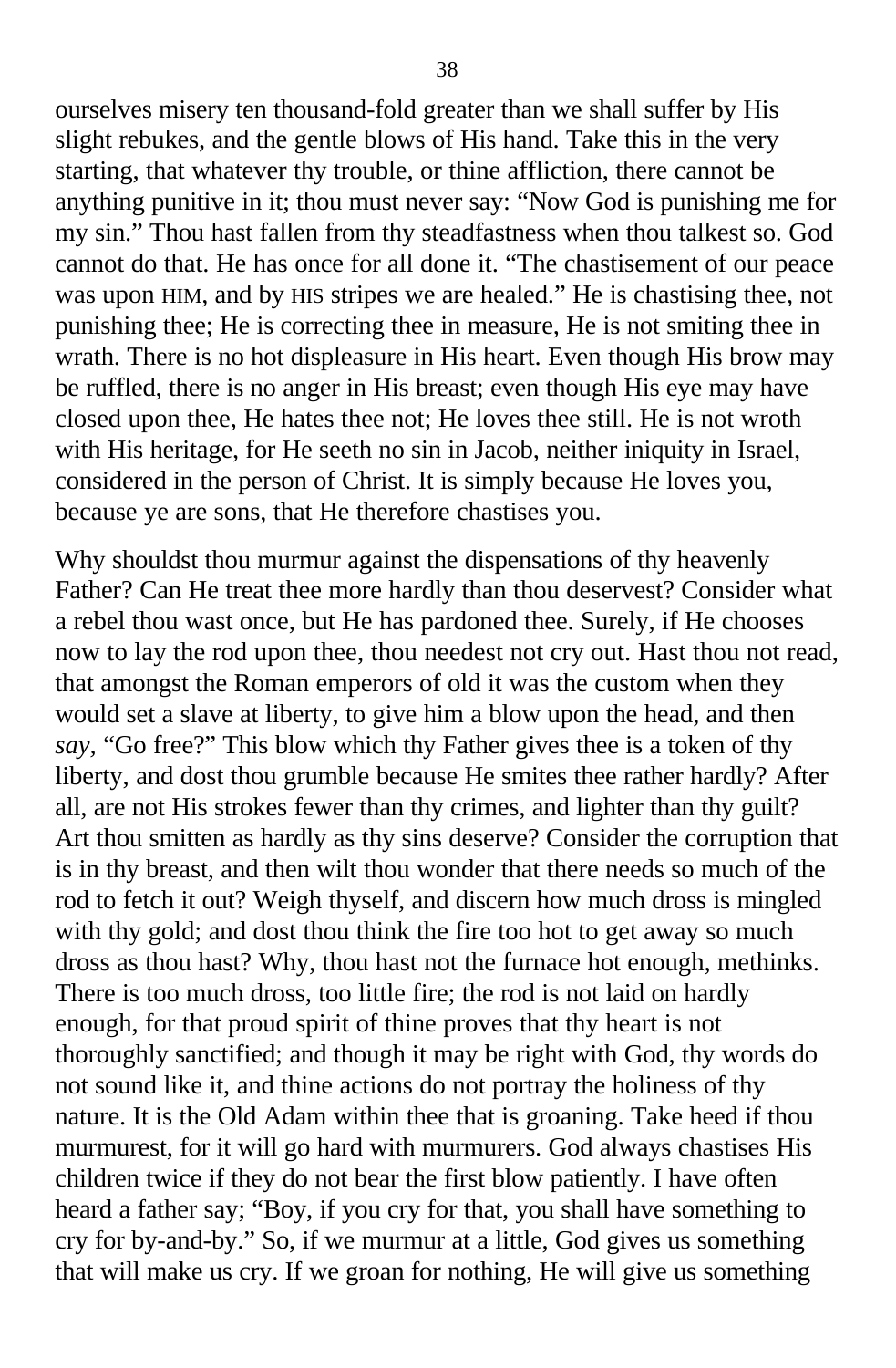ourselves misery ten thousand-fold greater than we shall suffer by His slight rebukes, and the gentle blows of His hand. Take this in the very starting, that whatever thy trouble, or thine affliction, there cannot be anything punitive in it; thou must never say: “Now God is punishing me for my sin.” Thou hast fallen from thy steadfastness when thou talkest so. God cannot do that. He has once for all done it. “The chastisement of our peace was upon HIM, and by HIS stripes we are healed.” He is chastising thee, not punishing thee; He is correcting thee in measure, He is not smiting thee in wrath. There is no hot displeasure in His heart. Even though His brow may be ruffled, there is no anger in His breast; even though His eye may have closed upon thee, He hates thee not; He loves thee still. He is not wroth with His heritage, for He seeth no sin in Jacob, neither iniquity in Israel, considered in the person of Christ. It is simply because He loves you, because ye are sons, that He therefore chastises you.

Why shouldst thou murmur against the dispensations of thy heavenly Father? Can He treat thee more hardly than thou deservest? Consider what a rebel thou wast once, but He has pardoned thee. Surely, if He chooses now to lay the rod upon thee, thou needest not cry out. Hast thou not read, that amongst the Roman emperors of old it was the custom when they would set a slave at liberty, to give him a blow upon the head, and then *say*, “Go free?” This blow which thy Father gives thee is a token of thy liberty, and dost thou grumble because He smites thee rather hardly? After all, are not His strokes fewer than thy crimes, and lighter than thy guilt? Art thou smitten as hardly as thy sins deserve? Consider the corruption that is in thy breast, and then wilt thou wonder that there needs so much of the rod to fetch it out? Weigh thyself, and discern how much dross is mingled with thy gold; and dost thou think the fire too hot to get away so much dross as thou hast? Why, thou hast not the furnace hot enough, methinks. There is too much dross, too little fire; the rod is not laid on hardly enough, for that proud spirit of thine proves that thy heart is not thoroughly sanctified; and though it may be right with God, thy words do not sound like it, and thine actions do not portray the holiness of thy nature. It is the Old Adam within thee that is groaning. Take heed if thou murmurest, for it will go hard with murmurers. God always chastises His children twice if they do not bear the first blow patiently. I have often heard a father say; “Boy, if you cry for that, you shall have something to cry for by-and-by.” So, if we murmur at a little, God gives us something that will make us cry. If we groan for nothing, He will give us something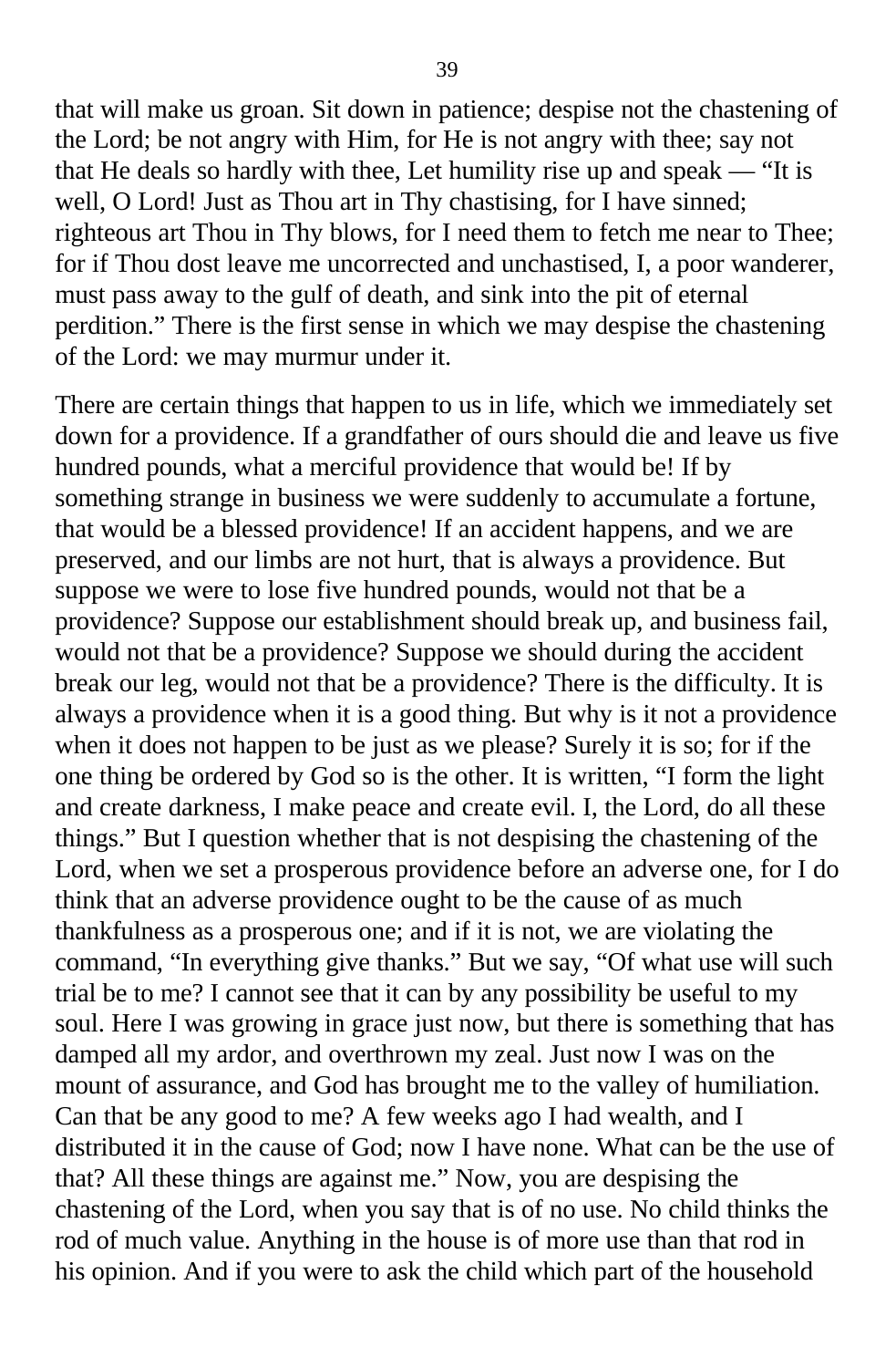that will make us groan. Sit down in patience; despise not the chastening of the Lord; be not angry with Him, for He is not angry with thee; say not that He deals so hardly with thee, Let humility rise up and speak — "It is well, O Lord! Just as Thou art in Thy chastising, for I have sinned; righteous art Thou in Thy blows, for I need them to fetch me near to Thee; for if Thou dost leave me uncorrected and unchastised, I, a poor wanderer, must pass away to the gulf of death, and sink into the pit of eternal perdition." There is the first sense in which we may despise the chastening of the Lord: we may murmur under it.

There are certain things that happen to us in life, which we immediately set down for a providence. If a grandfather of ours should die and leave us five hundred pounds, what a merciful providence that would be! If by something strange in business we were suddenly to accumulate a fortune, that would be a blessed providence! If an accident happens, and we are preserved, and our limbs are not hurt, that is always a providence. But suppose we were to lose five hundred pounds, would not that be a providence? Suppose our establishment should break up, and business fail, would not that be a providence? Suppose we should during the accident break our leg, would not that be a providence? There is the difficulty. It is always a providence when it is a good thing. But why is it not a providence when it does not happen to be just as we please? Surely it is so; for if the one thing be ordered by God so is the other. It is written, "I form the light and create darkness, I make peace and create evil. I, the Lord, do all these things." But I question whether that is not despising the chastening of the Lord, when we set a prosperous providence before an adverse one, for I do think that an adverse providence ought to be the cause of as much thankfulness as a prosperous one; and if it is not, we are violating the command, "In everything give thanks." But we say, "Of what use will such trial be to me? I cannot see that it can by any possibility be useful to my soul. Here I was growing in grace just now, but there is something that has damped all my ardor, and overthrown my zeal. Just now I was on the mount of assurance, and God has brought me to the valley of humiliation. Can that be any good to me? A few weeks ago I had wealth, and I distributed it in the cause of God; now I have none. What can be the use of that? All these things are against me." Now, you are despising the chastening of the Lord, when you say that is of no use. No child thinks the rod of much value. Anything in the house is of more use than that rod in his opinion. And if you were to ask the child which part of the household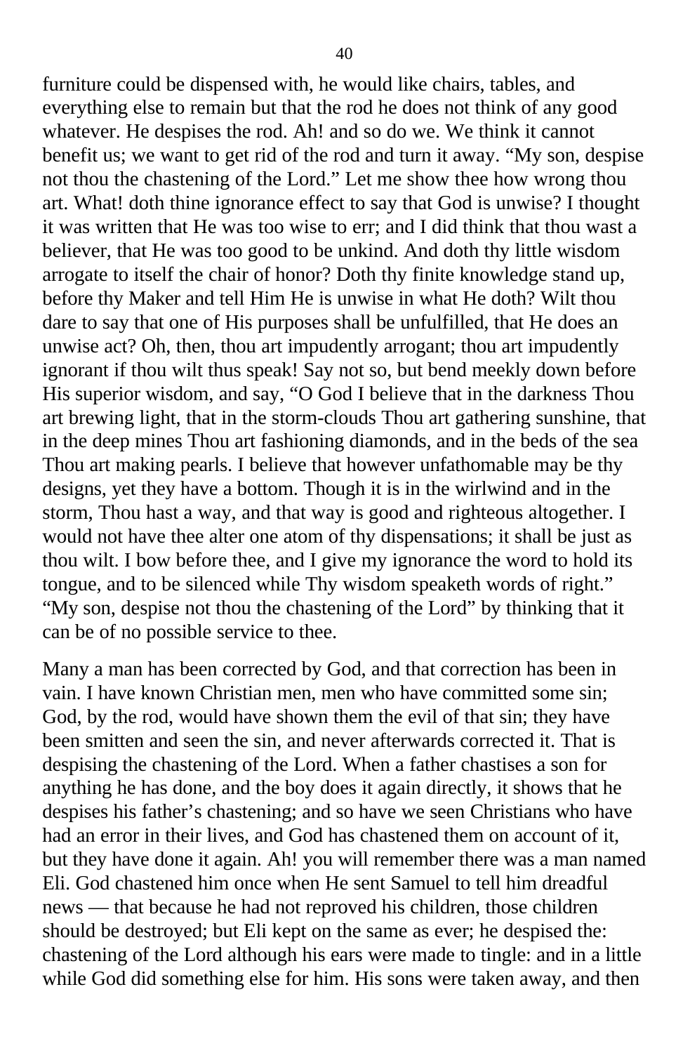furniture could be dispensed with, he would like chairs, tables, and everything else to remain but that the rod he does not think of any good whatever. He despises the rod. Ah! and so do we. We think it cannot benefit us; we want to get rid of the rod and turn it away. “My son, despise not thou the chastening of the Lord.” Let me show thee how wrong thou art. What! doth thine ignorance effect to say that God is unwise? I thought it was written that He was too wise to err; and I did think that thou wast a believer, that He was too good to be unkind. And doth thy little wisdom arrogate to itself the chair of honor? Doth thy finite knowledge stand up, before thy Maker and tell Him He is unwise in what He doth? Wilt thou dare to say that one of His purposes shall be unfulfilled, that He does an unwise act? Oh, then, thou art impudently arrogant; thou art impudently ignorant if thou wilt thus speak! Say not so, but bend meekly down before His superior wisdom, and say, “O God I believe that in the darkness Thou art brewing light, that in the storm-clouds Thou art gathering sunshine, that in the deep mines Thou art fashioning diamonds, and in the beds of the sea Thou art making pearls. I believe that however unfathomable may be thy designs, yet they have a bottom. Though it is in the wirlwind and in the storm, Thou hast a way, and that way is good and righteous altogether. I would not have thee alter one atom of thy dispensations; it shall be just as thou wilt. I bow before thee, and I give my ignorance the word to hold its tongue, and to be silenced while Thy wisdom speaketh words of right.” “My son, despise not thou the chastening of the Lord” by thinking that it can be of no possible service to thee.

Many a man has been corrected by God, and that correction has been in vain. I have known Christian men, men who have committed some sin; God, by the rod, would have shown them the evil of that sin; they have been smitten and seen the sin, and never afterwards corrected it. That is despising the chastening of the Lord. When a father chastises a son for anything he has done, and the boy does it again directly, it shows that he despises his father’s chastening; and so have we seen Christians who have had an error in their lives, and God has chastened them on account of it, but they have done it again. Ah! you will remember there was a man named Eli. God chastened him once when He sent Samuel to tell him dreadful news — that because he had not reproved his children, those children should be destroyed; but Eli kept on the same as ever; he despised the: chastening of the Lord although his ears were made to tingle: and in a little while God did something else for him. His sons were taken away, and then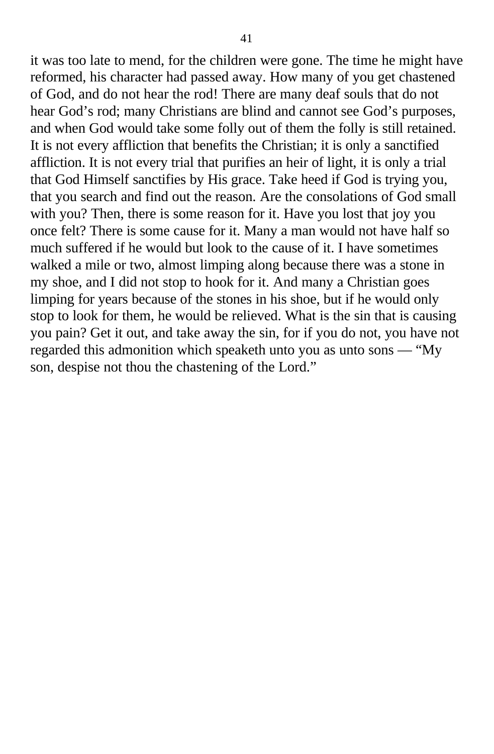it was too late to mend, for the children were gone. The time he might have reformed, his character had passed away. How many of you get chastened of God, and do not hear the rod! There are many deaf souls that do not hear God's rod; many Christians are blind and cannot see God's purposes, and when God would take some folly out of them the folly is still retained. It is not every affliction that benefits the Christian; it is only a sanctified affliction. It is not every trial that purifies an heir of light, it is only a trial that God Himself sanctifies by His grace. Take heed if God is trying you, that you search and find out the reason. Are the consolations of God small with you? Then, there is some reason for it. Have you lost that joy you once felt? There is some cause for it. Many a man would not have half so much suffered if he would but look to the cause of it. I have sometimes walked a mile or two, almost limping along because there was a stone in my shoe, and I did not stop to hook for it. And many a Christian goes limping for years because of the stones in his shoe, but if he would only stop to look for them, he would be relieved. What is the sin that is causing you pain? Get it out, and take away the sin, for if you do not, you have not regarded this admonition which speaketh unto you as unto sons — "My son, despise not thou the chastening of the Lord."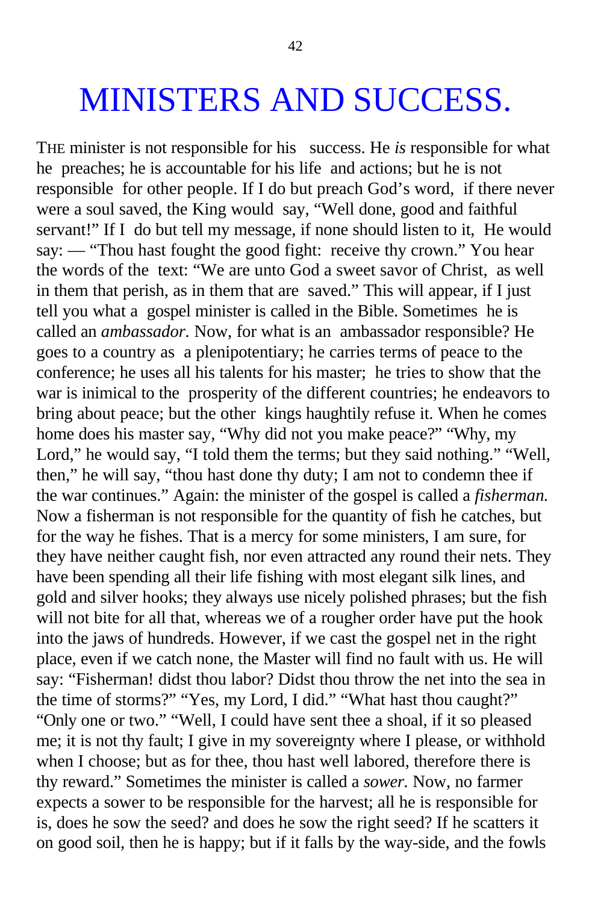# MINISTERS AND SUCCESS.

THE minister is not responsible for his success. He *is* responsible for what he preaches; he is accountable for his life and actions; but he is not responsible for other people. If I do but preach God's word, if there never were a soul saved, the King would say, "Well done, good and faithful servant!" If I do but tell my message, if none should listen to it, He would say: — "Thou hast fought the good fight: receive thy crown." You hear the words of the text: "We are unto God a sweet savor of Christ, as well in them that perish, as in them that are saved." This will appear, if I just tell you what a gospel minister is called in the Bible. Sometimes he is called an *ambassador.* Now, for what is an ambassador responsible? He goes to a country as a plenipotentiary; he carries terms of peace to the conference; he uses all his talents for his master; he tries to show that the war is inimical to the prosperity of the different countries; he endeavors to bring about peace; but the other kings haughtily refuse it. When he comes home does his master say, "Why did not you make peace?" "Why, my Lord," he would say, "I told them the terms; but they said nothing." "Well, then," he will say, "thou hast done thy duty; I am not to condemn thee if the war continues." Again: the minister of the gospel is called a *fisherman.* Now a fisherman is not responsible for the quantity of fish he catches, but for the way he fishes. That is a mercy for some ministers, I am sure, for they have neither caught fish, nor even attracted any round their nets. They have been spending all their life fishing with most elegant silk lines, and gold and silver hooks; they always use nicely polished phrases; but the fish will not bite for all that, whereas we of a rougher order have put the hook into the jaws of hundreds. However, if we cast the gospel net in the right place, even if we catch none, the Master will find no fault with us. He will say: "Fisherman! didst thou labor? Didst thou throw the net into the sea in the time of storms?" "Yes, my Lord, I did." "What hast thou caught?" "Only one or two." "Well, I could have sent thee a shoal, if it so pleased me; it is not thy fault; I give in my sovereignty where I please, or withhold when I choose; but as for thee, thou hast well labored, therefore there is thy reward." Sometimes the minister is called a *sower.* Now, no farmer expects a sower to be responsible for the harvest; all he is responsible for is, does he sow the seed? and does he sow the right seed? If he scatters it on good soil, then he is happy; but if it falls by the way-side, and the fowls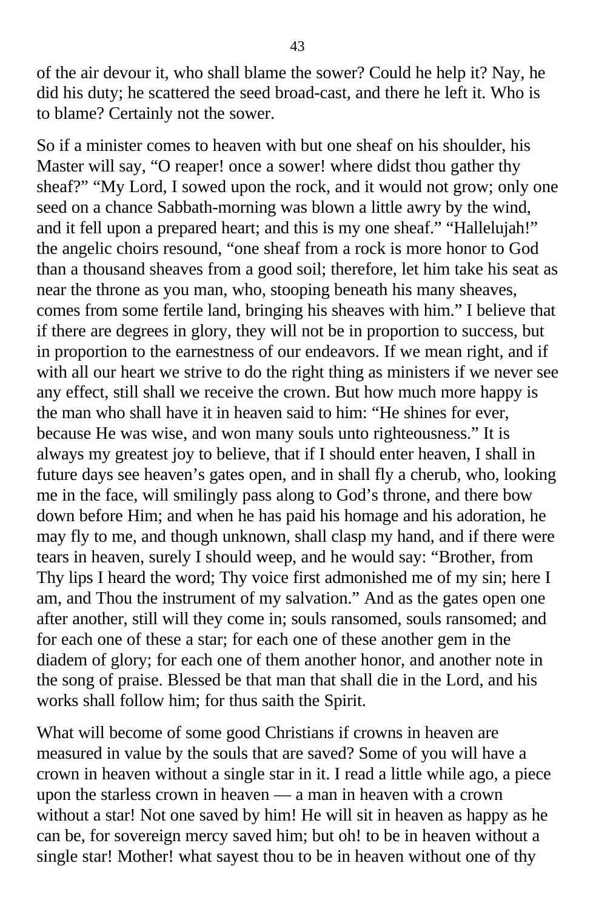of the air devour it, who shall blame the sower? Could he help it? Nay, he did his duty; he scattered the seed broad-cast, and there he left it. Who is to blame? Certainly not the sower.

So if a minister comes to heaven with but one sheaf on his shoulder, his Master will say, "O reaper! once a sower! where didst thou gather thy sheaf?" "My Lord, I sowed upon the rock, and it would not grow; only one seed on a chance Sabbath-morning was blown a little awry by the wind, and it fell upon a prepared heart; and this is my one sheaf." "Hallelujah!" the angelic choirs resound, "one sheaf from a rock is more honor to God than a thousand sheaves from a good soil; therefore, let him take his seat as near the throne as yon man, who, stooping beneath his many sheaves, comes from some fertile land, bringing his sheaves with him." I believe that if there are degrees in glory, they will not be in proportion to success, but in proportion to the earnestness of our endeavors. If we mean right, and if with all our heart we strive to do the right thing as ministers if we never see any effect, still shall we receive the crown. But how much more happy is the man who shall have it in heaven said to him: "He shines for ever, because He was wise, and won many souls unto righteousness." It is always my greatest joy to believe, that if I should enter heaven, I shall in future days see heaven's gates open, and in shall fly a cherub, who, looking me in the face, will smilingly pass along to God's throne, and there bow down before Him; and when he has paid his homage and his adoration, he may fly to me, and though unknown, shall clasp my hand, and if there were tears in heaven, surely I should weep, and he would say: "Brother, from Thy lips I heard the word; Thy voice first admonished me of my sin; here I am, and Thou the instrument of my salvation." And as the gates open one after another, still will they come in; souls ransomed, souls ransomed; and for each one of these a star; for each one of these another gem in the diadem of glory; for each one of them another honor, and another note in the song of praise. Blessed be that man that shall die in the Lord, and his works shall follow him; for thus saith the Spirit.

What will become of some good Christians if crowns in heaven are measured in value by the souls that are saved? Some of you will have a crown in heaven without a single star in it. I read a little while ago, a piece upon the starless crown in heaven — a man in heaven with a crown without a star! Not one saved by him! He will sit in heaven as happy as he can be, for sovereign mercy saved him; but oh! to be in heaven without a single star! Mother! what sayest thou to be in heaven without one of thy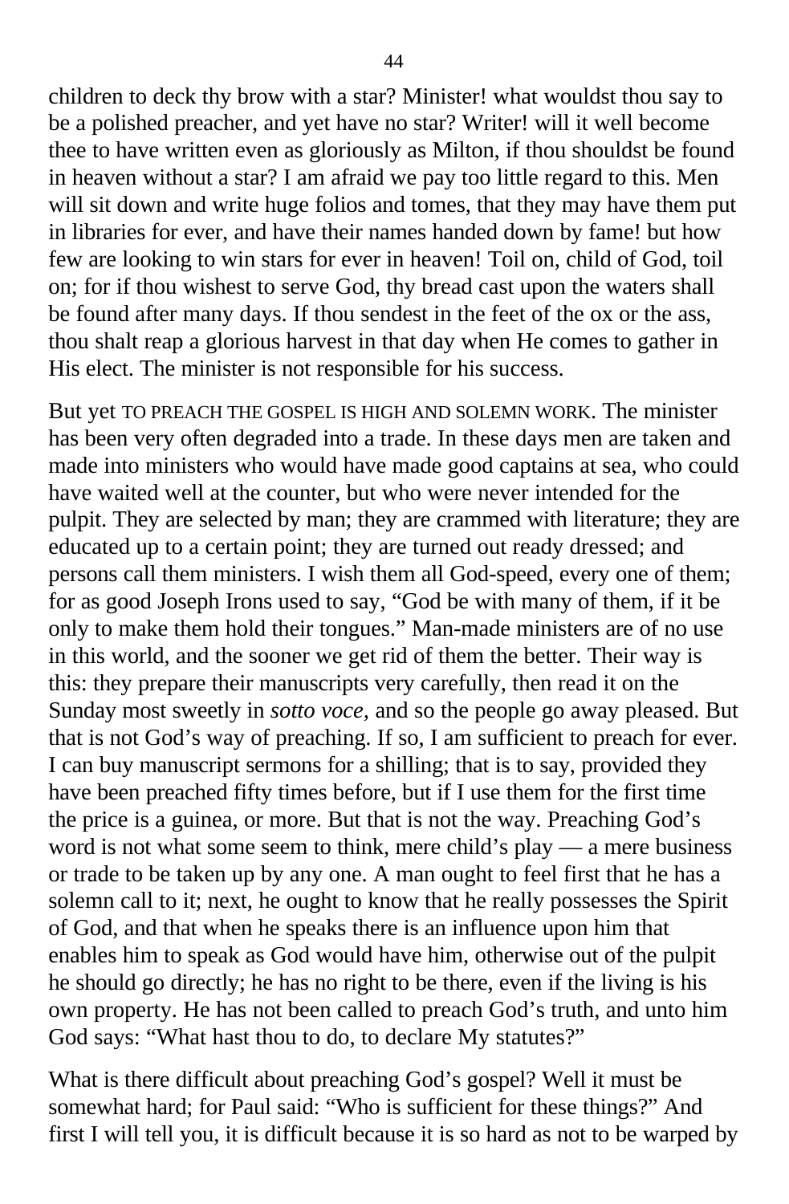children to deck thy brow with a star? Minister! what wouldst thou say to be a polished preacher, and yet have no star? Writer! will it well become thee to have written even as gloriously as Milton, if thou shouldst be found in heaven without a star? I am afraid we pay too little regard to this. Men will sit down and write huge folios and tomes, that they may have them put in libraries for ever, and have their names handed down by fame! but how few are looking to win stars for ever in heaven! Toil on, child of God, toil on; for if thou wishest to serve God, thy bread cast upon the waters shall be found after many days. If thou sendest in the feet of the ox or the ass, thou shalt reap a glorious harvest in that day when He comes to gather in His elect. The minister is not responsible for his success.

But yet TO PREACH THE GOSPEL IS HIGH AND SOLEMN WORK. The minister has been very often degraded into a trade. In these days men are taken and made into ministers who would have made good captains at sea, who could have waited well at the counter, but who were never intended for the pulpit. They are selected by man; they are crammed with literature; they are educated up to a certain point; they are turned out ready dressed; and persons call them ministers. I wish them all God-speed, every one of them; for as good Joseph Irons used to say, "God be with many of them, if it be only to make them hold their tongues." Man-made ministers are of no use in this world, and the sooner we get rid of them the better. Their way is this: they prepare their manuscripts very carefully, then read it on the Sunday most sweetly in *sotto voce*, and so the people go away pleased. But that is not God's way of preaching. If so, I am sufficient to preach for ever. I can buy manuscript sermons for a shilling; that is to say, provided they have been preached fifty times before, but if I use them for the first time the price is a guinea, or more. But that is not the way. Preaching God's word is not what some seem to think, mere child's play — a mere business or trade to be taken up by any one. A man ought to feel first that he has a solemn call to it; next, he ought to know that he really possesses the Spirit of God, and that when he speaks there is an influence upon him that enables him to speak as God would have him, otherwise out of the pulpit he should go directly; he has no right to be there, even if the living is his own property. He has not been called to preach God's truth, and unto him God says: "What hast thou to do, to declare My statutes?"

What is there difficult about preaching God's gospel? Well it must be somewhat hard; for Paul said: "Who is sufficient for these things?" And first I will tell you, it is difficult because it is so hard as not to be warped by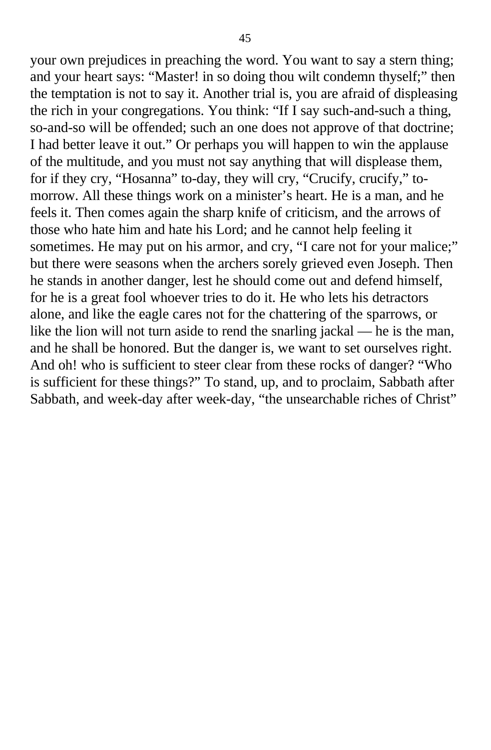your own prejudices in preaching the word. You want to say a stern thing; and your heart says: "Master! in so doing thou wilt condemn thyself;" then the temptation is not to say it. Another trial is, you are afraid of displeasing the rich in your congregations. You think: "If I say such-and-such a thing, so-and-so will be offended; such an one does not approve of that doctrine; I had better leave it out." Or perhaps you will happen to win the applause of the multitude, and you must not say anything that will displease them, for if they cry, "Hosanna" to-day, they will cry, "Crucify, crucify," to-morrow. All these things work on a minister's heart. He is a man, and he feels it. Then comes again the sharp knife of criticism, and the arrows of those who hate him and hate his Lord; and he cannot help feeling it sometimes. He may put on his armor, and cry, "I care not for your malice;" but there were seasons when the archers sorely grieved even Joseph. Then he stands in another danger, lest he should come out and defend himself, for he is a great fool whoever tries to do it. He who lets his detractors alone, and like the eagle cares not for the chattering of the sparrows, or like the lion will not turn aside to rend the snarling jackal — he is the man, and he shall be honored. But the danger is, we want to set ourselves right. And oh! who is sufficient to steer clear from these rocks of danger? "Who is sufficient for these things?" To stand, up, and to proclaim, Sabbath after Sabbath, and week-day after week-day, "the unsearchable riches of Christ"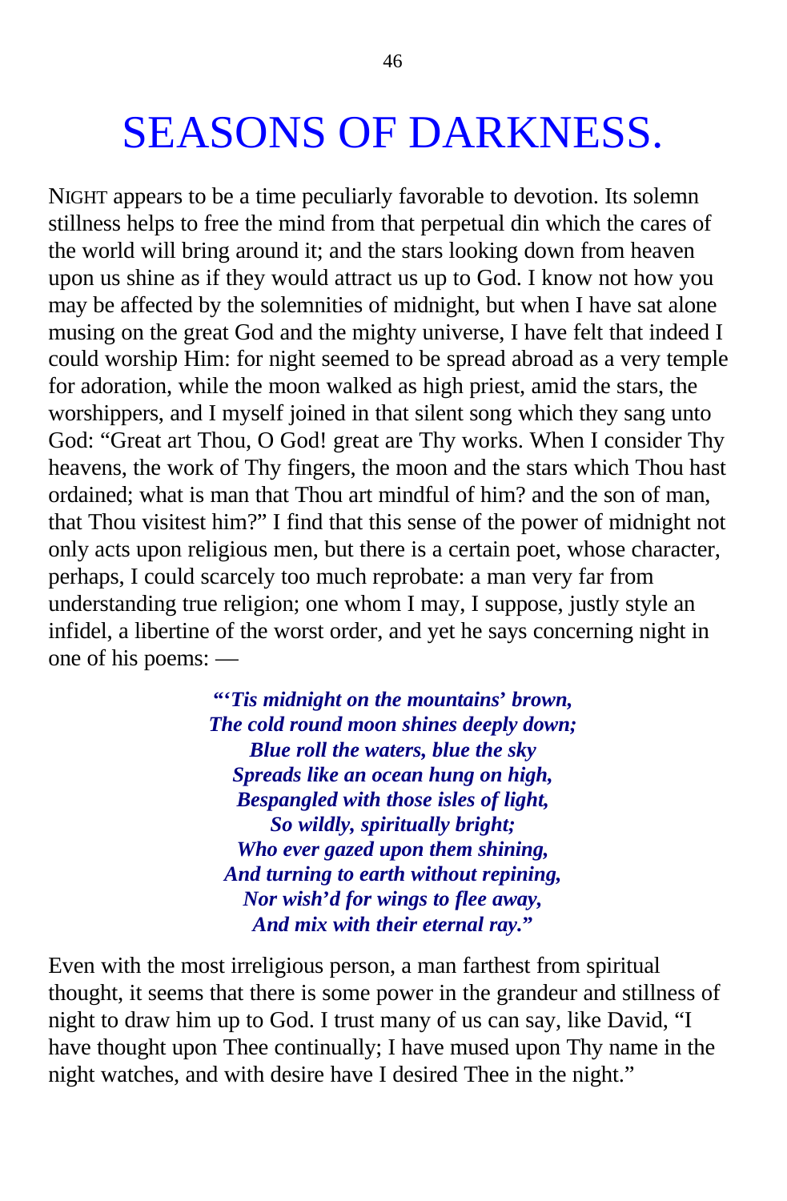# SEASONS OF DARKNESS.

NIGHT appears to be a time peculiarly favorable to devotion. Its solemn stillness helps to free the mind from that perpetual din which the cares of the world will bring around it; and the stars looking down from heaven upon us shine as if they would attract us up to God. I know not how you may be affected by the solemnities of midnight, but when I have sat alone musing on the great God and the mighty universe, I have felt that indeed I could worship Him: for night seemed to be spread abroad as a very temple for adoration, while the moon walked as high priest, amid the stars, the worshippers, and I myself joined in that silent song which they sang unto God: "Great art Thou, O God! great are Thy works. When I consider Thy heavens, the work of Thy fingers, the moon and the stars which Thou hast ordained; what is man that Thou art mindful of him? and the son of man, that Thou visitest him?" I find that this sense of the power of midnight not only acts upon religious men, but there is a certain poet, whose character, perhaps, I could scarcely too much reprobate: a man very far from understanding true religion; one whom I may, I suppose, justly style an infidel, a libertine of the worst order, and yet he says concerning night in one of his poems: —

> ***"'Tis midnight on the mountains' brown,***
> ***The cold round moon shines deeply down;***
> ***Blue roll the waters, blue the sky***
> ***Spreads like an ocean hung on high,***
> ***Bespangled with those isles of light,***
> ***So wildly, spiritually bright;***
> ***Who ever gazed upon them shining,***
> ***And turning to earth without repining,***
> ***Nor wish'd for wings to flee away,***
> ***And mix with their eternal ray."***

Even with the most irreligious person, a man farthest from spiritual thought, it seems that there is some power in the grandeur and stillness of night to draw him up to God. I trust many of us can say, like David, "I have thought upon Thee continually; I have mused upon Thy name in the night watches, and with desire have I desired Thee in the night."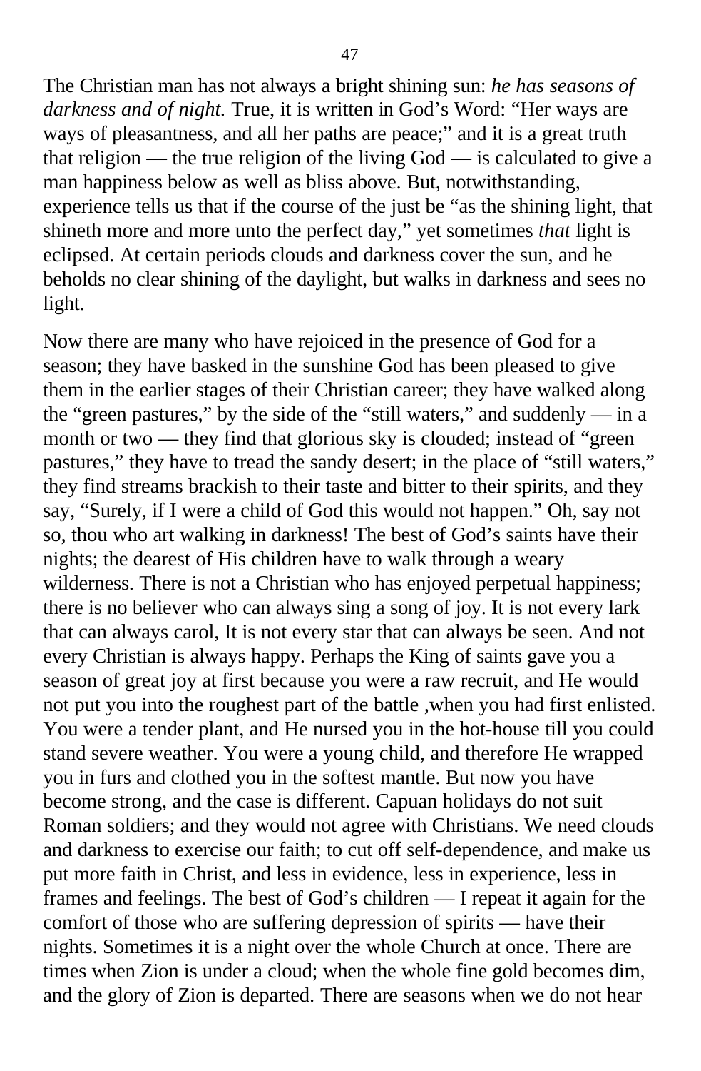The Christian man has not always a bright shining sun: *he has seasons of darkness and of night.* True, it is written in God's Word: "Her ways are ways of pleasantness, and all her paths are peace;" and it is a great truth that religion — the true religion of the living God — is calculated to give a man happiness below as well as bliss above. But, notwithstanding, experience tells us that if the course of the just be "as the shining light, that shineth more and more unto the perfect day," yet sometimes *that* light is eclipsed. At certain periods clouds and darkness cover the sun, and he beholds no clear shining of the daylight, but walks in darkness and sees no light.

Now there are many who have rejoiced in the presence of God for a season; they have basked in the sunshine God has been pleased to give them in the earlier stages of their Christian career; they have walked along the "green pastures," by the side of the "still waters," and suddenly — in a month or two — they find that glorious sky is clouded; instead of "green pastures," they have to tread the sandy desert; in the place of "still waters," they find streams brackish to their taste and bitter to their spirits, and they say, "Surely, if I were a child of God this would not happen." Oh, say not so, thou who art walking in darkness! The best of God's saints have their nights; the dearest of His children have to walk through a weary wilderness. There is not a Christian who has enjoyed perpetual happiness; there is no believer who can always sing a song of joy. It is not every lark that can always carol, It is not every star that can always be seen. And not every Christian is always happy. Perhaps the King of saints gave you a season of great joy at first because you were a raw recruit, and He would not put you into the roughest part of the battle ,when you had first enlisted. You were a tender plant, and He nursed you in the hot-house till you could stand severe weather. You were a young child, and therefore He wrapped you in furs and clothed you in the softest mantle. But now you have become strong, and the case is different. Capuan holidays do not suit Roman soldiers; and they would not agree with Christians. We need clouds and darkness to exercise our faith; to cut off self-dependence, and make us put more faith in Christ, and less in evidence, less in experience, less in frames and feelings. The best of God's children — I repeat it again for the comfort of those who are suffering depression of spirits — have their nights. Sometimes it is a night over the whole Church at once. There are times when Zion is under a cloud; when the whole fine gold becomes dim, and the glory of Zion is departed. There are seasons when we do not hear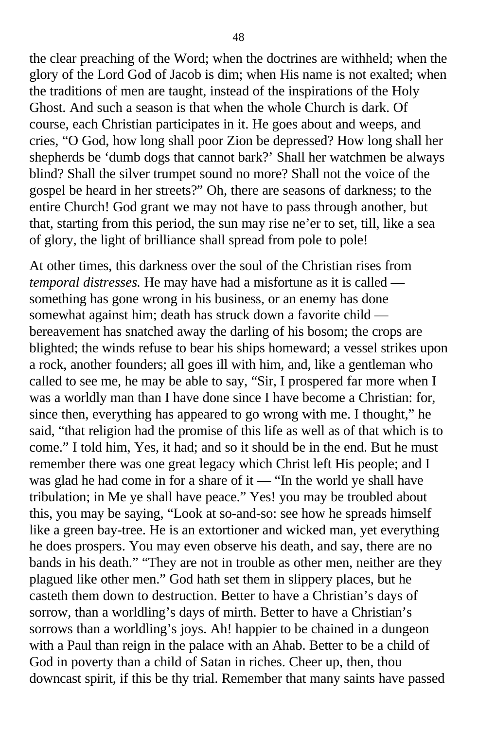the clear preaching of the Word; when the doctrines are withheld; when the glory of the Lord God of Jacob is dim; when His name is not exalted; when the traditions of men are taught, instead of the inspirations of the Holy Ghost. And such a season is that when the whole Church is dark. Of course, each Christian participates in it. He goes about and weeps, and cries, "O God, how long shall poor Zion be depressed? How long shall her shepherds be 'dumb dogs that cannot bark?' Shall her watchmen be always blind? Shall the silver trumpet sound no more? Shall not the voice of the gospel be heard in her streets?" Oh, there are seasons of darkness; to the entire Church! God grant we may not have to pass through another, but that, starting from this period, the sun may rise ne'er to set, till, like a sea of glory, the light of brilliance shall spread from pole to pole!

At other times, this darkness over the soul of the Christian rises from *temporal distresses.* He may have had a misfortune as it is called — something has gone wrong in his business, or an enemy has done somewhat against him; death has struck down a favorite child — bereavement has snatched away the darling of his bosom; the crops are blighted; the winds refuse to bear his ships homeward; a vessel strikes upon a rock, another founders; all goes ill with him, and, like a gentleman who called to see me, he may be able to say, "Sir, I prospered far more when I was a worldly man than I have done since I have become a Christian: for, since then, everything has appeared to go wrong with me. I thought," he said, "that religion had the promise of this life as well as of that which is to come." I told him, Yes, it had; and so it should be in the end. But he must remember there was one great legacy which Christ left His people; and I was glad he had come in for a share of it — "In the world ye shall have tribulation; in Me ye shall have peace." Yes! you may be troubled about this, you may be saying, "Look at so-and-so: see how he spreads himself like a green bay-tree. He is an extortioner and wicked man, yet everything he does prospers. You may even observe his death, and say, there are no bands in his death." "They are not in trouble as other men, neither are they plagued like other men." God hath set them in slippery places, but he casteth them down to destruction. Better to have a Christian's days of sorrow, than a worldling's days of mirth. Better to have a Christian's sorrows than a worldling's joys. Ah! happier to be chained in a dungeon with a Paul than reign in the palace with an Ahab. Better to be a child of God in poverty than a child of Satan in riches. Cheer up, then, thou downcast spirit, if this be thy trial. Remember that many saints have passed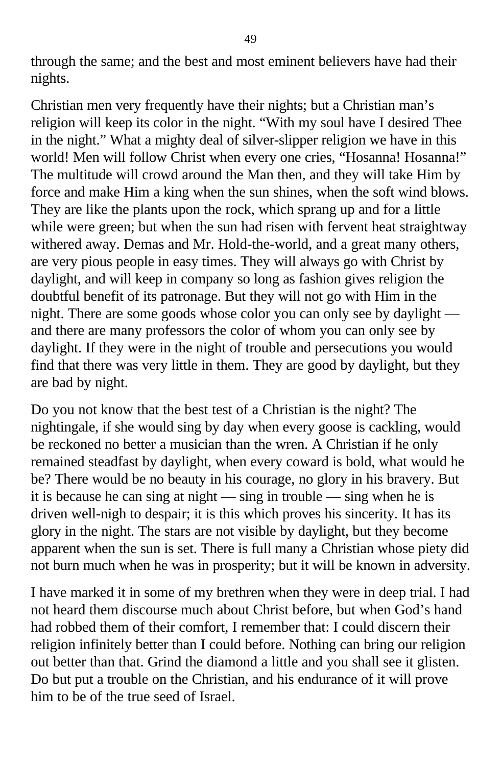through the same; and the best and most eminent believers have had their nights.

Christian men very frequently have their nights; but a Christian man's religion will keep its color in the night. "With my soul have I desired Thee in the night." What a mighty deal of silver-slipper religion we have in this world! Men will follow Christ when every one cries, "Hosanna! Hosanna!" The multitude will crowd around the Man then, and they will take Him by force and make Him a king when the sun shines, when the soft wind blows. They are like the plants upon the rock, which sprang up and for a little while were green; but when the sun had risen with fervent heat straightway withered away. Demas and Mr. Hold-the-world, and a great many others, are very pious people in easy times. They will always go with Christ by daylight, and will keep in company so long as fashion gives religion the doubtful benefit of its patronage. But they will not go with Him in the night. There are some goods whose color you can only see by daylight — and there are many professors the color of whom you can only see by daylight. If they were in the night of trouble and persecutions you would find that there was very little in them. They are good by daylight, but they are bad by night.

Do you not know that the best test of a Christian is the night? The nightingale, if she would sing by day when every goose is cackling, would be reckoned no better a musician than the wren. A Christian if he only remained steadfast by daylight, when every coward is bold, what would he be? There would be no beauty in his courage, no glory in his bravery. But it is because he can sing at night — sing in trouble — sing when he is driven well-nigh to despair; it is this which proves his sincerity. It has its glory in the night. The stars are not visible by daylight, but they become apparent when the sun is set. There is full many a Christian whose piety did not burn much when he was in prosperity; but it will be known in adversity.

I have marked it in some of my brethren when they were in deep trial. I had not heard them discourse much about Christ before, but when God's hand had robbed them of their comfort, I remember that: I could discern their religion infinitely better than I could before. Nothing can bring our religion out better than that. Grind the diamond a little and you shall see it glisten. Do but put a trouble on the Christian, and his endurance of it will prove him to be of the true seed of Israel.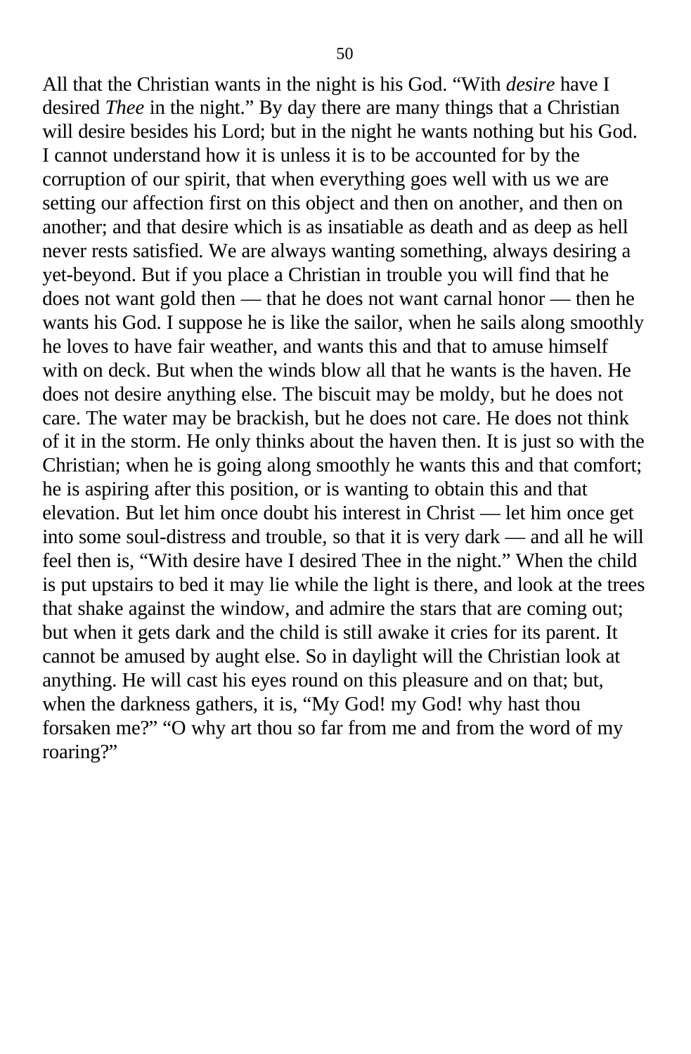All that the Christian wants in the night is his God. “With *desire* have I desired *Thee* in the night.” By day there are many things that a Christian will desire besides his Lord; but in the night he wants nothing but his God. I cannot understand how it is unless it is to be accounted for by the corruption of our spirit, that when everything goes well with us we are setting our affection first on this object and then on another, and then on another; and that desire which is as insatiable as death and as deep as hell never rests satisfied. We are always wanting something, always desiring a yet-beyond. But if you place a Christian in trouble you will find that he does not want gold then — that he does not want carnal honor — then he wants his God. I suppose he is like the sailor, when he sails along smoothly he loves to have fair weather, and wants this and that to amuse himself with on deck. But when the winds blow all that he wants is the haven. He does not desire anything else. The biscuit may be moldy, but he does not care. The water may be brackish, but he does not care. He does not think of it in the storm. He only thinks about the haven then. It is just so with the Christian; when he is going along smoothly he wants this and that comfort; he is aspiring after this position, or is wanting to obtain this and that elevation. But let him once doubt his interest in Christ — let him once get into some soul-distress and trouble, so that it is very dark — and all he will feel then is, “With desire have I desired Thee in the night.” When the child is put upstairs to bed it may lie while the light is there, and look at the trees that shake against the window, and admire the stars that are coming out; but when it gets dark and the child is still awake it cries for its parent. It cannot be amused by aught else. So in daylight will the Christian look at anything. He will cast his eyes round on this pleasure and on that; but, when the darkness gathers, it is, “My God! my God! why hast thou forsaken me?” “O why art thou so far from me and from the word of my roaring?”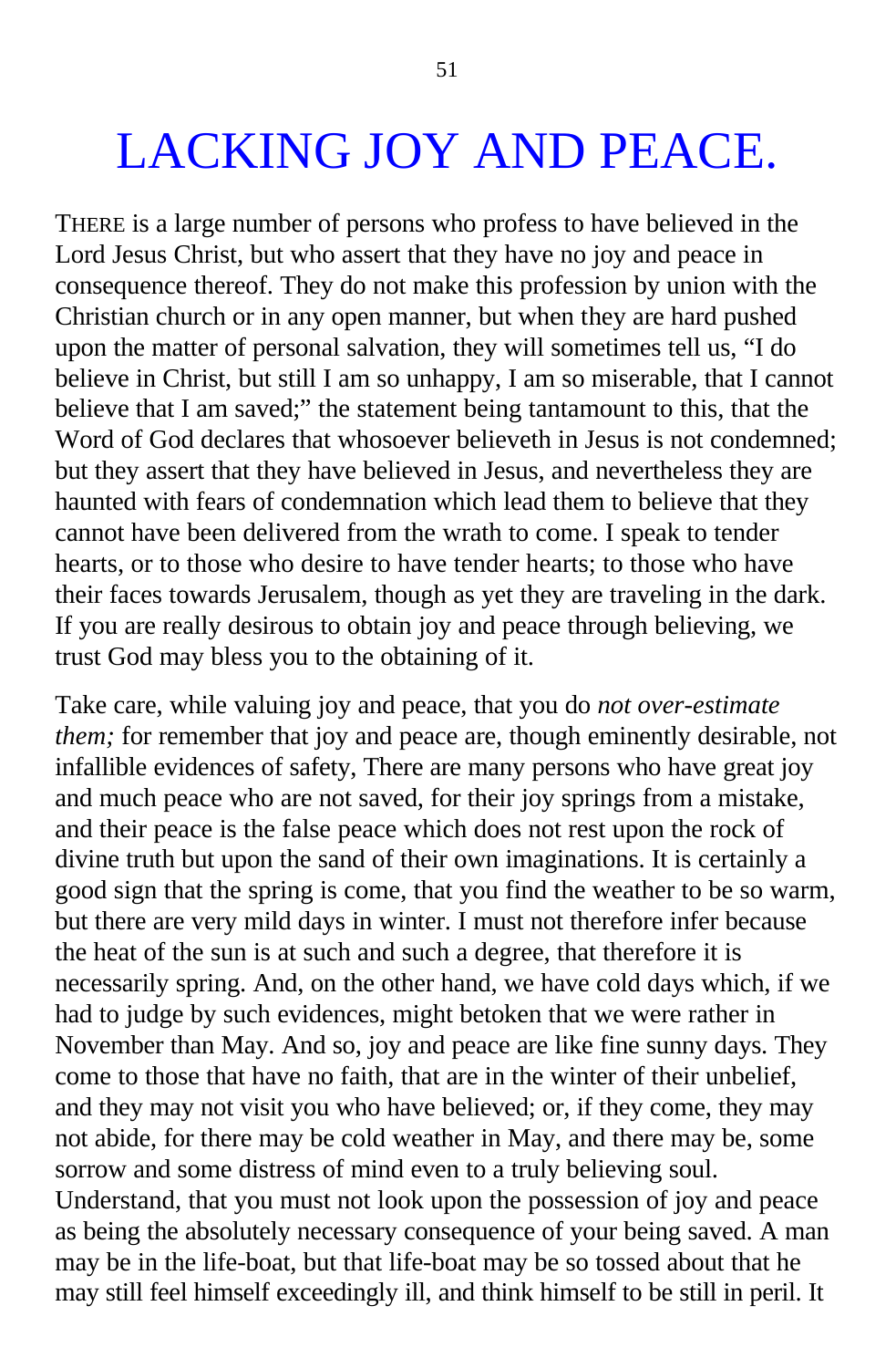# LACKING JOY AND PEACE.

THERE is a large number of persons who profess to have believed in the Lord Jesus Christ, but who assert that they have no joy and peace in consequence thereof. They do not make this profession by union with the Christian church or in any open manner, but when they are hard pushed upon the matter of personal salvation, they will sometimes tell us, "I do believe in Christ, but still I am so unhappy, I am so miserable, that I cannot believe that I am saved;" the statement being tantamount to this, that the Word of God declares that whosoever believeth in Jesus is not condemned; but they assert that they have believed in Jesus, and nevertheless they are haunted with fears of condemnation which lead them to believe that they cannot have been delivered from the wrath to come. I speak to tender hearts, or to those who desire to have tender hearts; to those who have their faces towards Jerusalem, though as yet they are traveling in the dark. If you are really desirous to obtain joy and peace through believing, we trust God may bless you to the obtaining of it.

Take care, while valuing joy and peace, that you do *not over-estimate them;* for remember that joy and peace are, though eminently desirable, not infallible evidences of safety, There are many persons who have great joy and much peace who are not saved, for their joy springs from a mistake, and their peace is the false peace which does not rest upon the rock of divine truth but upon the sand of their own imaginations. It is certainly a good sign that the spring is come, that you find the weather to be so warm, but there are very mild days in winter. I must not therefore infer because the heat of the sun is at such and such a degree, that therefore it is necessarily spring. And, on the other hand, we have cold days which, if we had to judge by such evidences, might betoken that we were rather in November than May. And so, joy and peace are like fine sunny days. They come to those that have no faith, that are in the winter of their unbelief, and they may not visit you who have believed; or, if they come, they may not abide, for there may be cold weather in May, and there may be, some sorrow and some distress of mind even to a truly believing soul. Understand, that you must not look upon the possession of joy and peace as being the absolutely necessary consequence of your being saved. A man may be in the life-boat, but that life-boat may be so tossed about that he may still feel himself exceedingly ill, and think himself to be still in peril. It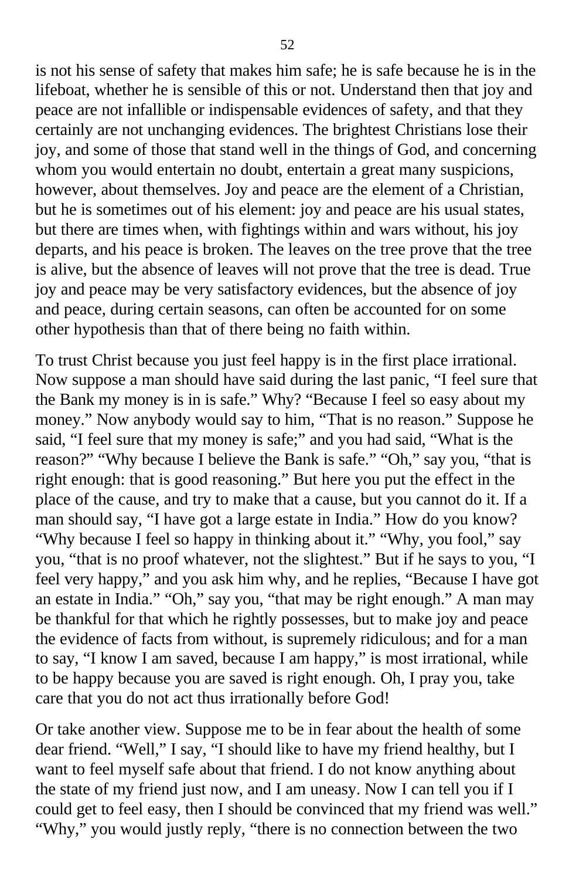is not his sense of safety that makes him safe; he is safe because he is in the lifeboat, whether he is sensible of this or not. Understand then that joy and peace are not infallible or indispensable evidences of safety, and that they certainly are not unchanging evidences. The brightest Christians lose their joy, and some of those that stand well in the things of God, and concerning whom you would entertain no doubt, entertain a great many suspicions, however, about themselves. Joy and peace are the element of a Christian, but he is sometimes out of his element: joy and peace are his usual states, but there are times when, with fightings within and wars without, his joy departs, and his peace is broken. The leaves on the tree prove that the tree is alive, but the absence of leaves will not prove that the tree is dead. True joy and peace may be very satisfactory evidences, but the absence of joy and peace, during certain seasons, can often be accounted for on some other hypothesis than that of there being no faith within.

To trust Christ because you just feel happy is in the first place irrational. Now suppose a man should have said during the last panic, "I feel sure that the Bank my money is in is safe." Why? "Because I feel so easy about my money." Now anybody would say to him, "That is no reason." Suppose he said, "I feel sure that my money is safe;" and you had said, "What is the reason?" "Why because I believe the Bank is safe." "Oh," say you, "that is right enough: that is good reasoning." But here you put the effect in the place of the cause, and try to make that a cause, but you cannot do it. If a man should say, "I have got a large estate in India." How do you know? "Why because I feel so happy in thinking about it." "Why, you fool," say you, "that is no proof whatever, not the slightest." But if he says to you, "I feel very happy," and you ask him why, and he replies, "Because I have got an estate in India." "Oh," say you, "that may be right enough." A man may be thankful for that which he rightly possesses, but to make joy and peace the evidence of facts from without, is supremely ridiculous; and for a man to say, "I know I am saved, because I am happy," is most irrational, while to be happy because you are saved is right enough. Oh, I pray you, take care that you do not act thus irrationally before God!

Or take another view. Suppose me to be in fear about the health of some dear friend. "Well," I say, "I should like to have my friend healthy, but I want to feel myself safe about that friend. I do not know anything about the state of my friend just now, and I am uneasy. Now I can tell you if I could get to feel easy, then I should be convinced that my friend was well." "Why," you would justly reply, "there is no connection between the two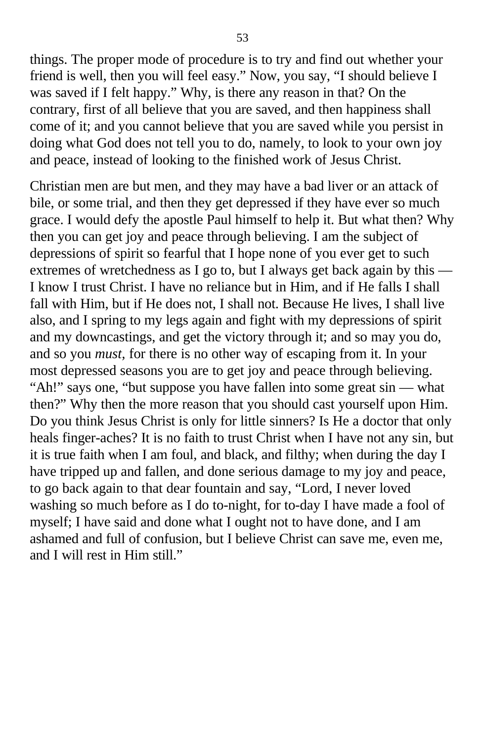things. The proper mode of procedure is to try and find out whether your friend is well, then you will feel easy.” Now, you say, “I should believe I was saved if I felt happy.” Why, is there any reason in that? On the contrary, first of all believe that you are saved, and then happiness shall come of it; and you cannot believe that you are saved while you persist in doing what God does not tell you to do, namely, to look to your own joy and peace, instead of looking to the finished work of Jesus Christ.

Christian men are but men, and they may have a bad liver or an attack of bile, or some trial, and then they get depressed if they have ever so much grace. I would defy the apostle Paul himself to help it. But what then? Why then you can get joy and peace through believing. I am the subject of depressions of spirit so fearful that I hope none of you ever get to such extremes of wretchedness as I go to, but I always get back again by this — I know I trust Christ. I have no reliance but in Him, and if He falls I shall fall with Him, but if He does not, I shall not. Because He lives, I shall live also, and I spring to my legs again and fight with my depressions of spirit and my downcastings, and get the victory through it; and so may you do, and so you *must,* for there is no other way of escaping from it. In your most depressed seasons you are to get joy and peace through believing. “Ah!” says one, “but suppose you have fallen into some great sin — what then?” Why then the more reason that you should cast yourself upon Him. Do you think Jesus Christ is only for little sinners? Is He a doctor that only heals finger-aches? It is no faith to trust Christ when I have not any sin, but it is true faith when I am foul, and black, and filthy; when during the day I have tripped up and fallen, and done serious damage to my joy and peace, to go back again to that dear fountain and say, “Lord, I never loved washing so much before as I do to-night, for to-day I have made a fool of myself; I have said and done what I ought not to have done, and I am ashamed and full of confusion, but I believe Christ can save me, even me, and I will rest in Him still.”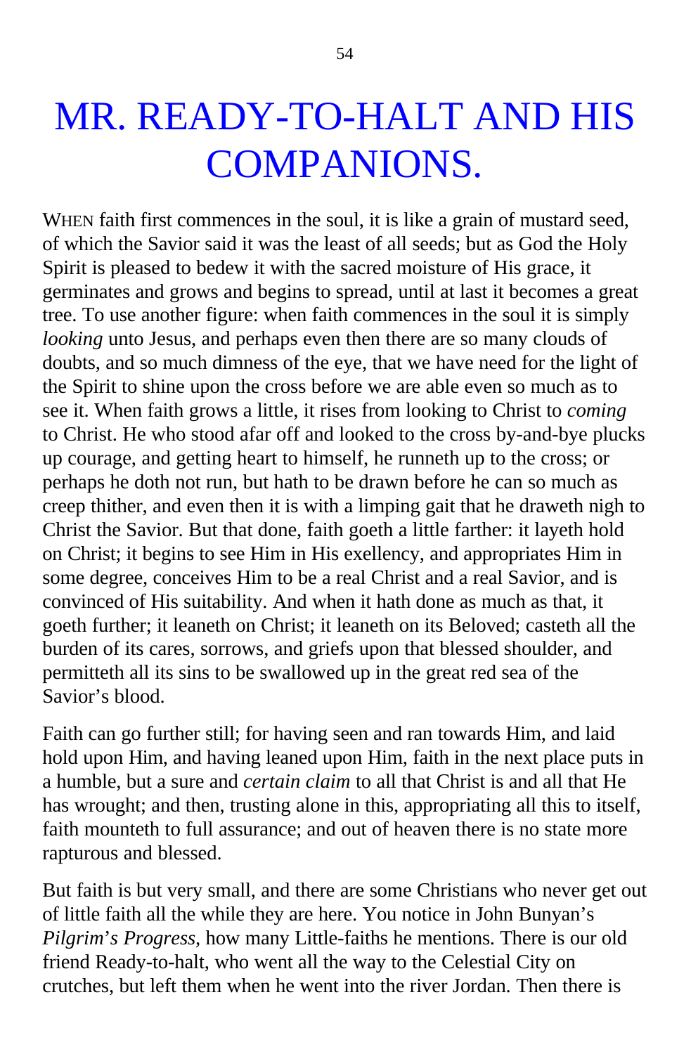# MR. READY-TO-HALT AND HIS COMPANIONS.

WHEN faith first commences in the soul, it is like a grain of mustard seed, of which the Savior said it was the least of all seeds; but as God the Holy Spirit is pleased to bedew it with the sacred moisture of His grace, it germinates and grows and begins to spread, until at last it becomes a great tree. To use another figure: when faith commences in the soul it is simply *looking* unto Jesus, and perhaps even then there are so many clouds of doubts, and so much dimness of the eye, that we have need for the light of the Spirit to shine upon the cross before we are able even so much as to see it. When faith grows a little, it rises from looking to Christ to *coming* to Christ. He who stood afar off and looked to the cross by-and-bye plucks up courage, and getting heart to himself, he runneth up to the cross; or perhaps he doth not run, but hath to be drawn before he can so much as creep thither, and even then it is with a limping gait that he draweth nigh to Christ the Savior. But that done, faith goeth a little farther: it layeth hold on Christ; it begins to see Him in His exellency, and appropriates Him in some degree, conceives Him to be a real Christ and a real Savior, and is convinced of His suitability. And when it hath done as much as that, it goeth further; it leaneth on Christ; it leaneth on its Beloved; casteth all the burden of its cares, sorrows, and griefs upon that blessed shoulder, and permitteth all its sins to be swallowed up in the great red sea of the Savior's blood.

Faith can go further still; for having seen and ran towards Him, and laid hold upon Him, and having leaned upon Him, faith in the next place puts in a humble, but a sure and *certain claim* to all that Christ is and all that He has wrought; and then, trusting alone in this, appropriating all this to itself, faith mounteth to full assurance; and out of heaven there is no state more rapturous and blessed.

But faith is but very small, and there are some Christians who never get out of little faith all the while they are here. You notice in John Bunyan's *Pilgrim's Progress,* how many Little-faiths he mentions. There is our old friend Ready-to-halt, who went all the way to the Celestial City on crutches, but left them when he went into the river Jordan. Then there is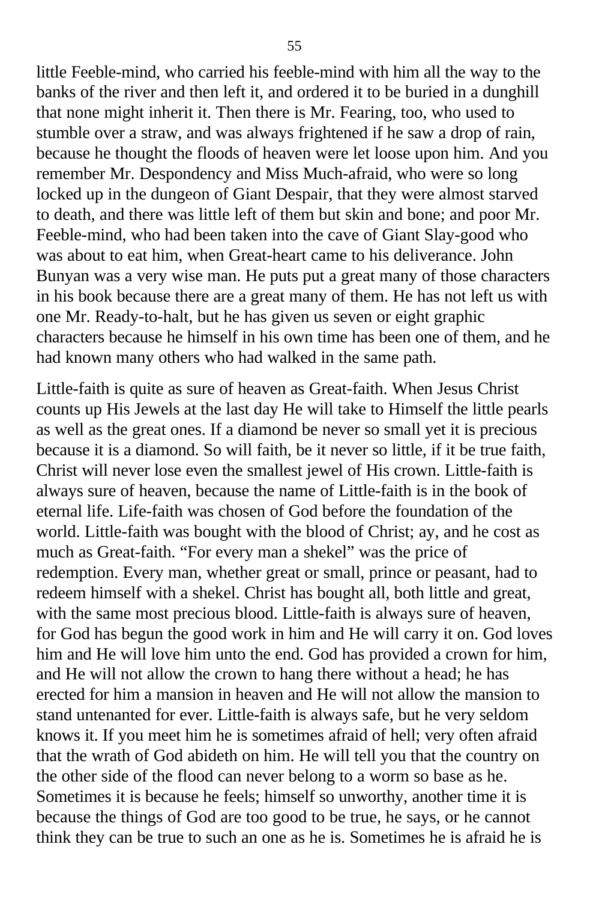little Feeble-mind, who carried his feeble-mind with him all the way to the banks of the river and then left it, and ordered it to be buried in a dunghill that none might inherit it. Then there is Mr. Fearing, too, who used to stumble over a straw, and was always frightened if he saw a drop of rain, because he thought the floods of heaven were let loose upon him. And you remember Mr. Despondency and Miss Much-afraid, who were so long locked up in the dungeon of Giant Despair, that they were almost starved to death, and there was little left of them but skin and bone; and poor Mr. Feeble-mind, who had been taken into the cave of Giant Slay-good who was about to eat him, when Great-heart came to his deliverance. John Bunyan was a very wise man. He puts put a great many of those characters in his book because there are a great many of them. He has not left us with one Mr. Ready-to-halt, but he has given us seven or eight graphic characters because he himself in his own time has been one of them, and he had known many others who had walked in the same path.

Little-faith is quite as sure of heaven as Great-faith. When Jesus Christ counts up His Jewels at the last day He will take to Himself the little pearls as well as the great ones. If a diamond be never so small yet it is precious because it is a diamond. So will faith, be it never so little, if it be true faith, Christ will never lose even the smallest jewel of His crown. Little-faith is always sure of heaven, because the name of Little-faith is in the book of eternal life. Life-faith was chosen of God before the foundation of the world. Little-faith was bought with the blood of Christ; ay, and he cost as much as Great-faith. "For every man a shekel" was the price of redemption. Every man, whether great or small, prince or peasant, had to redeem himself with a shekel. Christ has bought all, both little and great, with the same most precious blood. Little-faith is always sure of heaven, for God has begun the good work in him and He will carry it on. God loves him and He will love him unto the end. God has provided a crown for him, and He will not allow the crown to hang there without a head; he has erected for him a mansion in heaven and He will not allow the mansion to stand untenanted for ever. Little-faith is always safe, but he very seldom knows it. If you meet him he is sometimes afraid of hell; very often afraid that the wrath of God abideth on him. He will tell you that the country on the other side of the flood can never belong to a worm so base as he. Sometimes it is because he feels; himself so unworthy, another time it is because the things of God are too good to be true, he says, or he cannot think they can be true to such an one as he is. Sometimes he is afraid he is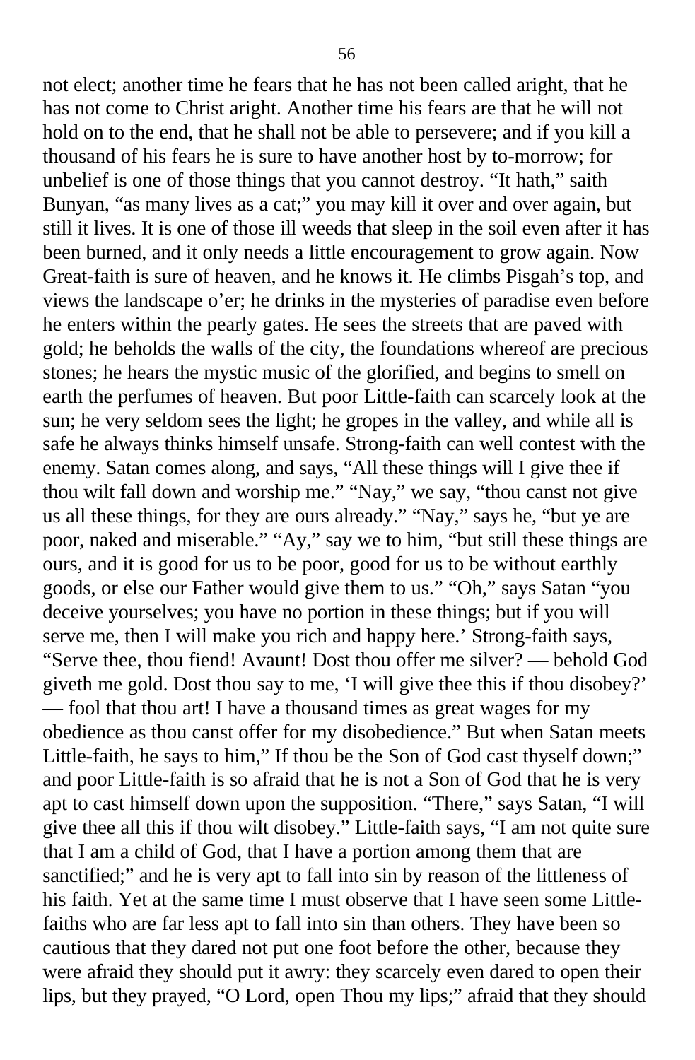not elect; another time he fears that he has not been called aright, that he has not come to Christ aright. Another time his fears are that he will not hold on to the end, that he shall not be able to persevere; and if you kill a thousand of his fears he is sure to have another host by to-morrow; for unbelief is one of those things that you cannot destroy. "It hath," saith Bunyan, "as many lives as a cat;" you may kill it over and over again, but still it lives. It is one of those ill weeds that sleep in the soil even after it has been burned, and it only needs a little encouragement to grow again. Now Great-faith is sure of heaven, and he knows it. He climbs Pisgah's top, and views the landscape o'er; he drinks in the mysteries of paradise even before he enters within the pearly gates. He sees the streets that are paved with gold; he beholds the walls of the city, the foundations whereof are precious stones; he hears the mystic music of the glorified, and begins to smell on earth the perfumes of heaven. But poor Little-faith can scarcely look at the sun; he very seldom sees the light; he gropes in the valley, and while all is safe he always thinks himself unsafe. Strong-faith can well contest with the enemy. Satan comes along, and says, "All these things will I give thee if thou wilt fall down and worship me." "Nay," we say, "thou canst not give us all these things, for they are ours already." "Nay," says he, "but ye are poor, naked and miserable." "Ay," say we to him, "but still these things are ours, and it is good for us to be poor, good for us to be without earthly goods, or else our Father would give them to us." "Oh," says Satan "you deceive yourselves; you have no portion in these things; but if you will serve me, then I will make you rich and happy here.' Strong-faith says, "Serve thee, thou fiend! Avaunt! Dost thou offer me silver? — behold God giveth me gold. Dost thou say to me, 'I will give thee this if thou disobey?' — fool that thou art! I have a thousand times as great wages for my obedience as thou canst offer for my disobedience." But when Satan meets Little-faith, he says to him," If thou be the Son of God cast thyself down;" and poor Little-faith is so afraid that he is not a Son of God that he is very apt to cast himself down upon the supposition. "There," says Satan, "I will give thee all this if thou wilt disobey." Little-faith says, "I am not quite sure that I am a child of God, that I have a portion among them that are sanctified;" and he is very apt to fall into sin by reason of the littleness of his faith. Yet at the same time I must observe that I have seen some Little-faiths who are far less apt to fall into sin than others. They have been so cautious that they dared not put one foot before the other, because they were afraid they should put it awry: they scarcely even dared to open their lips, but they prayed, "O Lord, open Thou my lips;" afraid that they should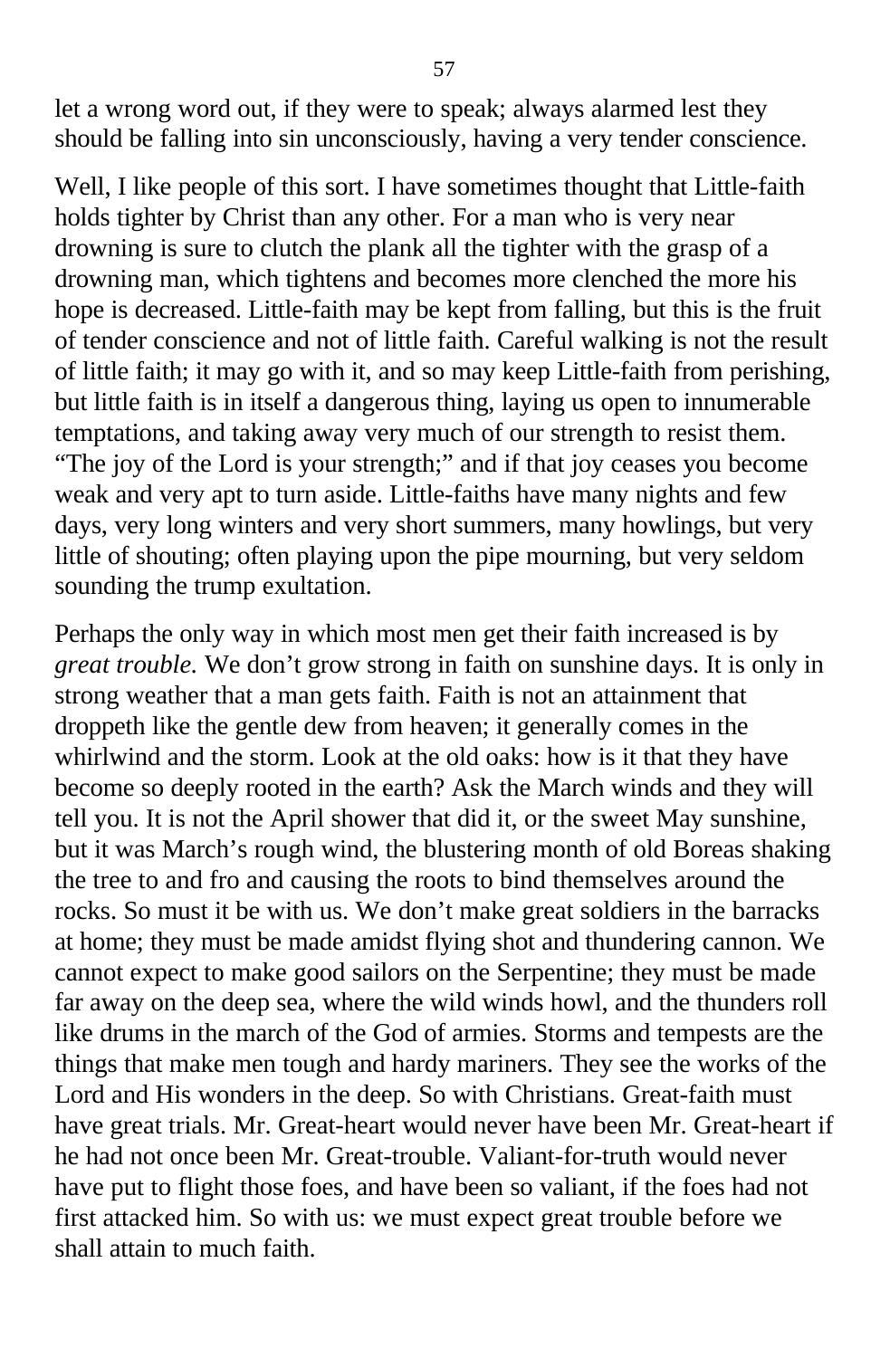let a wrong word out, if they were to speak; always alarmed lest they should be falling into sin unconsciously, having a very tender conscience.

Well, I like people of this sort. I have sometimes thought that Little-faith holds tighter by Christ than any other. For a man who is very near drowning is sure to clutch the plank all the tighter with the grasp of a drowning man, which tightens and becomes more clenched the more his hope is decreased. Little-faith may be kept from falling, but this is the fruit of tender conscience and not of little faith. Careful walking is not the result of little faith; it may go with it, and so may keep Little-faith from perishing, but little faith is in itself a dangerous thing, laying us open to innumerable temptations, and taking away very much of our strength to resist them. "The joy of the Lord is your strength;" and if that joy ceases you become weak and very apt to turn aside. Little-faiths have many nights and few days, very long winters and very short summers, many howlings, but very little of shouting; often playing upon the pipe mourning, but very seldom sounding the trump exultation.

Perhaps the only way in which most men get their faith increased is by *great trouble.* We don't grow strong in faith on sunshine days. It is only in strong weather that a man gets faith. Faith is not an attainment that droppeth like the gentle dew from heaven; it generally comes in the whirlwind and the storm. Look at the old oaks: how is it that they have become so deeply rooted in the earth? Ask the March winds and they will tell you. It is not the April shower that did it, or the sweet May sunshine, but it was March's rough wind, the blustering month of old Boreas shaking the tree to and fro and causing the roots to bind themselves around the rocks. So must it be with us. We don't make great soldiers in the barracks at home; they must be made amidst flying shot and thundering cannon. We cannot expect to make good sailors on the Serpentine; they must be made far away on the deep sea, where the wild winds howl, and the thunders roll like drums in the march of the God of armies. Storms and tempests are the things that make men tough and hardy mariners. They see the works of the Lord and His wonders in the deep. So with Christians. Great-faith must have great trials. Mr. Great-heart would never have been Mr. Great-heart if he had not once been Mr. Great-trouble. Valiant-for-truth would never have put to flight those foes, and have been so valiant, if the foes had not first attacked him. So with us: we must expect great trouble before we shall attain to much faith.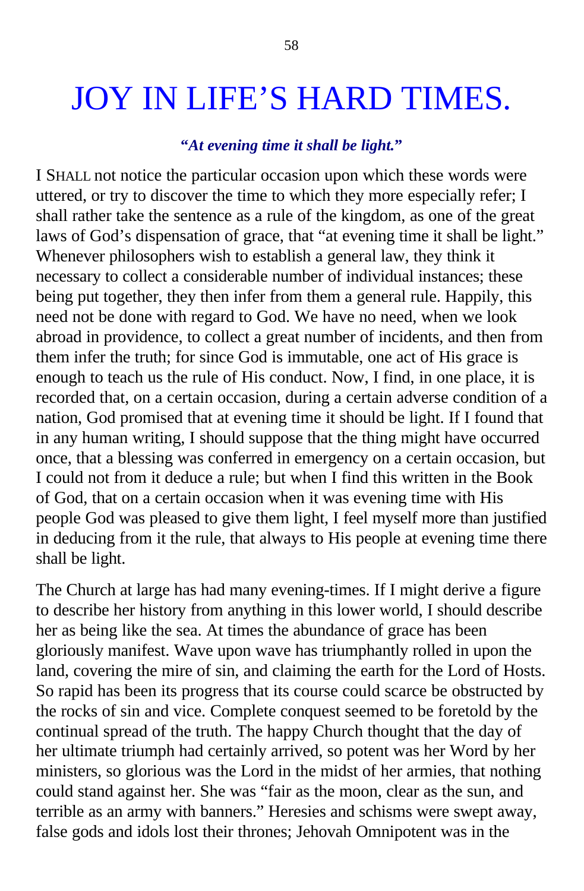# JOY IN LIFE'S HARD TIMES.

***"At evening time it shall be light."***

I SHALL not notice the particular occasion upon which these words were uttered, or try to discover the time to which they more especially refer; I shall rather take the sentence as a rule of the kingdom, as one of the great laws of God's dispensation of grace, that "at evening time it shall be light." Whenever philosophers wish to establish a general law, they think it necessary to collect a considerable number of individual instances; these being put together, they then infer from them a general rule. Happily, this need not be done with regard to God. We have no need, when we look abroad in providence, to collect a great number of incidents, and then from them infer the truth; for since God is immutable, one act of His grace is enough to teach us the rule of His conduct. Now, I find, in one place, it is recorded that, on a certain occasion, during a certain adverse condition of a nation, God promised that at evening time it should be light. If I found that in any human writing, I should suppose that the thing might have occurred once, that a blessing was conferred in emergency on a certain occasion, but I could not from it deduce a rule; but when I find this written in the Book of God, that on a certain occasion when it was evening time with His people God was pleased to give them light, I feel myself more than justified in deducing from it the rule, that always to His people at evening time there shall be light.

The Church at large has had many evening-times. If I might derive a figure to describe her history from anything in this lower world, I should describe her as being like the sea. At times the abundance of grace has been gloriously manifest. Wave upon wave has triumphantly rolled in upon the land, covering the mire of sin, and claiming the earth for the Lord of Hosts. So rapid has been its progress that its course could scarce be obstructed by the rocks of sin and vice. Complete conquest seemed to be foretold by the continual spread of the truth. The happy Church thought that the day of her ultimate triumph had certainly arrived, so potent was her Word by her ministers, so glorious was the Lord in the midst of her armies, that nothing could stand against her. She was "fair as the moon, clear as the sun, and terrible as an army with banners." Heresies and schisms were swept away, false gods and idols lost their thrones; Jehovah Omnipotent was in the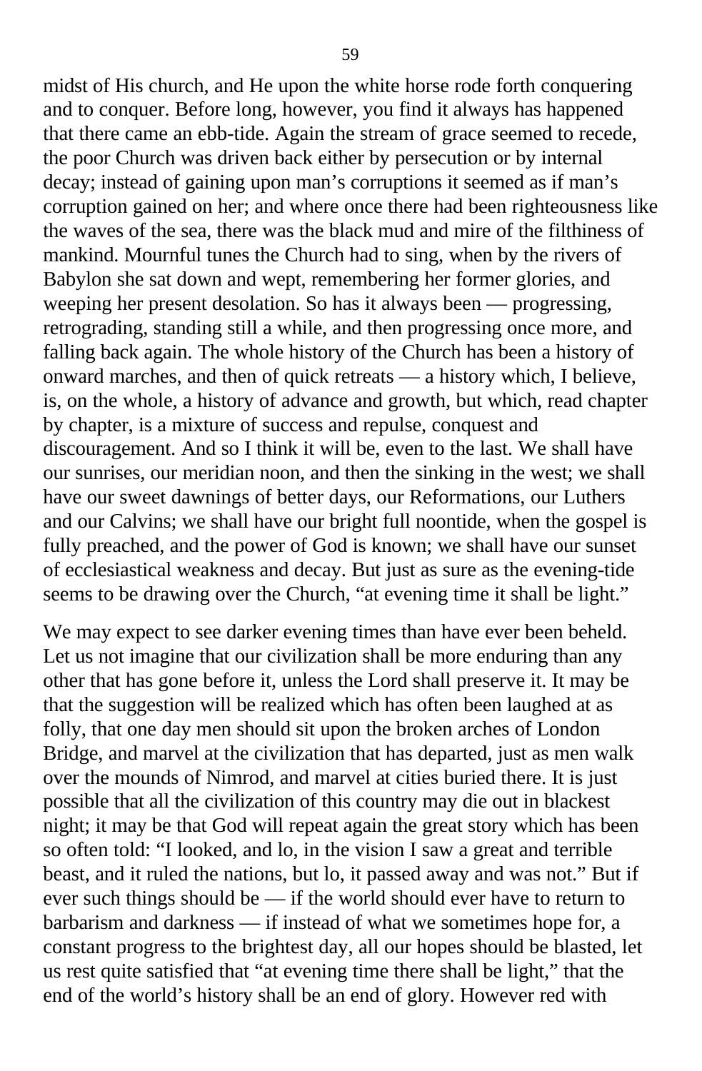midst of His church, and He upon the white horse rode forth conquering and to conquer. Before long, however, you find it always has happened that there came an ebb-tide. Again the stream of grace seemed to recede, the poor Church was driven back either by persecution or by internal decay; instead of gaining upon man's corruptions it seemed as if man's corruption gained on her; and where once there had been righteousness like the waves of the sea, there was the black mud and mire of the filthiness of mankind. Mournful tunes the Church had to sing, when by the rivers of Babylon she sat down and wept, remembering her former glories, and weeping her present desolation. So has it always been — progressing, retrograding, standing still a while, and then progressing once more, and falling back again. The whole history of the Church has been a history of onward marches, and then of quick retreats — a history which, I believe, is, on the whole, a history of advance and growth, but which, read chapter by chapter, is a mixture of success and repulse, conquest and discouragement. And so I think it will be, even to the last. We shall have our sunrises, our meridian noon, and then the sinking in the west; we shall have our sweet dawnings of better days, our Reformations, our Luthers and our Calvins; we shall have our bright full noontide, when the gospel is fully preached, and the power of God is known; we shall have our sunset of ecclesiastical weakness and decay. But just as sure as the evening-tide seems to be drawing over the Church, "at evening time it shall be light."

We may expect to see darker evening times than have ever been beheld. Let us not imagine that our civilization shall be more enduring than any other that has gone before it, unless the Lord shall preserve it. It may be that the suggestion will be realized which has often been laughed at as folly, that one day men should sit upon the broken arches of London Bridge, and marvel at the civilization that has departed, just as men walk over the mounds of Nimrod, and marvel at cities buried there. It is just possible that all the civilization of this country may die out in blackest night; it may be that God will repeat again the great story which has been so often told: "I looked, and lo, in the vision I saw a great and terrible beast, and it ruled the nations, but lo, it passed away and was not." But if ever such things should be — if the world should ever have to return to barbarism and darkness — if instead of what we sometimes hope for, a constant progress to the brightest day, all our hopes should be blasted, let us rest quite satisfied that "at evening time there shall be light," that the end of the world's history shall be an end of glory. However red with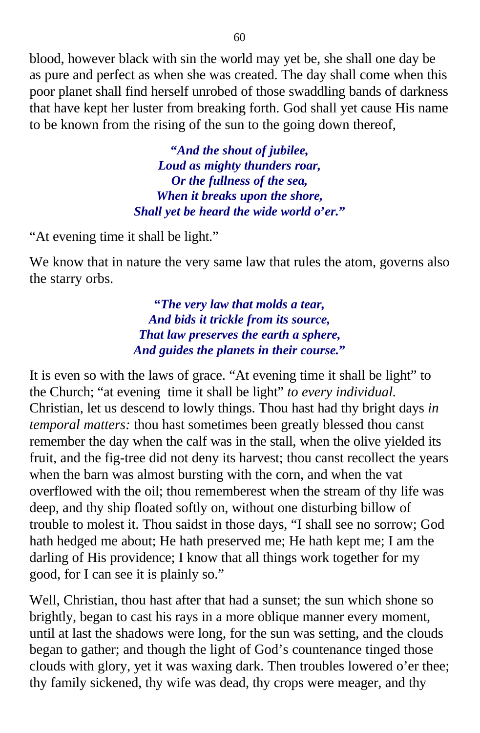blood, however black with sin the world may yet be, she shall one day be as pure and perfect as when she was created. The day shall come when this poor planet shall find herself unrobed of those swaddling bands of darkness that have kept her luster from breaking forth. God shall yet cause His name to be known from the rising of the sun to the going down thereof,

> ***"And the shout of jubilee,***
> ***Loud as mighty thunders roar,***
> ***Or the fullness of the sea,***
> ***When it breaks upon the shore,***
> ***Shall yet be heard the wide world o'er."***

"At evening time it shall be light."

We know that in nature the very same law that rules the atom, governs also the starry orbs.

> ***"The very law that molds a tear,***
> ***And bids it trickle from its source,***
> ***That law preserves the earth a sphere,***
> ***And guides the planets in their course."***

It is even so with the laws of grace. "At evening time it shall be light" to the Church; "at evening time it shall be light" *to every individual.* Christian, let us descend to lowly things. Thou hast had thy bright days *in temporal matters:* thou hast sometimes been greatly blessed thou canst remember the day when the calf was in the stall, when the olive yielded its fruit, and the fig-tree did not deny its harvest; thou canst recollect the years when the barn was almost bursting with the corn, and when the vat overflowed with the oil; thou rememberest when the stream of thy life was deep, and thy ship floated softly on, without one disturbing billow of trouble to molest it. Thou saidst in those days, "I shall see no sorrow; God hath hedged me about; He hath preserved me; He hath kept me; I am the darling of His providence; I know that all things work together for my good, for I can see it is plainly so."

Well, Christian, thou hast after that had a sunset; the sun which shone so brightly, began to cast his rays in a more oblique manner every moment, until at last the shadows were long, for the sun was setting, and the clouds began to gather; and though the light of God's countenance tinged those clouds with glory, yet it was waxing dark. Then troubles lowered o'er thee; thy family sickened, thy wife was dead, thy crops were meager, and thy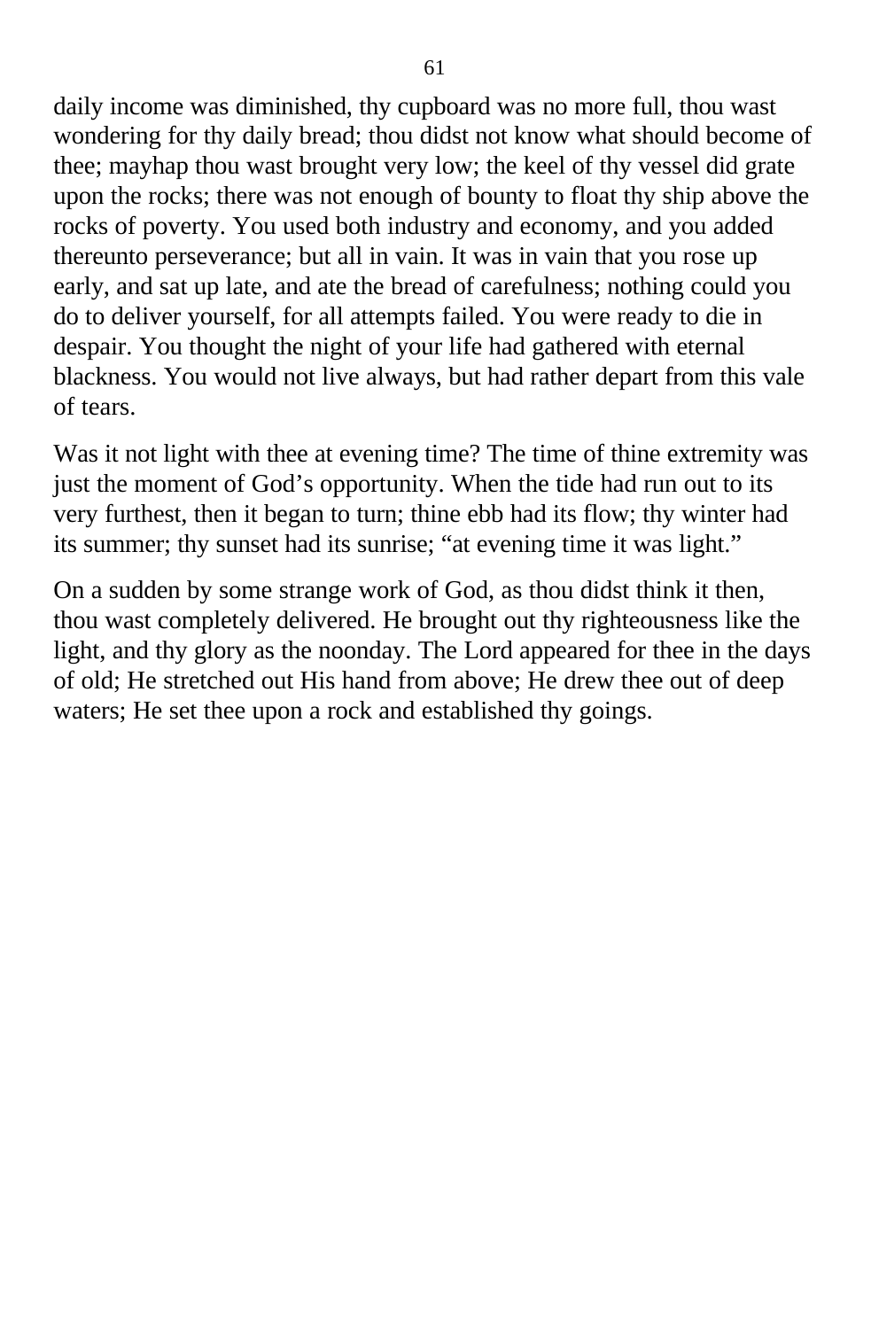daily income was diminished, thy cupboard was no more full, thou wast wondering for thy daily bread; thou didst not know what should become of thee; mayhap thou wast brought very low; the keel of thy vessel did grate upon the rocks; there was not enough of bounty to float thy ship above the rocks of poverty. You used both industry and economy, and you added thereunto perseverance; but all in vain. It was in vain that you rose up early, and sat up late, and ate the bread of carefulness; nothing could you do to deliver yourself, for all attempts failed. You were ready to die in despair. You thought the night of your life had gathered with eternal blackness. You would not live always, but had rather depart from this vale of tears.

Was it not light with thee at evening time? The time of thine extremity was just the moment of God's opportunity. When the tide had run out to its very furthest, then it began to turn; thine ebb had its flow; thy winter had its summer; thy sunset had its sunrise; "at evening time it was light."

On a sudden by some strange work of God, as thou didst think it then, thou wast completely delivered. He brought out thy righteousness like the light, and thy glory as the noonday. The Lord appeared for thee in the days of old; He stretched out His hand from above; He drew thee out of deep waters; He set thee upon a rock and established thy goings.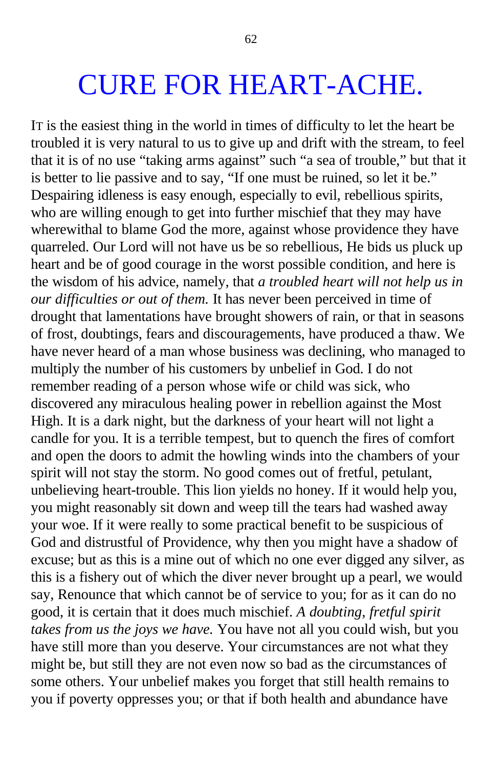# CURE FOR HEART-ACHE.

IT is the easiest thing in the world in times of difficulty to let the heart be troubled it is very natural to us to give up and drift with the stream, to feel that it is of no use "taking arms against" such "a sea of trouble," but that it is better to lie passive and to say, "If one must be ruined, so let it be." Despairing idleness is easy enough, especially to evil, rebellious spirits, who are willing enough to get into further mischief that they may have wherewithal to blame God the more, against whose providence they have quarreled. Our Lord will not have us be so rebellious, He bids us pluck up heart and be of good courage in the worst possible condition, and here is the wisdom of his advice, namely, that *a troubled heart will not help us in our difficulties or out of them.* It has never been perceived in time of drought that lamentations have brought showers of rain, or that in seasons of frost, doubtings, fears and discouragements, have produced a thaw. We have never heard of a man whose business was declining, who managed to multiply the number of his customers by unbelief in God. I do not remember reading of a person whose wife or child was sick, who discovered any miraculous healing power in rebellion against the Most High. It is a dark night, but the darkness of your heart will not light a candle for you. It is a terrible tempest, but to quench the fires of comfort and open the doors to admit the howling winds into the chambers of your spirit will not stay the storm. No good comes out of fretful, petulant, unbelieving heart-trouble. This lion yields no honey. If it would help you, you might reasonably sit down and weep till the tears had washed away your woe. If it were really to some practical benefit to be suspicious of God and distrustful of Providence, why then you might have a shadow of excuse; but as this is a mine out of which no one ever digged any silver, as this is a fishery out of which the diver never brought up a pearl, we would say, Renounce that which cannot be of service to you; for as it can do no good, it is certain that it does much mischief. *A doubting, fretful spirit takes from us the joys we have.* You have not all you could wish, but you have still more than you deserve. Your circumstances are not what they might be, but still they are not even now so bad as the circumstances of some others. Your unbelief makes you forget that still health remains to you if poverty oppresses you; or that if both health and abundance have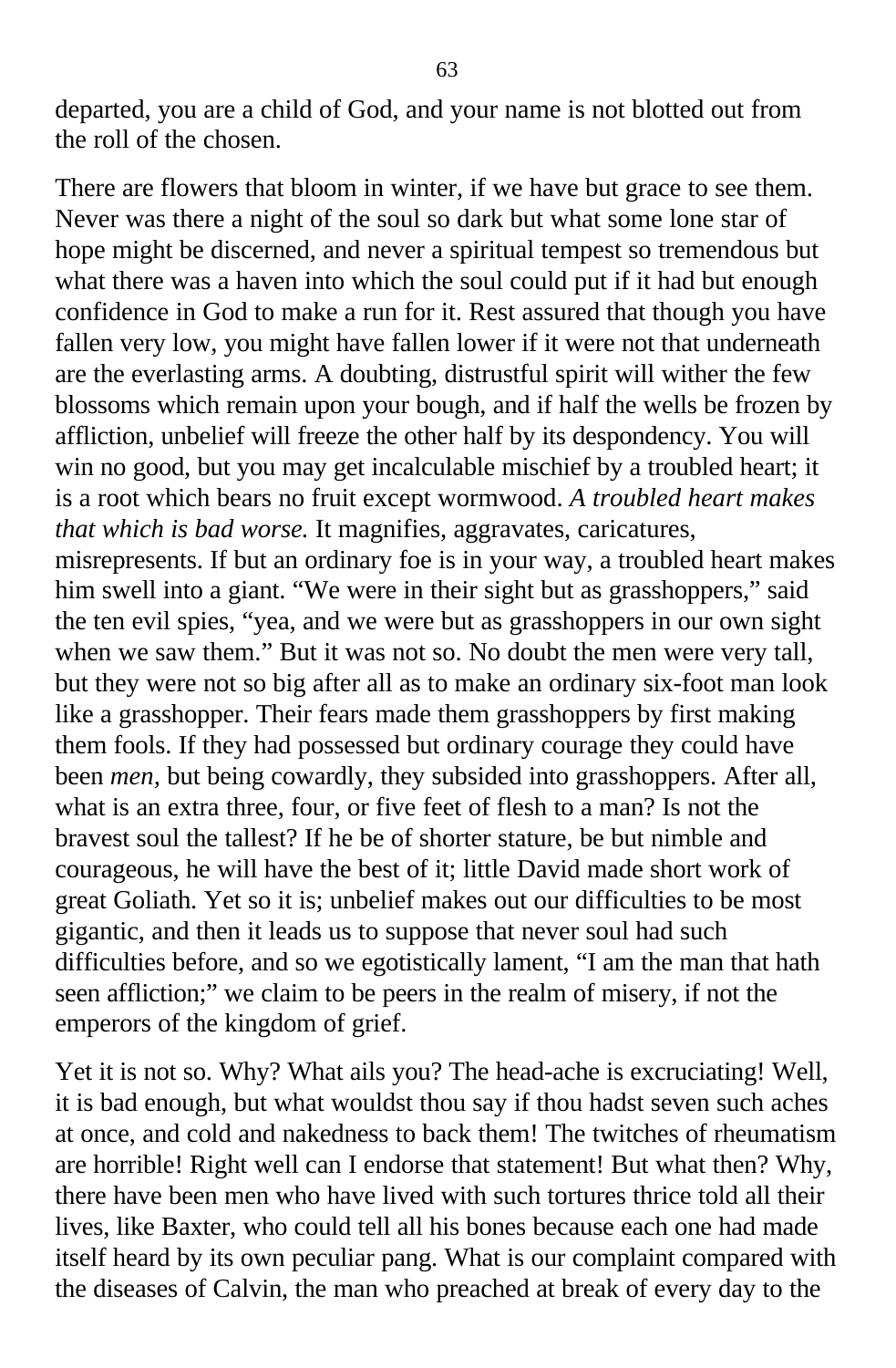departed, you are a child of God, and your name is not blotted out from the roll of the chosen.

There are flowers that bloom in winter, if we have but grace to see them. Never was there a night of the soul so dark but what some lone star of hope might be discerned, and never a spiritual tempest so tremendous but what there was a haven into which the soul could put if it had but enough confidence in God to make a run for it. Rest assured that though you have fallen very low, you might have fallen lower if it were not that underneath are the everlasting arms. A doubting, distrustful spirit will wither the few blossoms which remain upon your bough, and if half the wells be frozen by affliction, unbelief will freeze the other half by its despondency. You will win no good, but you may get incalculable mischief by a troubled heart; it is a root which bears no fruit except wormwood. *A troubled heart makes that which is bad worse.* It magnifies, aggravates, caricatures, misrepresents. If but an ordinary foe is in your way, a troubled heart makes him swell into a giant. "We were in their sight but as grasshoppers," said the ten evil spies, "yea, and we were but as grasshoppers in our own sight when we saw them." But it was not so. No doubt the men were very tall, but they were not so big after all as to make an ordinary six-foot man look like a grasshopper. Their fears made them grasshoppers by first making them fools. If they had possessed but ordinary courage they could have been *men*, but being cowardly, they subsided into grasshoppers. After all, what is an extra three, four, or five feet of flesh to a man? Is not the bravest soul the tallest? If he be of shorter stature, be but nimble and courageous, he will have the best of it; little David made short work of great Goliath. Yet so it is; unbelief makes out our difficulties to be most gigantic, and then it leads us to suppose that never soul had such difficulties before, and so we egotistically lament, "I am the man that hath seen affliction;" we claim to be peers in the realm of misery, if not the emperors of the kingdom of grief.

Yet it is not so. Why? What ails you? The head-ache is excruciating! Well, it is bad enough, but what wouldst thou say if thou hadst seven such aches at once, and cold and nakedness to back them! The twitches of rheumatism are horrible! Right well can I endorse that statement! But what then? Why, there have been men who have lived with such tortures thrice told all their lives, like Baxter, who could tell all his bones because each one had made itself heard by its own peculiar pang. What is our complaint compared with the diseases of Calvin, the man who preached at break of every day to the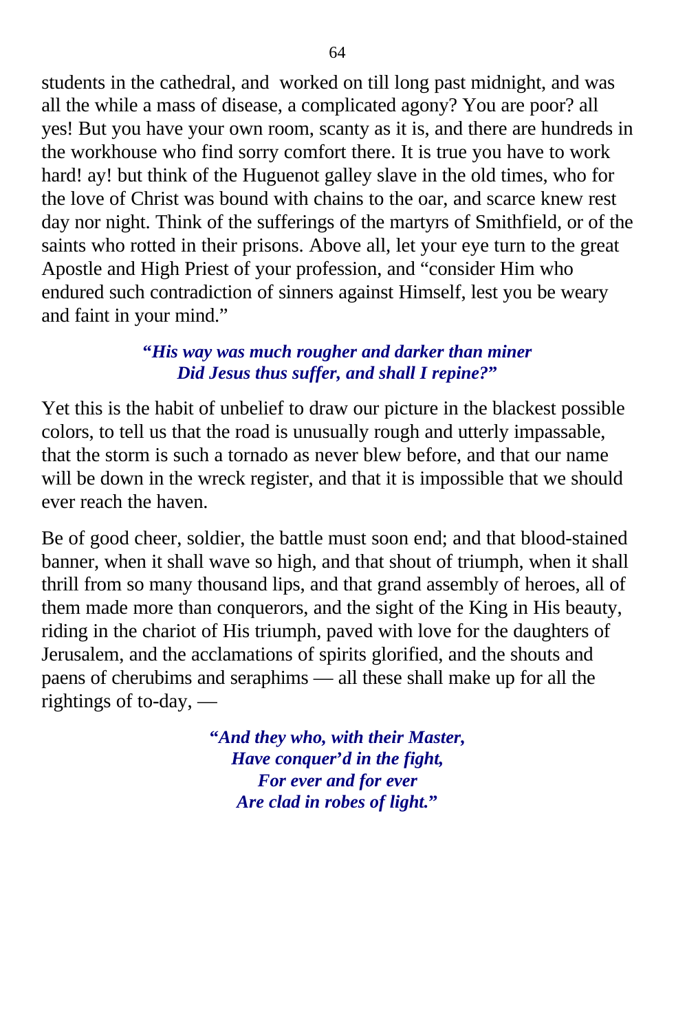students in the cathedral, and worked on till long past midnight, and was all the while a mass of disease, a complicated agony? You are poor? all yes! But you have your own room, scanty as it is, and there are hundreds in the workhouse who find sorry comfort there. It is true you have to work hard! ay! but think of the Huguenot galley slave in the old times, who for the love of Christ was bound with chains to the oar, and scarce knew rest day nor night. Think of the sufferings of the martyrs of Smithfield, or of the saints who rotted in their prisons. Above all, let your eye turn to the great Apostle and High Priest of your profession, and "consider Him who endured such contradiction of sinners against Himself, lest you be weary and faint in your mind."

> ***"His way was much rougher and darker than miner***
> ***Did Jesus thus suffer, and shall I repine?"***

Yet this is the habit of unbelief to draw our picture in the blackest possible colors, to tell us that the road is unusually rough and utterly impassable, that the storm is such a tornado as never blew before, and that our name will be down in the wreck register, and that it is impossible that we should ever reach the haven.

Be of good cheer, soldier, the battle must soon end; and that blood-stained banner, when it shall wave so high, and that shout of triumph, when it shall thrill from so many thousand lips, and that grand assembly of heroes, all of them made more than conquerors, and the sight of the King in His beauty, riding in the chariot of His triumph, paved with love for the daughters of Jerusalem, and the acclamations of spirits glorified, and the shouts and paens of cherubims and seraphims — all these shall make up for all the rightings of to-day, —

> ***"And they who, with their Master,***
> ***Have conquer'd in the fight,***
> ***For ever and for ever***
> ***Are clad in robes of light."***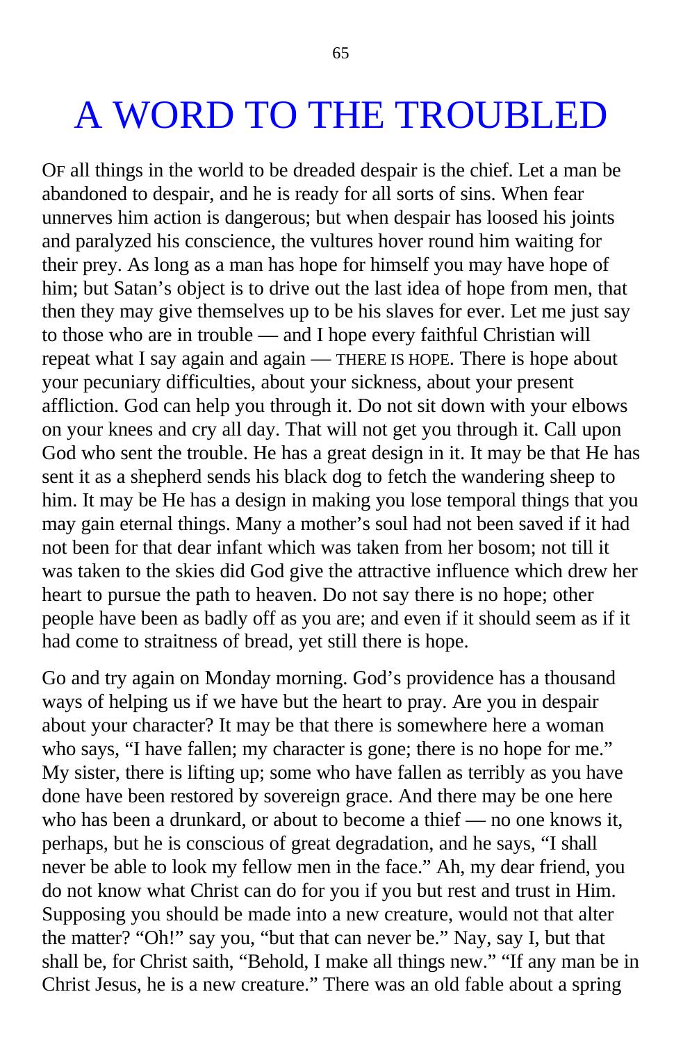# A WORD TO THE TROUBLED

OF all things in the world to be dreaded despair is the chief. Let a man be abandoned to despair, and he is ready for all sorts of sins. When fear unnerves him action is dangerous; but when despair has loosed his joints and paralyzed his conscience, the vultures hover round him waiting for their prey. As long as a man has hope for himself you may have hope of him; but Satan's object is to drive out the last idea of hope from men, that then they may give themselves up to be his slaves for ever. Let me just say to those who are in trouble — and I hope every faithful Christian will repeat what I say again and again — THERE IS HOPE. There is hope about your pecuniary difficulties, about your sickness, about your present affliction. God can help you through it. Do not sit down with your elbows on your knees and cry all day. That will not get you through it. Call upon God who sent the trouble. He has a great design in it. It may be that He has sent it as a shepherd sends his black dog to fetch the wandering sheep to him. It may be He has a design in making you lose temporal things that you may gain eternal things. Many a mother's soul had not been saved if it had not been for that dear infant which was taken from her bosom; not till it was taken to the skies did God give the attractive influence which drew her heart to pursue the path to heaven. Do not say there is no hope; other people have been as badly off as you are; and even if it should seem as if it had come to straitness of bread, yet still there is hope.

Go and try again on Monday morning. God's providence has a thousand ways of helping us if we have but the heart to pray. Are you in despair about your character? It may be that there is somewhere here a woman who says, "I have fallen; my character is gone; there is no hope for me." My sister, there is lifting up; some who have fallen as terribly as you have done have been restored by sovereign grace. And there may be one here who has been a drunkard, or about to become a thief — no one knows it, perhaps, but he is conscious of great degradation, and he says, "I shall never be able to look my fellow men in the face." Ah, my dear friend, you do not know what Christ can do for you if you but rest and trust in Him. Supposing you should be made into a new creature, would not that alter the matter? "Oh!" say you, "but that can never be." Nay, say I, but that shall be, for Christ saith, "Behold, I make all things new." "If any man be in Christ Jesus, he is a new creature." There was an old fable about a spring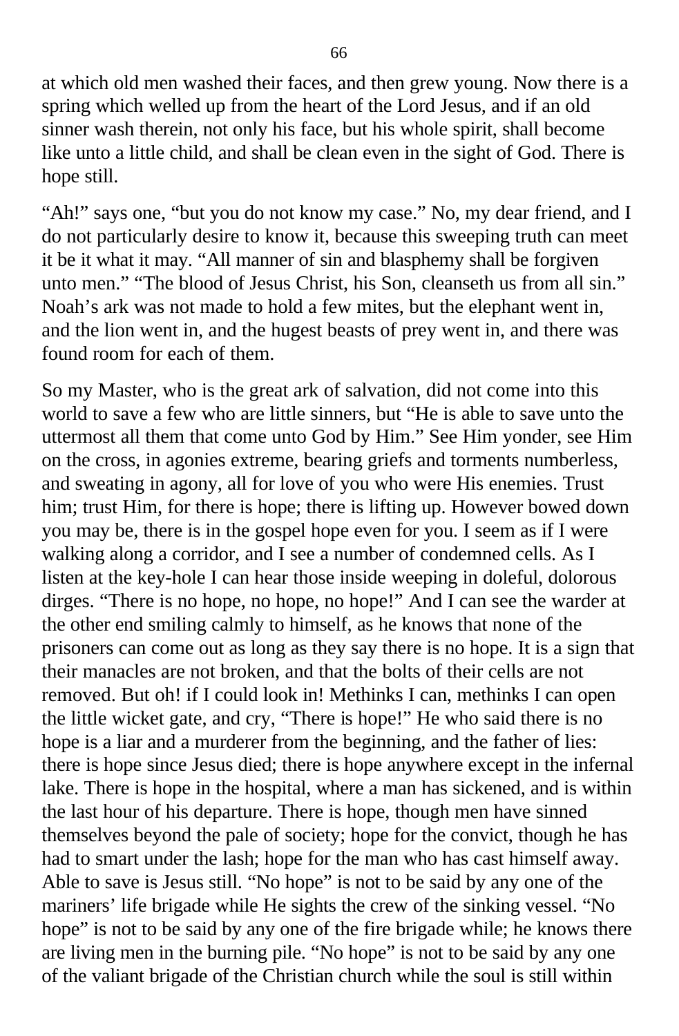at which old men washed their faces, and then grew young. Now there is a spring which welled up from the heart of the Lord Jesus, and if an old sinner wash therein, not only his face, but his whole spirit, shall become like unto a little child, and shall be clean even in the sight of God. There is hope still.

"Ah!" says one, "but you do not know my case." No, my dear friend, and I do not particularly desire to know it, because this sweeping truth can meet it be it what it may. "All manner of sin and blasphemy shall be forgiven unto men." "The blood of Jesus Christ, his Son, cleanseth us from all sin." Noah's ark was not made to hold a few mites, but the elephant went in, and the lion went in, and the hugest beasts of prey went in, and there was found room for each of them.

So my Master, who is the great ark of salvation, did not come into this world to save a few who are little sinners, but "He is able to save unto the uttermost all them that come unto God by Him." See Him yonder, see Him on the cross, in agonies extreme, bearing griefs and torments numberless, and sweating in agony, all for love of you who were His enemies. Trust him; trust Him, for there is hope; there is lifting up. However bowed down you may be, there is in the gospel hope even for you. I seem as if I were walking along a corridor, and I see a number of condemned cells. As I listen at the key-hole I can hear those inside weeping in doleful, dolorous dirges. "There is no hope, no hope, no hope!" And I can see the warder at the other end smiling calmly to himself, as he knows that none of the prisoners can come out as long as they say there is no hope. It is a sign that their manacles are not broken, and that the bolts of their cells are not removed. But oh! if I could look in! Methinks I can, methinks I can open the little wicket gate, and cry, "There is hope!" He who said there is no hope is a liar and a murderer from the beginning, and the father of lies: there is hope since Jesus died; there is hope anywhere except in the infernal lake. There is hope in the hospital, where a man has sickened, and is within the last hour of his departure. There is hope, though men have sinned themselves beyond the pale of society; hope for the convict, though he has had to smart under the lash; hope for the man who has cast himself away. Able to save is Jesus still. "No hope" is not to be said by any one of the mariners' life brigade while He sights the crew of the sinking vessel. "No hope" is not to be said by any one of the fire brigade while; he knows there are living men in the burning pile. "No hope" is not to be said by any one of the valiant brigade of the Christian church while the soul is still within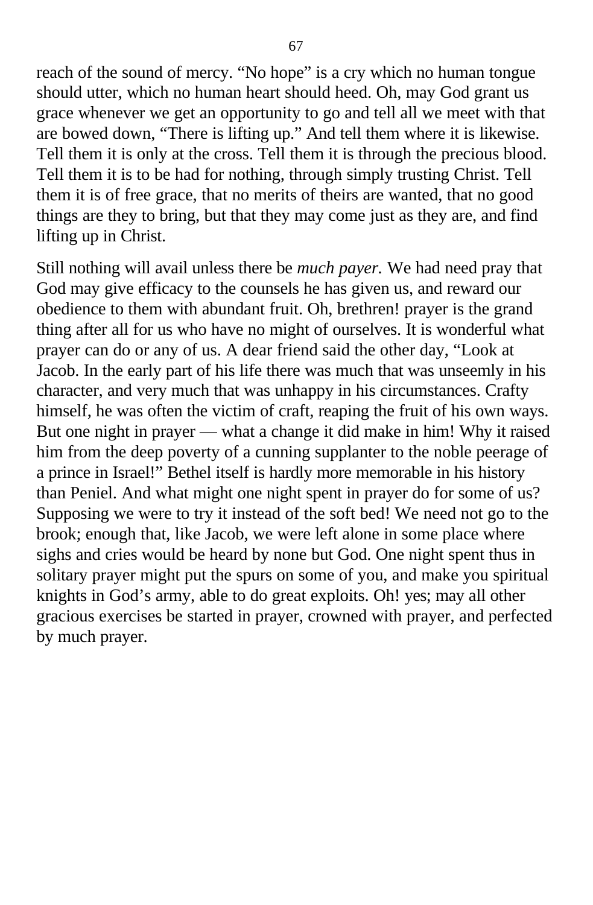reach of the sound of mercy. "No hope" is a cry which no human tongue should utter, which no human heart should heed. Oh, may God grant us grace whenever we get an opportunity to go and tell all we meet with that are bowed down, "There is lifting up." And tell them where it is likewise. Tell them it is only at the cross. Tell them it is through the precious blood. Tell them it is to be had for nothing, through simply trusting Christ. Tell them it is of free grace, that no merits of theirs are wanted, that no good things are they to bring, but that they may come just as they are, and find lifting up in Christ.

Still nothing will avail unless there be *much payer.* We had need pray that God may give efficacy to the counsels he has given us, and reward our obedience to them with abundant fruit. Oh, brethren! prayer is the grand thing after all for us who have no might of ourselves. It is wonderful what prayer can do or any of us. A dear friend said the other day, "Look at Jacob. In the early part of his life there was much that was unseemly in his character, and very much that was unhappy in his circumstances. Crafty himself, he was often the victim of craft, reaping the fruit of his own ways. But one night in prayer — what a change it did make in him! Why it raised him from the deep poverty of a cunning supplanter to the noble peerage of a prince in Israel!" Bethel itself is hardly more memorable in his history than Peniel. And what might one night spent in prayer do for some of us? Supposing we were to try it instead of the soft bed! We need not go to the brook; enough that, like Jacob, we were left alone in some place where sighs and cries would be heard by none but God. One night spent thus in solitary prayer might put the spurs on some of you, and make you spiritual knights in God's army, able to do great exploits. Oh! yes; may all other gracious exercises be started in prayer, crowned with prayer, and perfected by much prayer.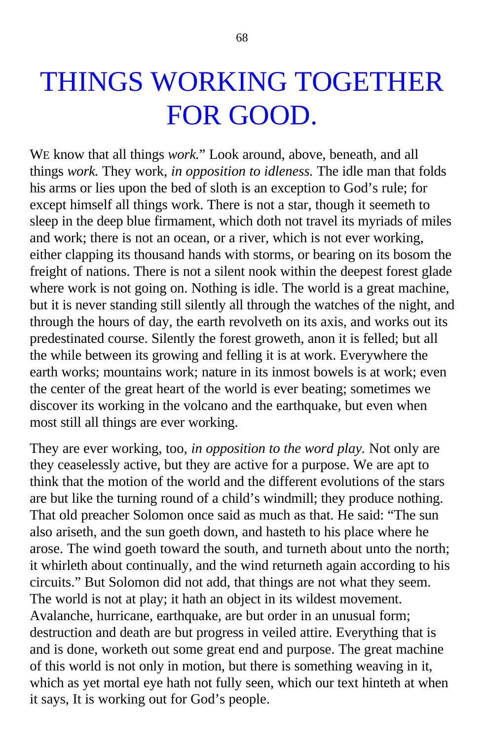# THINGS WORKING TOGETHER FOR GOOD.

WE know that all things *work.*" Look around, above, beneath, and all things *work.* They work, *in opposition to idleness.* The idle man that folds his arms or lies upon the bed of sloth is an exception to God's rule; for except himself all things work. There is not a star, though it seemeth to sleep in the deep blue firmament, which doth not travel its myriads of miles and work; there is not an ocean, or a river, which is not ever working, either clapping its thousand hands with storms, or bearing on its bosom the freight of nations. There is not a silent nook within the deepest forest glade where work is not going on. Nothing is idle. The world is a great machine, but it is never standing still silently all through the watches of the night, and through the hours of day, the earth revolveth on its axis, and works out its predestinated course. Silently the forest groweth, anon it is felled; but all the while between its growing and felling it is at work. Everywhere the earth works; mountains work; nature in its inmost bowels is at work; even the center of the great heart of the world is ever beating; sometimes we discover its working in the volcano and the earthquake, but even when most still all things are ever working.

They are ever working, too, *in opposition to the word play.* Not only are they ceaselessly active, but they are active for a purpose. We are apt to think that the motion of the world and the different evolutions of the stars are but like the turning round of a child's windmill; they produce nothing. That old preacher Solomon once said as much as that. He said: "The sun also ariseth, and the sun goeth down, and hasteth to his place where he arose. The wind goeth toward the south, and turneth about unto the north; it whirleth about continually, and the wind returneth again according to his circuits." But Solomon did not add, that things are not what they seem. The world is not at play; it hath an object in its wildest movement. Avalanche, hurricane, earthquake, are but order in an unusual form; destruction and death are but progress in veiled attire. Everything that is and is done, worketh out some great end and purpose. The great machine of this world is not only in motion, but there is something weaving in it, which as yet mortal eye hath not fully seen, which our text hinteth at when it says, It is working out for God's people.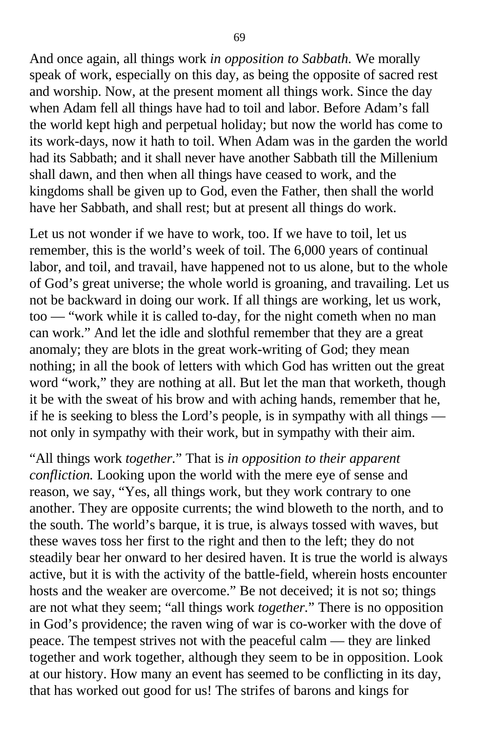And once again, all things work *in opposition to Sabbath.* We morally speak of work, especially on this day, as being the opposite of sacred rest and worship. Now, at the present moment all things work. Since the day when Adam fell all things have had to toil and labor. Before Adam's fall the world kept high and perpetual holiday; but now the world has come to its work-days, now it hath to toil. When Adam was in the garden the world had its Sabbath; and it shall never have another Sabbath till the Millenium shall dawn, and then when all things have ceased to work, and the kingdoms shall be given up to God, even the Father, then shall the world have her Sabbath, and shall rest; but at present all things do work.

Let us not wonder if we have to work, too. If we have to toil, let us remember, this is the world's week of toil. The 6,000 years of continual labor, and toil, and travail, have happened not to us alone, but to the whole of God's great universe; the whole world is groaning, and travailing. Let us not be backward in doing our work. If all things are working, let us work, too — "work while it is called to-day, for the night cometh when no man can work." And let the idle and slothful remember that they are a great anomaly; they are blots in the great work-writing of God; they mean nothing; in all the book of letters with which God has written out the great word "work," they are nothing at all. But let the man that worketh, though it be with the sweat of his brow and with aching hands, remember that he, if he is seeking to bless the Lord's people, is in sympathy with all things — not only in sympathy with their work, but in sympathy with their aim.

"All things work *together.*" That is *in opposition to their apparent confliction.* Looking upon the world with the mere eye of sense and reason, we say, "Yes, all things work, but they work contrary to one another. They are opposite currents; the wind bloweth to the north, and to the south. The world's barque, it is true, is always tossed with waves, but these waves toss her first to the right and then to the left; they do not steadily bear her onward to her desired haven. It is true the world is always active, but it is with the activity of the battle-field, wherein hosts encounter hosts and the weaker are overcome." Be not deceived; it is not so; things are not what they seem; "all things work *together.*" There is no opposition in God's providence; the raven wing of war is co-worker with the dove of peace. The tempest strives not with the peaceful calm — they are linked together and work together, although they seem to be in opposition. Look at our history. How many an event has seemed to be conflicting in its day, that has worked out good for us! The strifes of barons and kings for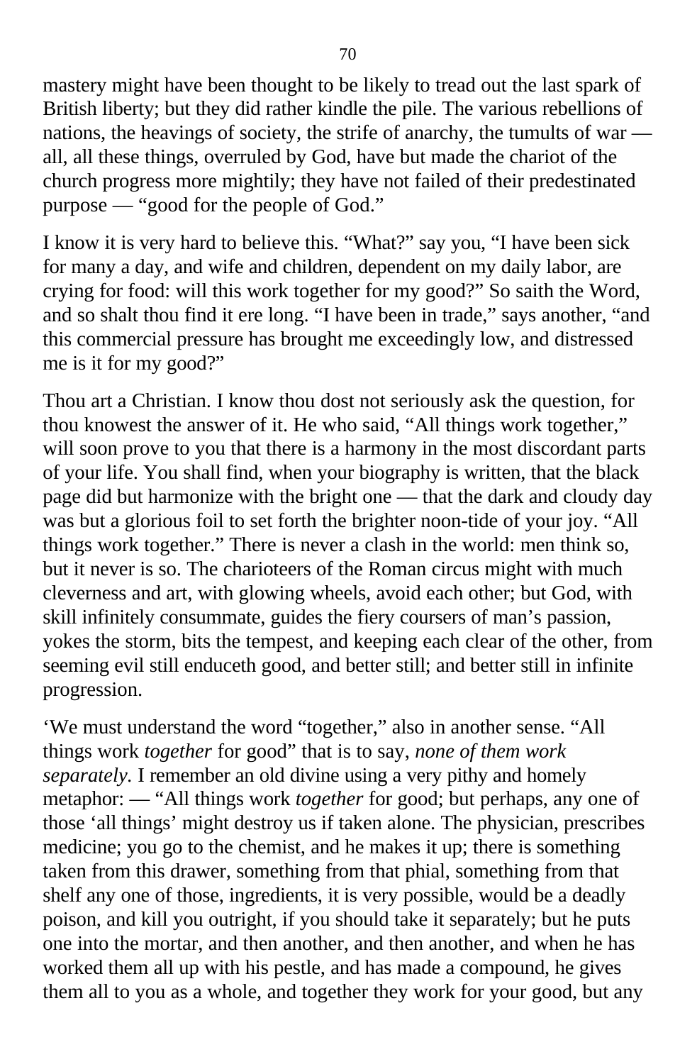mastery might have been thought to be likely to tread out the last spark of British liberty; but they did rather kindle the pile. The various rebellions of nations, the heavings of society, the strife of anarchy, the tumults of war — all, all these things, overruled by God, have but made the chariot of the church progress more mightily; they have not failed of their predestinated purpose — "good for the people of God."

I know it is very hard to believe this. "What?" say you, "I have been sick for many a day, and wife and children, dependent on my daily labor, are crying for food: will this work together for my good?" So saith the Word, and so shalt thou find it ere long. "I have been in trade," says another, "and this commercial pressure has brought me exceedingly low, and distressed me is it for my good?"

Thou art a Christian. I know thou dost not seriously ask the question, for thou knowest the answer of it. He who said, "All things work together," will soon prove to you that there is a harmony in the most discordant parts of your life. You shall find, when your biography is written, that the black page did but harmonize with the bright one — that the dark and cloudy day was but a glorious foil to set forth the brighter noon-tide of your joy. "All things work together." There is never a clash in the world: men think so, but it never is so. The charioteers of the Roman circus might with much cleverness and art, with glowing wheels, avoid each other; but God, with skill infinitely consummate, guides the fiery coursers of man's passion, yokes the storm, bits the tempest, and keeping each clear of the other, from seeming evil still enduceth good, and better still; and better still in infinite progression.

'We must understand the word "together," also in another sense. "All things work *together* for good" that is to say, *none of them work separately.* I remember an old divine using a very pithy and homely metaphor: — "All things work *together* for good; but perhaps, any one of those 'all things' might destroy us if taken alone. The physician, prescribes medicine; you go to the chemist, and he makes it up; there is something taken from this drawer, something from that phial, something from that shelf any one of those, ingredients, it is very possible, would be a deadly poison, and kill you outright, if you should take it separately; but he puts one into the mortar, and then another, and then another, and when he has worked them all up with his pestle, and has made a compound, he gives them all to you as a whole, and together they work for your good, but any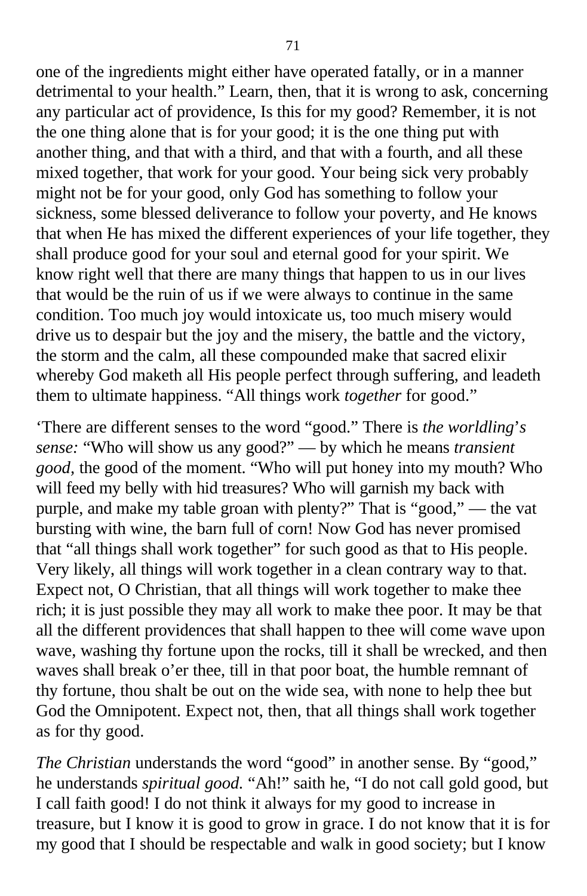one of the ingredients might either have operated fatally, or in a manner detrimental to your health." Learn, then, that it is wrong to ask, concerning any particular act of providence, Is this for my good? Remember, it is not the one thing alone that is for your good; it is the one thing put with another thing, and that with a third, and that with a fourth, and all these mixed together, that work for your good. Your being sick very probably might not be for your good, only God has something to follow your sickness, some blessed deliverance to follow your poverty, and He knows that when He has mixed the different experiences of your life together, they shall produce good for your soul and eternal good for your spirit. We know right well that there are many things that happen to us in our lives that would be the ruin of us if we were always to continue in the same condition. Too much joy would intoxicate us, too much misery would drive us to despair but the joy and the misery, the battle and the victory, the storm and the calm, all these compounded make that sacred elixir whereby God maketh all His people perfect through suffering, and leadeth them to ultimate happiness. "All things work *together* for good."

'There are different senses to the word "good." There is *the worldling's sense:* "Who will show us any good?" — by which he means *transient good,* the good of the moment. "Who will put honey into my mouth? Who will feed my belly with hid treasures? Who will garnish my back with purple, and make my table groan with plenty?" That is "good," — the vat bursting with wine, the barn full of corn! Now God has never promised that "all things shall work together" for such good as that to His people. Very likely, all things will work together in a clean contrary way to that. Expect not, O Christian, that all things will work together to make thee rich; it is just possible they may all work to make thee poor. It may be that all the different providences that shall happen to thee will come wave upon wave, washing thy fortune upon the rocks, till it shall be wrecked, and then waves shall break o'er thee, till in that poor boat, the humble remnant of thy fortune, thou shalt be out on the wide sea, with none to help thee but God the Omnipotent. Expect not, then, that all things shall work together as for thy good.

*The Christian* understands the word "good" in another sense. By "good," he understands *spiritual good.* "Ah!" saith he, "I do not call gold good, but I call faith good! I do not think it always for my good to increase in treasure, but I know it is good to grow in grace. I do not know that it is for my good that I should be respectable and walk in good society; but I know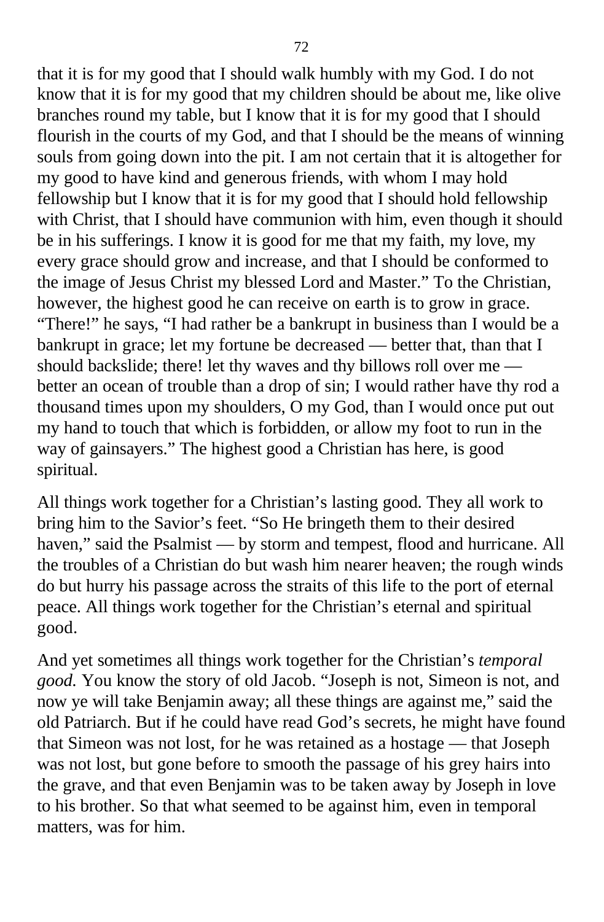that it is for my good that I should walk humbly with my God. I do not know that it is for my good that my children should be about me, like olive branches round my table, but I know that it is for my good that I should flourish in the courts of my God, and that I should be the means of winning souls from going down into the pit. I am not certain that it is altogether for my good to have kind and generous friends, with whom I may hold fellowship but I know that it is for my good that I should hold fellowship with Christ, that I should have communion with him, even though it should be in his sufferings. I know it is good for me that my faith, my love, my every grace should grow and increase, and that I should be conformed to the image of Jesus Christ my blessed Lord and Master." To the Christian, however, the highest good he can receive on earth is to grow in grace. "There!" he says, "I had rather be a bankrupt in business than I would be a bankrupt in grace; let my fortune be decreased — better that, than that I should backslide; there! let thy waves and thy billows roll over me — better an ocean of trouble than a drop of sin; I would rather have thy rod a thousand times upon my shoulders, O my God, than I would once put out my hand to touch that which is forbidden, or allow my foot to run in the way of gainsayers." The highest good a Christian has here, is good spiritual.

All things work together for a Christian's lasting good. They all work to bring him to the Savior's feet. "So He bringeth them to their desired haven," said the Psalmist — by storm and tempest, flood and hurricane. All the troubles of a Christian do but wash him nearer heaven; the rough winds do but hurry his passage across the straits of this life to the port of eternal peace. All things work together for the Christian's eternal and spiritual good.

And yet sometimes all things work together for the Christian's *temporal good.* You know the story of old Jacob. "Joseph is not, Simeon is not, and now ye will take Benjamin away; all these things are against me," said the old Patriarch. But if he could have read God's secrets, he might have found that Simeon was not lost, for he was retained as a hostage — that Joseph was not lost, but gone before to smooth the passage of his grey hairs into the grave, and that even Benjamin was to be taken away by Joseph in love to his brother. So that what seemed to be against him, even in temporal matters, was for him.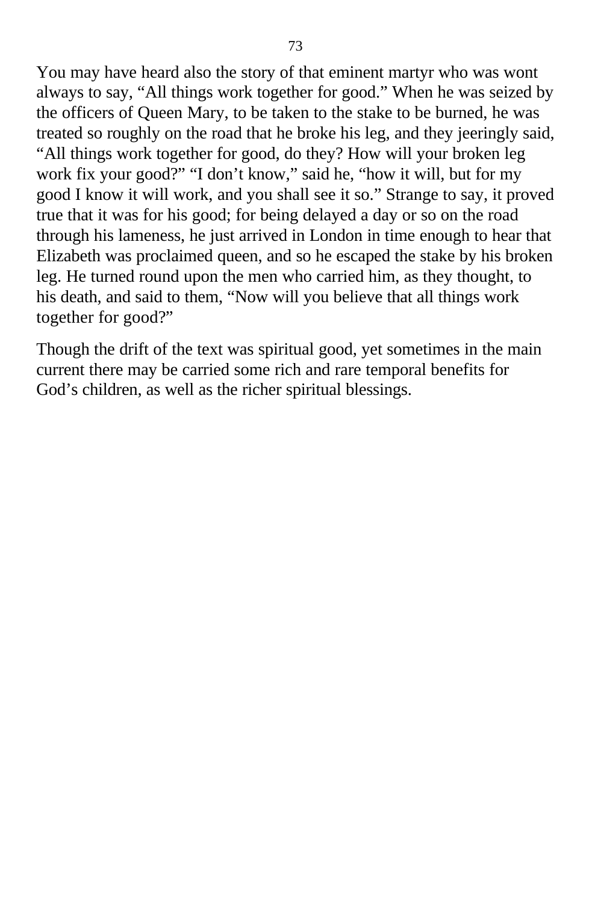You may have heard also the story of that eminent martyr who was wont always to say, "All things work together for good." When he was seized by the officers of Queen Mary, to be taken to the stake to be burned, he was treated so roughly on the road that he broke his leg, and they jeeringly said, "All things work together for good, do they? How will your broken leg work fix your good?" "I don't know," said he, "how it will, but for my good I know it will work, and you shall see it so." Strange to say, it proved true that it was for his good; for being delayed a day or so on the road through his lameness, he just arrived in London in time enough to hear that Elizabeth was proclaimed queen, and so he escaped the stake by his broken leg. He turned round upon the men who carried him, as they thought, to his death, and said to them, "Now will you believe that all things work together for good?"

Though the drift of the text was spiritual good, yet sometimes in the main current there may be carried some rich and rare temporal benefits for God's children, as well as the richer spiritual blessings.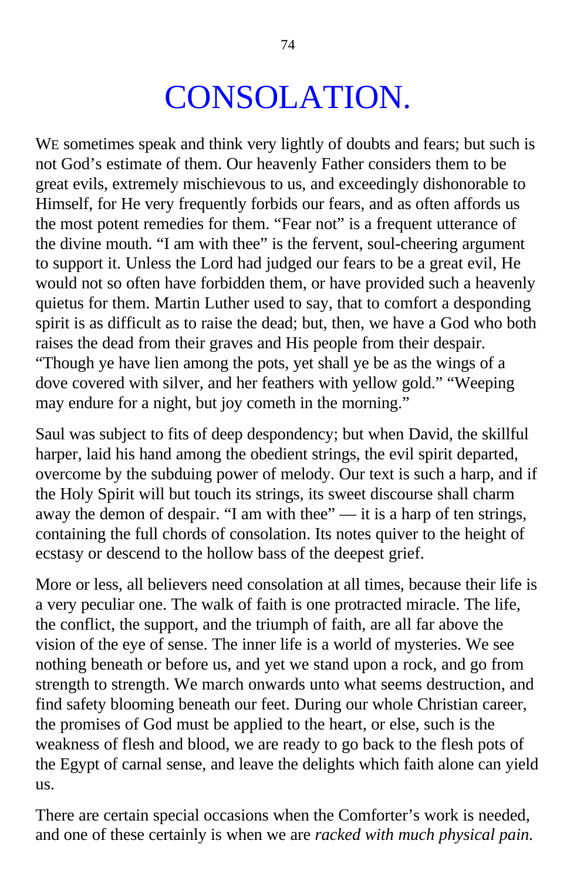# CONSOLATION.

WE sometimes speak and think very lightly of doubts and fears; but such is not God's estimate of them. Our heavenly Father considers them to be great evils, extremely mischievous to us, and exceedingly dishonorable to Himself, for He very frequently forbids our fears, and as often affords us the most potent remedies for them. "Fear not" is a frequent utterance of the divine mouth. "I am with thee" is the fervent, soul-cheering argument to support it. Unless the Lord had judged our fears to be a great evil, He would not so often have forbidden them, or have provided such a heavenly quietus for them. Martin Luther used to say, that to comfort a desponding spirit is as difficult as to raise the dead; but, then, we have a God who both raises the dead from their graves and His people from their despair. "Though ye have lien among the pots, yet shall ye be as the wings of a dove covered with silver, and her feathers with yellow gold." "Weeping may endure for a night, but joy cometh in the morning."

Saul was subject to fits of deep despondency; but when David, the skillful harper, laid his hand among the obedient strings, the evil spirit departed, overcome by the subduing power of melody. Our text is such a harp, and if the Holy Spirit will but touch its strings, its sweet discourse shall charm away the demon of despair. "I am with thee" — it is a harp of ten strings, containing the full chords of consolation. Its notes quiver to the height of ecstasy or descend to the hollow bass of the deepest grief.

More or less, all believers need consolation at all times, because their life is a very peculiar one. The walk of faith is one protracted miracle. The life, the conflict, the support, and the triumph of faith, are all far above the vision of the eye of sense. The inner life is a world of mysteries. We see nothing beneath or before us, and yet we stand upon a rock, and go from strength to strength. We march onwards unto what seems destruction, and find safety blooming beneath our feet. During our whole Christian career, the promises of God must be applied to the heart, or else, such is the weakness of flesh and blood, we are ready to go back to the flesh pots of the Egypt of carnal sense, and leave the delights which faith alone can yield us.

There are certain special occasions when the Comforter's work is needed, and one of these certainly is when we are *racked with much physical pain.*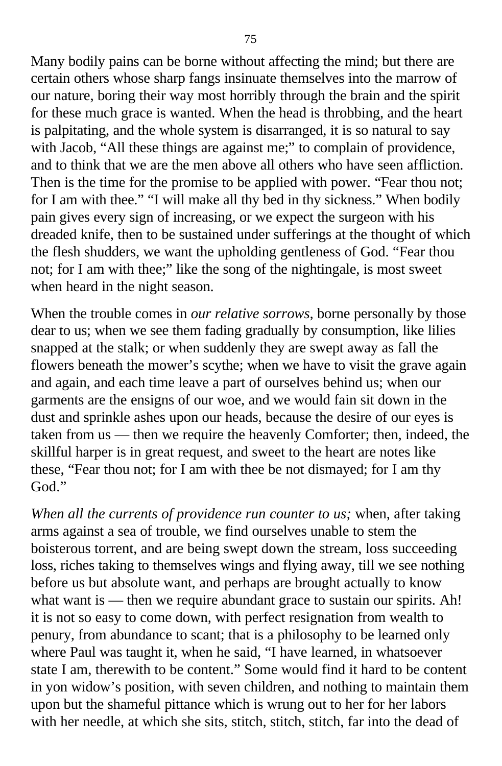Many bodily pains can be borne without affecting the mind; but there are certain others whose sharp fangs insinuate themselves into the marrow of our nature, boring their way most horribly through the brain and the spirit for these much grace is wanted. When the head is throbbing, and the heart is palpitating, and the whole system is disarranged, it is so natural to say with Jacob, "All these things are against me;" to complain of providence, and to think that we are the men above all others who have seen affliction. Then is the time for the promise to be applied with power. "Fear thou not; for I am with thee." "I will make all thy bed in thy sickness." When bodily pain gives every sign of increasing, or we expect the surgeon with his dreaded knife, then to be sustained under sufferings at the thought of which the flesh shudders, we want the upholding gentleness of God. "Fear thou not; for I am with thee;" like the song of the nightingale, is most sweet when heard in the night season.

When the trouble comes in *our relative sorrows,* borne personally by those dear to us; when we see them fading gradually by consumption, like lilies snapped at the stalk; or when suddenly they are swept away as fall the flowers beneath the mower's scythe; when we have to visit the grave again and again, and each time leave a part of ourselves behind us; when our garments are the ensigns of our woe, and we would fain sit down in the dust and sprinkle ashes upon our heads, because the desire of our eyes is taken from us — then we require the heavenly Comforter; then, indeed, the skillful harper is in great request, and sweet to the heart are notes like these, "Fear thou not; for I am with thee be not dismayed; for I am thy God."

*When all the currents of providence run counter to us;* when, after taking arms against a sea of trouble, we find ourselves unable to stem the boisterous torrent, and are being swept down the stream, loss succeeding loss, riches taking to themselves wings and flying away, till we see nothing before us but absolute want, and perhaps are brought actually to know what want is — then we require abundant grace to sustain our spirits. Ah! it is not so easy to come down, with perfect resignation from wealth to penury, from abundance to scant; that is a philosophy to be learned only where Paul was taught it, when he said, "I have learned, in whatsoever state I am, therewith to be content." Some would find it hard to be content in yon widow's position, with seven children, and nothing to maintain them upon but the shameful pittance which is wrung out to her for her labors with her needle, at which she sits, stitch, stitch, stitch, far into the dead of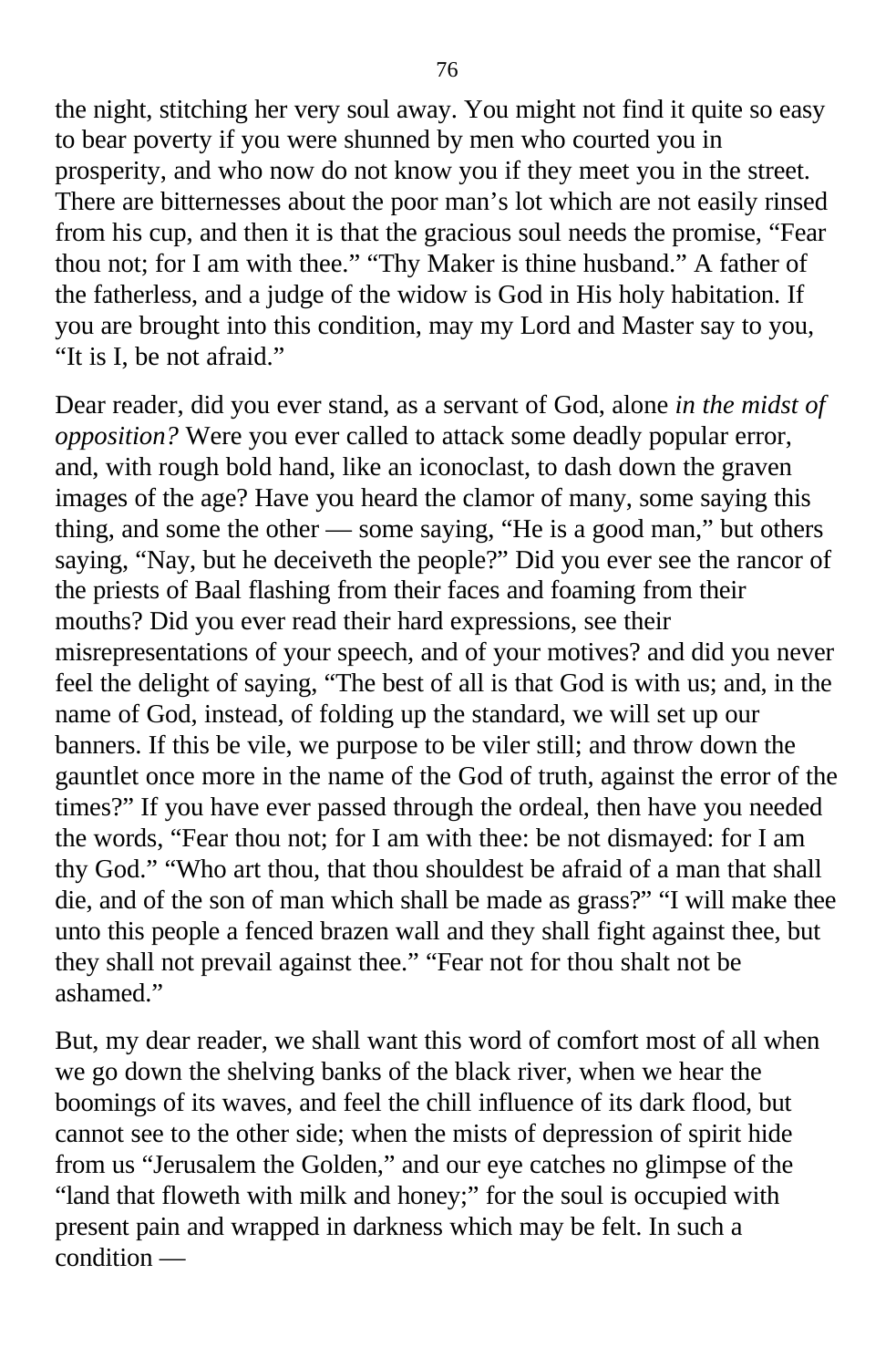the night, stitching her very soul away. You might not find it quite so easy to bear poverty if you were shunned by men who courted you in prosperity, and who now do not know you if they meet you in the street. There are bitternesses about the poor man’s lot which are not easily rinsed from his cup, and then it is that the gracious soul needs the promise, “Fear thou not; for I am with thee.” “Thy Maker is thine husband.” A father of the fatherless, and a judge of the widow is God in His holy habitation. If you are brought into this condition, may my Lord and Master say to you, “It is I, be not afraid.”

Dear reader, did you ever stand, as a servant of God, alone *in the midst of opposition?* Were you ever called to attack some deadly popular error, and, with rough bold hand, like an iconoclast, to dash down the graven images of the age? Have you heard the clamor of many, some saying this thing, and some the other — some saying, “He is a good man,” but others saying, “Nay, but he deceiveth the people?” Did you ever see the rancor of the priests of Baal flashing from their faces and foaming from their mouths? Did you ever read their hard expressions, see their misrepresentations of your speech, and of your motives? and did you never feel the delight of saying, “The best of all is that God is with us; and, in the name of God, instead, of folding up the standard, we will set up our banners. If this be vile, we purpose to be viler still; and throw down the gauntlet once more in the name of the God of truth, against the error of the times?” If you have ever passed through the ordeal, then have you needed the words, “Fear thou not; for I am with thee: be not dismayed: for I am thy God.” “Who art thou, that thou shouldest be afraid of a man that shall die, and of the son of man which shall be made as grass?” “I will make thee unto this people a fenced brazen wall and they shall fight against thee, but they shall not prevail against thee.” “Fear not for thou shalt not be ashamed.”

But, my dear reader, we shall want this word of comfort most of all when we go down the shelving banks of the black river, when we hear the boomings of its waves, and feel the chill influence of its dark flood, but cannot see to the other side; when the mists of depression of spirit hide from us “Jerusalem the Golden,” and our eye catches no glimpse of the “land that floweth with milk and honey;” for the soul is occupied with present pain and wrapped in darkness which may be felt. In such a condition —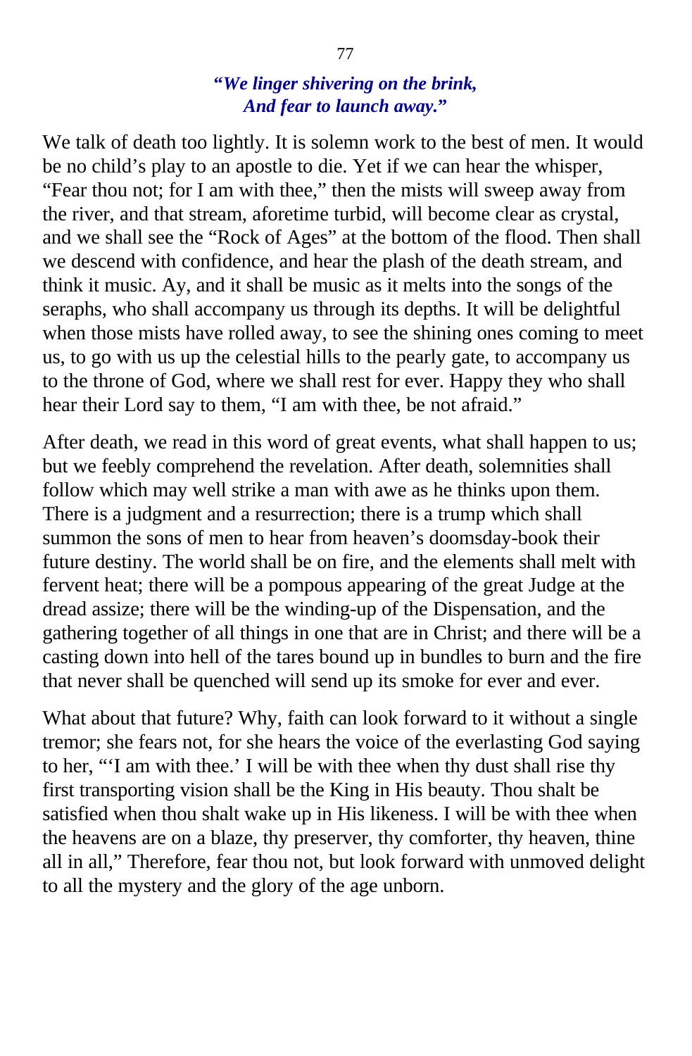***"We linger shivering on the brink,
And fear to launch away."***

We talk of death too lightly. It is solemn work to the best of men. It would be no child's play to an apostle to die. Yet if we can hear the whisper, "Fear thou not; for I am with thee," then the mists will sweep away from the river, and that stream, aforetime turbid, will become clear as crystal, and we shall see the "Rock of Ages" at the bottom of the flood. Then shall we descend with confidence, and hear the plash of the death stream, and think it music. Ay, and it shall be music as it melts into the songs of the seraphs, who shall accompany us through its depths. It will be delightful when those mists have rolled away, to see the shining ones coming to meet us, to go with us up the celestial hills to the pearly gate, to accompany us to the throne of God, where we shall rest for ever. Happy they who shall hear their Lord say to them, "I am with thee, be not afraid."

After death, we read in this word of great events, what shall happen to us; but we feebly comprehend the revelation. After death, solemnities shall follow which may well strike a man with awe as he thinks upon them. There is a judgment and a resurrection; there is a trump which shall summon the sons of men to hear from heaven's doomsday-book their future destiny. The world shall be on fire, and the elements shall melt with fervent heat; there will be a pompous appearing of the great Judge at the dread assize; there will be the winding-up of the Dispensation, and the gathering together of all things in one that are in Christ; and there will be a casting down into hell of the tares bound up in bundles to burn and the fire that never shall be quenched will send up its smoke for ever and ever.

What about that future? Why, faith can look forward to it without a single tremor; she fears not, for she hears the voice of the everlasting God saying to her, "'I am with thee.' I will be with thee when thy dust shall rise thy first transporting vision shall be the King in His beauty. Thou shalt be satisfied when thou shalt wake up in His likeness. I will be with thee when the heavens are on a blaze, thy preserver, thy comforter, thy heaven, thine all in all," Therefore, fear thou not, but look forward with unmoved delight to all the mystery and the glory of the age unborn.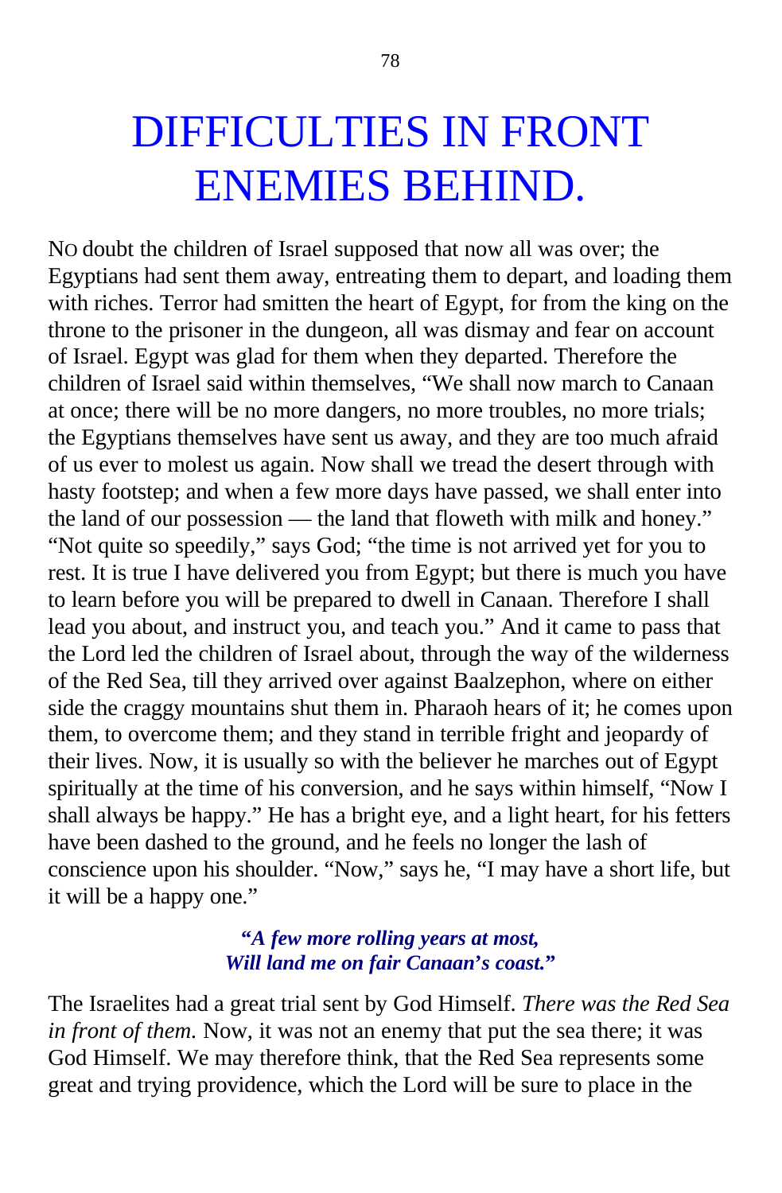# DIFFICULTIES IN FRONT ENEMIES BEHIND.

NO doubt the children of Israel supposed that now all was over; the Egyptians had sent them away, entreating them to depart, and loading them with riches. Terror had smitten the heart of Egypt, for from the king on the throne to the prisoner in the dungeon, all was dismay and fear on account of Israel. Egypt was glad for them when they departed. Therefore the children of Israel said within themselves, "We shall now march to Canaan at once; there will be no more dangers, no more troubles, no more trials; the Egyptians themselves have sent us away, and they are too much afraid of us ever to molest us again. Now shall we tread the desert through with hasty footstep; and when a few more days have passed, we shall enter into the land of our possession — the land that floweth with milk and honey." "Not quite so speedily," says God; "the time is not arrived yet for you to rest. It is true I have delivered you from Egypt; but there is much you have to learn before you will be prepared to dwell in Canaan. Therefore I shall lead you about, and instruct you, and teach you." And it came to pass that the Lord led the children of Israel about, through the way of the wilderness of the Red Sea, till they arrived over against Baalzephon, where on either side the craggy mountains shut them in. Pharaoh hears of it; he comes upon them, to overcome them; and they stand in terrible fright and jeopardy of their lives. Now, it is usually so with the believer he marches out of Egypt spiritually at the time of his conversion, and he says within himself, "Now I shall always be happy." He has a bright eye, and a light heart, for his fetters have been dashed to the ground, and he feels no longer the lash of conscience upon his shoulder. "Now," says he, "I may have a short life, but it will be a happy one."

> ***"A few more rolling years at most,***
> ***Will land me on fair Canaan's coast."***

The Israelites had a great trial sent by God Himself. *There was the Red Sea in front of them.* Now, it was not an enemy that put the sea there; it was God Himself. We may therefore think, that the Red Sea represents some great and trying providence, which the Lord will be sure to place in the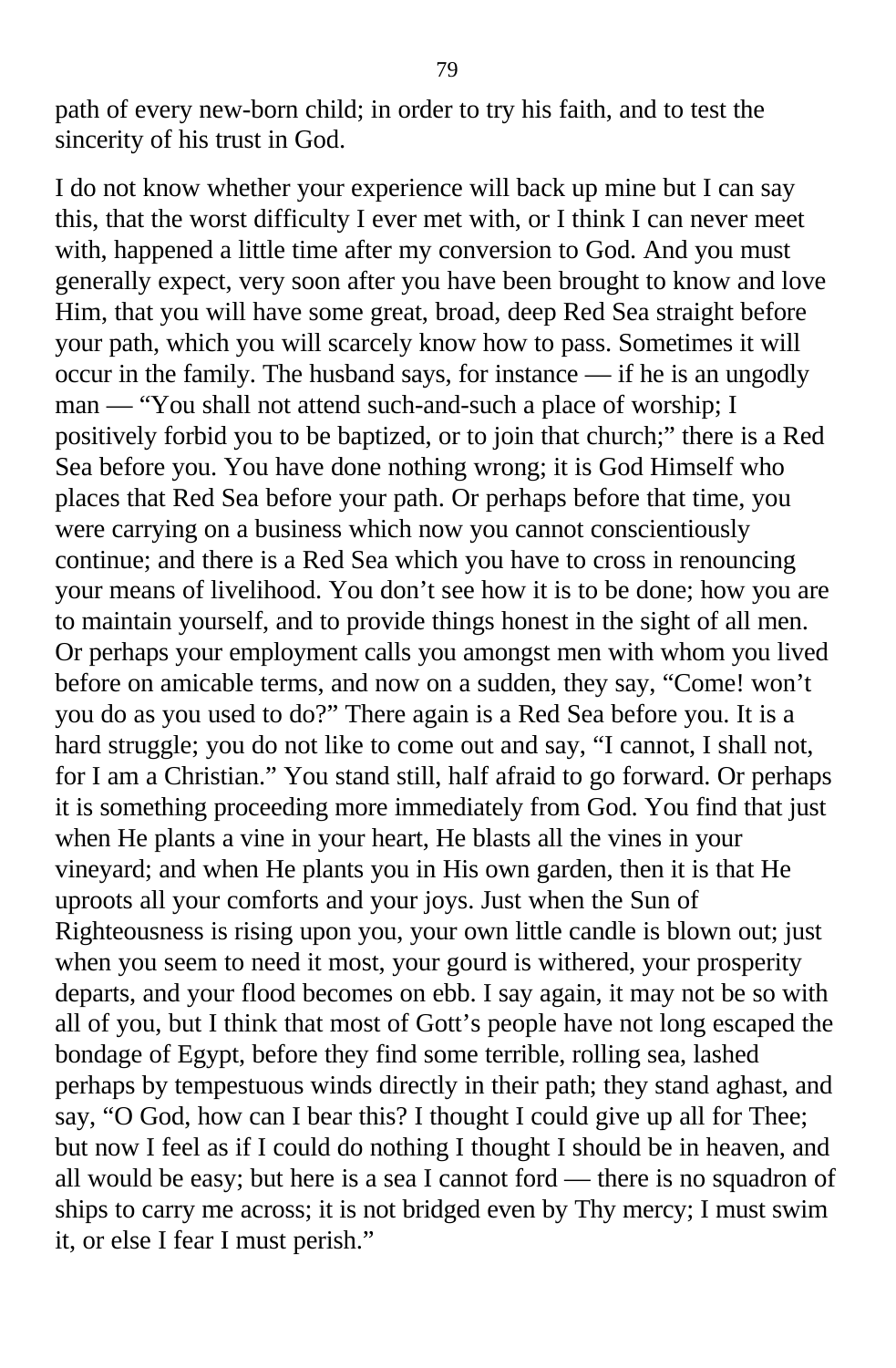path of every new-born child; in order to try his faith, and to test the sincerity of his trust in God.

I do not know whether your experience will back up mine but I can say this, that the worst difficulty I ever met with, or I think I can never meet with, happened a little time after my conversion to God. And you must generally expect, very soon after you have been brought to know and love Him, that you will have some great, broad, deep Red Sea straight before your path, which you will scarcely know how to pass. Sometimes it will occur in the family. The husband says, for instance — if he is an ungodly man — "You shall not attend such-and-such a place of worship; I positively forbid you to be baptized, or to join that church;" there is a Red Sea before you. You have done nothing wrong; it is God Himself who places that Red Sea before your path. Or perhaps before that time, you were carrying on a business which now you cannot conscientiously continue; and there is a Red Sea which you have to cross in renouncing your means of livelihood. You don't see how it is to be done; how you are to maintain yourself, and to provide things honest in the sight of all men. Or perhaps your employment calls you amongst men with whom you lived before on amicable terms, and now on a sudden, they say, "Come! won't you do as you used to do?" There again is a Red Sea before you. It is a hard struggle; you do not like to come out and say, "I cannot, I shall not, for I am a Christian." You stand still, half afraid to go forward. Or perhaps it is something proceeding more immediately from God. You find that just when He plants a vine in your heart, He blasts all the vines in your vineyard; and when He plants you in His own garden, then it is that He uproots all your comforts and your joys. Just when the Sun of Righteousness is rising upon you, your own little candle is blown out; just when you seem to need it most, your gourd is withered, your prosperity departs, and your flood becomes on ebb. I say again, it may not be so with all of you, but I think that most of Gott's people have not long escaped the bondage of Egypt, before they find some terrible, rolling sea, lashed perhaps by tempestuous winds directly in their path; they stand aghast, and say, "O God, how can I bear this? I thought I could give up all for Thee; but now I feel as if I could do nothing I thought I should be in heaven, and all would be easy; but here is a sea I cannot ford — there is no squadron of ships to carry me across; it is not bridged even by Thy mercy; I must swim it, or else I fear I must perish."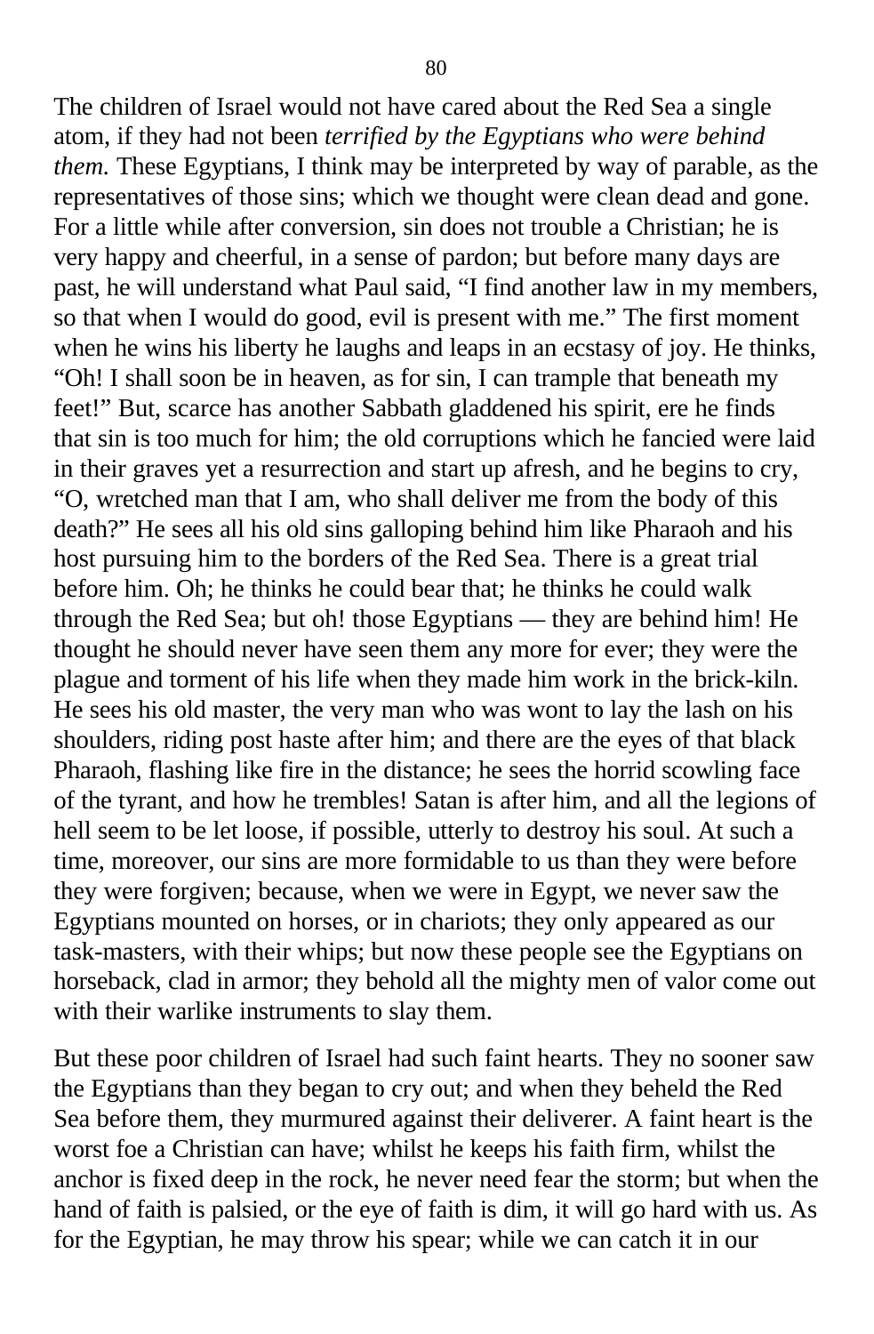The children of Israel would not have cared about the Red Sea a single atom, if they had not been *terrified by the Egyptians who were behind them.* These Egyptians, I think may be interpreted by way of parable, as the representatives of those sins; which we thought were clean dead and gone. For a little while after conversion, sin does not trouble a Christian; he is very happy and cheerful, in a sense of pardon; but before many days are past, he will understand what Paul said, "I find another law in my members, so that when I would do good, evil is present with me." The first moment when he wins his liberty he laughs and leaps in an ecstasy of joy. He thinks, "Oh! I shall soon be in heaven, as for sin, I can trample that beneath my feet!" But, scarce has another Sabbath gladdened his spirit, ere he finds that sin is too much for him; the old corruptions which he fancied were laid in their graves yet a resurrection and start up afresh, and he begins to cry, "O, wretched man that I am, who shall deliver me from the body of this death?" He sees all his old sins galloping behind him like Pharaoh and his host pursuing him to the borders of the Red Sea. There is a great trial before him. Oh; he thinks he could bear that; he thinks he could walk through the Red Sea; but oh! those Egyptians — they are behind him! He thought he should never have seen them any more for ever; they were the plague and torment of his life when they made him work in the brick-kiln. He sees his old master, the very man who was wont to lay the lash on his shoulders, riding post haste after him; and there are the eyes of that black Pharaoh, flashing like fire in the distance; he sees the horrid scowling face of the tyrant, and how he trembles! Satan is after him, and all the legions of hell seem to be let loose, if possible, utterly to destroy his soul. At such a time, moreover, our sins are more formidable to us than they were before they were forgiven; because, when we were in Egypt, we never saw the Egyptians mounted on horses, or in chariots; they only appeared as our task-masters, with their whips; but now these people see the Egyptians on horseback, clad in armor; they behold all the mighty men of valor come out with their warlike instruments to slay them.

But these poor children of Israel had such faint hearts. They no sooner saw the Egyptians than they began to cry out; and when they beheld the Red Sea before them, they murmured against their deliverer. A faint heart is the worst foe a Christian can have; whilst he keeps his faith firm, whilst the anchor is fixed deep in the rock, he never need fear the storm; but when the hand of faith is palsied, or the eye of faith is dim, it will go hard with us. As for the Egyptian, he may throw his spear; while we can catch it in our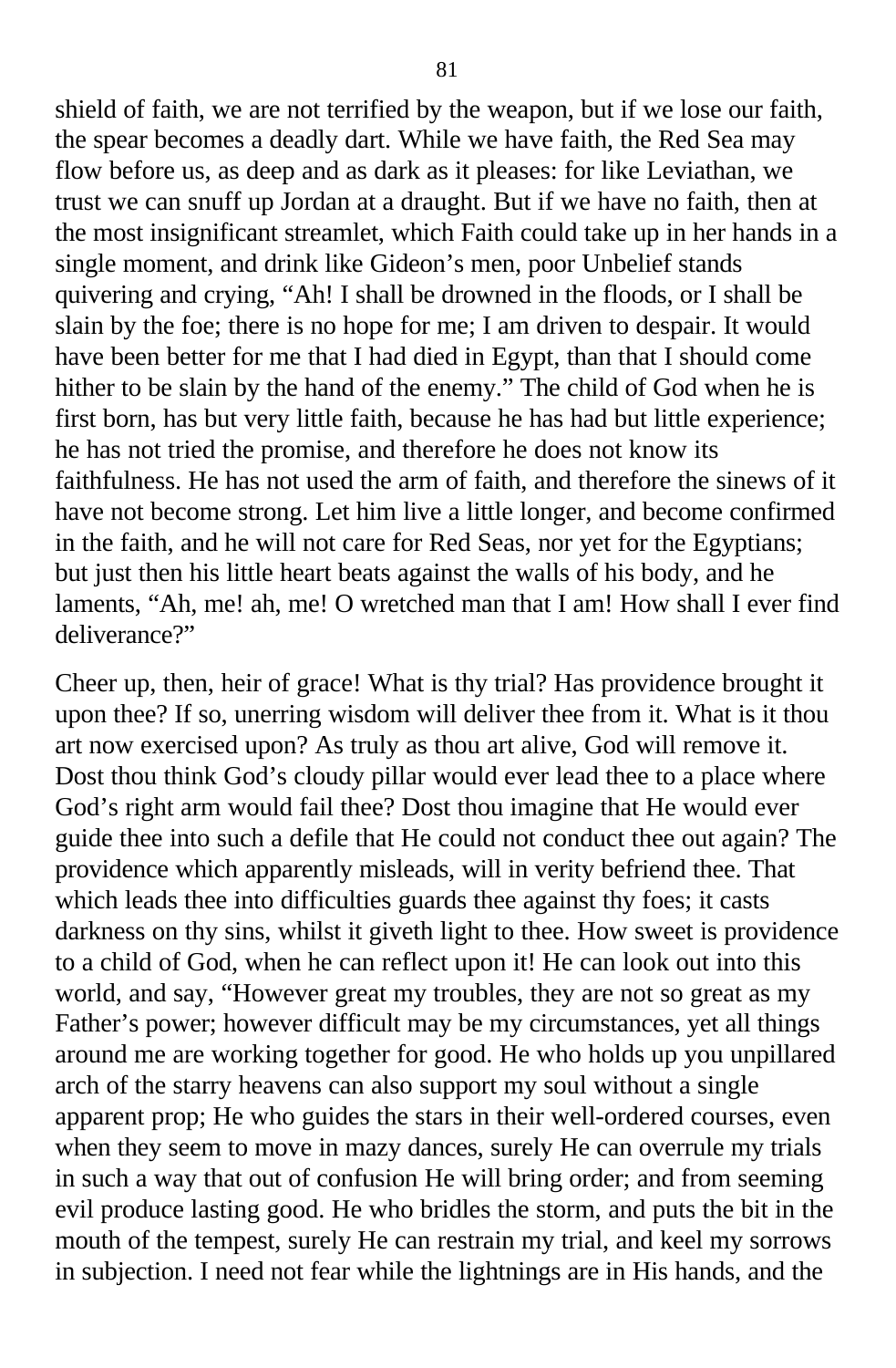shield of faith, we are not terrified by the weapon, but if we lose our faith, the spear becomes a deadly dart. While we have faith, the Red Sea may flow before us, as deep and as dark as it pleases: for like Leviathan, we trust we can snuff up Jordan at a draught. But if we have no faith, then at the most insignificant streamlet, which Faith could take up in her hands in a single moment, and drink like Gideon's men, poor Unbelief stands quivering and crying, "Ah! I shall be drowned in the floods, or I shall be slain by the foe; there is no hope for me; I am driven to despair. It would have been better for me that I had died in Egypt, than that I should come hither to be slain by the hand of the enemy." The child of God when he is first born, has but very little faith, because he has had but little experience; he has not tried the promise, and therefore he does not know its faithfulness. He has not used the arm of faith, and therefore the sinews of it have not become strong. Let him live a little longer, and become confirmed in the faith, and he will not care for Red Seas, nor yet for the Egyptians; but just then his little heart beats against the walls of his body, and he laments, "Ah, me! ah, me! O wretched man that I am! How shall I ever find deliverance?"

Cheer up, then, heir of grace! What is thy trial? Has providence brought it upon thee? If so, unerring wisdom will deliver thee from it. What is it thou art now exercised upon? As truly as thou art alive, God will remove it. Dost thou think God's cloudy pillar would ever lead thee to a place where God's right arm would fail thee? Dost thou imagine that He would ever guide thee into such a defile that He could not conduct thee out again? The providence which apparently misleads, will in verity befriend thee. That which leads thee into difficulties guards thee against thy foes; it casts darkness on thy sins, whilst it giveth light to thee. How sweet is providence to a child of God, when he can reflect upon it! He can look out into this world, and say, "However great my troubles, they are not so great as my Father's power; however difficult may be my circumstances, yet all things around me are working together for good. He who holds up you unpillared arch of the starry heavens can also support my soul without a single apparent prop; He who guides the stars in their well-ordered courses, even when they seem to move in mazy dances, surely He can overrule my trials in such a way that out of confusion He will bring order; and from seeming evil produce lasting good. He who bridles the storm, and puts the bit in the mouth of the tempest, surely He can restrain my trial, and keel my sorrows in subjection. I need not fear while the lightnings are in His hands, and the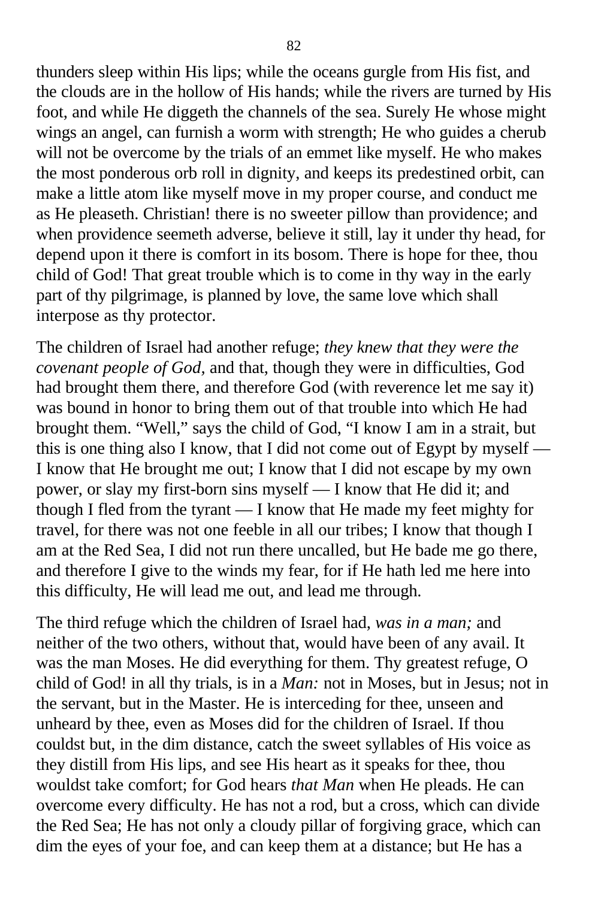thunders sleep within His lips; while the oceans gurgle from His fist, and the clouds are in the hollow of His hands; while the rivers are turned by His foot, and while He diggeth the channels of the sea. Surely He whose might wings an angel, can furnish a worm with strength; He who guides a cherub will not be overcome by the trials of an emmet like myself. He who makes the most ponderous orb roll in dignity, and keeps its predestined orbit, can make a little atom like myself move in my proper course, and conduct me as He pleaseth. Christian! there is no sweeter pillow than providence; and when providence seemeth adverse, believe it still, lay it under thy head, for depend upon it there is comfort in its bosom. There is hope for thee, thou child of God! That great trouble which is to come in thy way in the early part of thy pilgrimage, is planned by love, the same love which shall interpose as thy protector.

The children of Israel had another refuge; *they knew that they were the covenant people of God,* and that, though they were in difficulties, God had brought them there, and therefore God (with reverence let me say it) was bound in honor to bring them out of that trouble into which He had brought them. "Well," says the child of God, "I know I am in a strait, but this is one thing also I know, that I did not come out of Egypt by myself — I know that He brought me out; I know that I did not escape by my own power, or slay my first-born sins myself — I know that He did it; and though I fled from the tyrant — I know that He made my feet mighty for travel, for there was not one feeble in all our tribes; I know that though I am at the Red Sea, I did not run there uncalled, but He bade me go there, and therefore I give to the winds my fear, for if He hath led me here into this difficulty, He will lead me out, and lead me through.

The third refuge which the children of Israel had, *was in a man;* and neither of the two others, without that, would have been of any avail. It was the man Moses. He did everything for them. Thy greatest refuge, O child of God! in all thy trials, is in a *Man:* not in Moses, but in Jesus; not in the servant, but in the Master. He is interceding for thee, unseen and unheard by thee, even as Moses did for the children of Israel. If thou couldst but, in the dim distance, catch the sweet syllables of His voice as they distill from His lips, and see His heart as it speaks for thee, thou wouldst take comfort; for God hears *that Man* when He pleads. He can overcome every difficulty. He has not a rod, but a cross, which can divide the Red Sea; He has not only a cloudy pillar of forgiving grace, which can dim the eyes of your foe, and can keep them at a distance; but He has a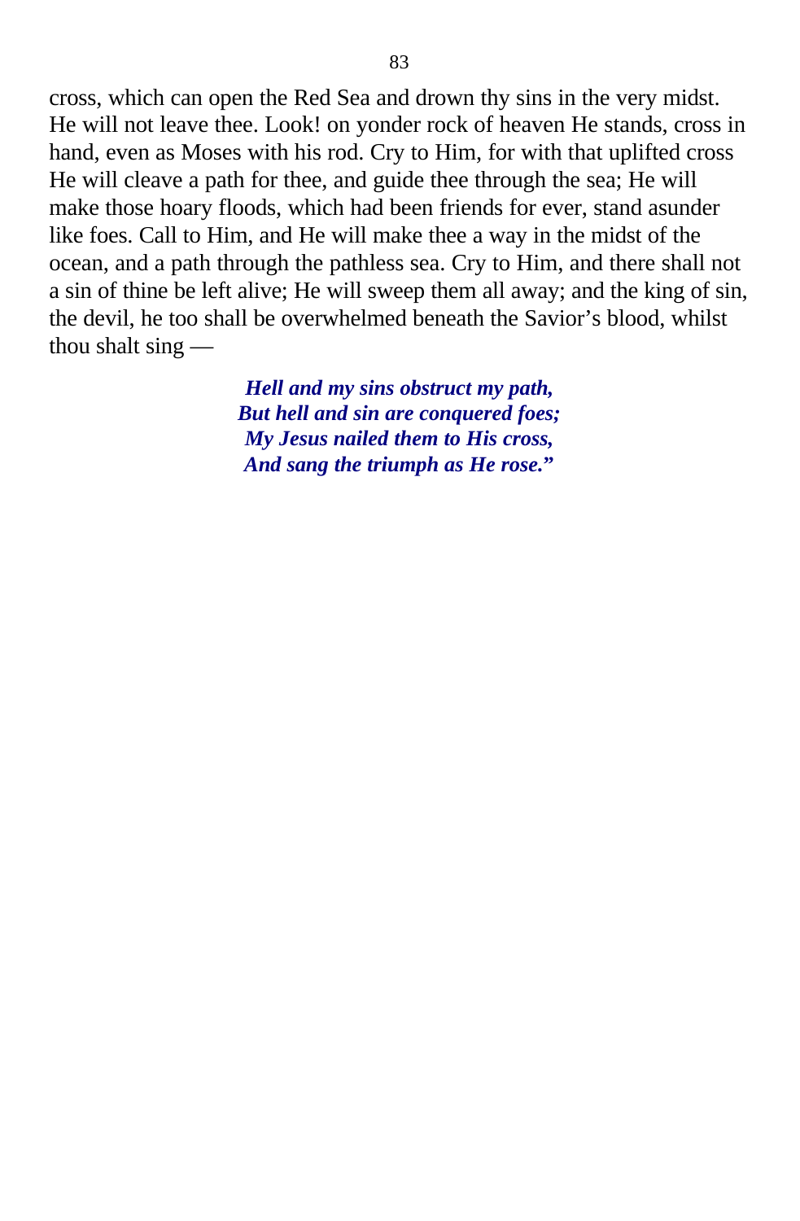cross, which can open the Red Sea and drown thy sins in the very midst. He will not leave thee. Look! on yonder rock of heaven He stands, cross in hand, even as Moses with his rod. Cry to Him, for with that uplifted cross He will cleave a path for thee, and guide thee through the sea; He will make those hoary floods, which had been friends for ever, stand asunder like foes. Call to Him, and He will make thee a way in the midst of the ocean, and a path through the pathless sea. Cry to Him, and there shall not a sin of thine be left alive; He will sweep them all away; and the king of sin, the devil, he too shall be overwhelmed beneath the Savior's blood, whilst thou shalt sing —

***Hell and my sins obstruct my path,***
***But hell and sin are conquered foes;***
***My Jesus nailed them to His cross,***
***And sang the triumph as He rose."***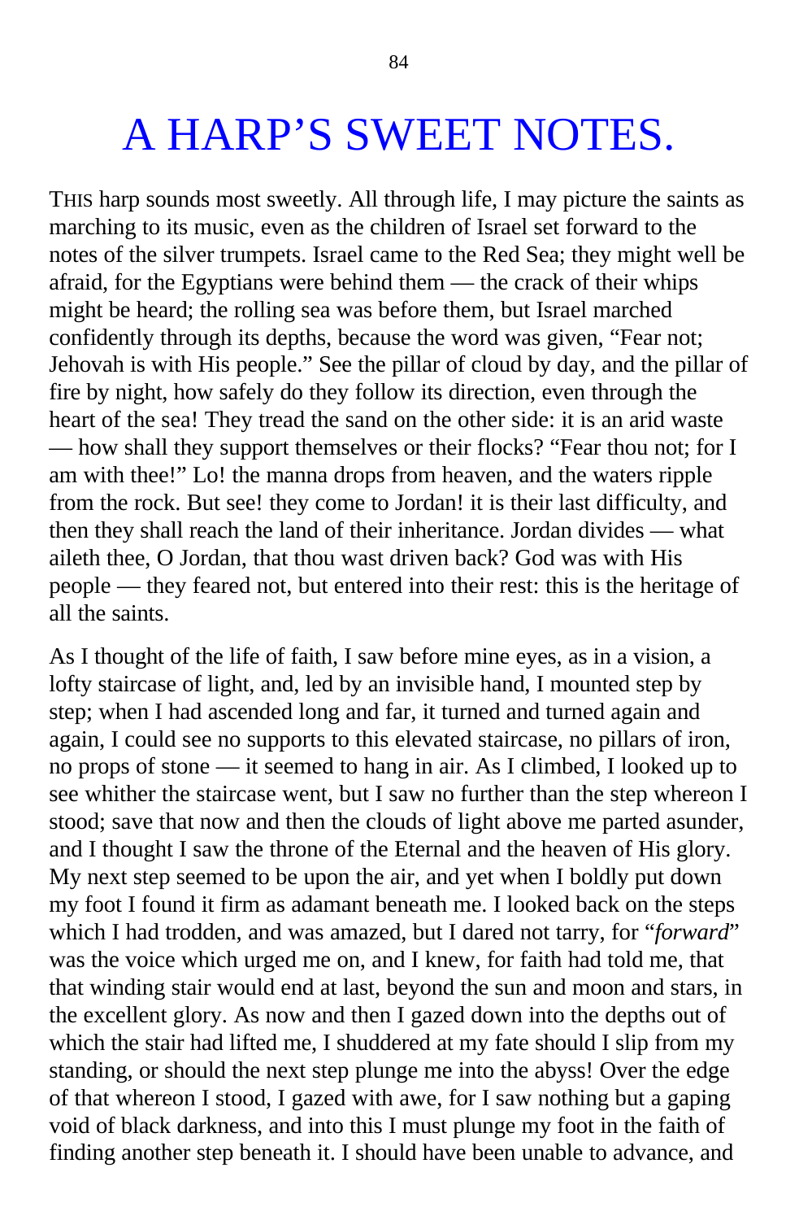# A HARP'S SWEET NOTES.

THIS harp sounds most sweetly. All through life, I may picture the saints as marching to its music, even as the children of Israel set forward to the notes of the silver trumpets. Israel came to the Red Sea; they might well be afraid, for the Egyptians were behind them — the crack of their whips might be heard; the rolling sea was before them, but Israel marched confidently through its depths, because the word was given, "Fear not; Jehovah is with His people." See the pillar of cloud by day, and the pillar of fire by night, how safely do they follow its direction, even through the heart of the sea! They tread the sand on the other side: it is an arid waste — how shall they support themselves or their flocks? "Fear thou not; for I am with thee!" Lo! the manna drops from heaven, and the waters ripple from the rock. But see! they come to Jordan! it is their last difficulty, and then they shall reach the land of their inheritance. Jordan divides — what aileth thee, O Jordan, that thou wast driven back? God was with His people — they feared not, but entered into their rest: this is the heritage of all the saints.

As I thought of the life of faith, I saw before mine eyes, as in a vision, a lofty staircase of light, and, led by an invisible hand, I mounted step by step; when I had ascended long and far, it turned and turned again and again, I could see no supports to this elevated staircase, no pillars of iron, no props of stone — it seemed to hang in air. As I climbed, I looked up to see whither the staircase went, but I saw no further than the step whereon I stood; save that now and then the clouds of light above me parted asunder, and I thought I saw the throne of the Eternal and the heaven of His glory. My next step seemed to be upon the air, and yet when I boldly put down my foot I found it firm as adamant beneath me. I looked back on the steps which I had trodden, and was amazed, but I dared not tarry, for "*forward*" was the voice which urged me on, and I knew, for faith had told me, that that winding stair would end at last, beyond the sun and moon and stars, in the excellent glory. As now and then I gazed down into the depths out of which the stair had lifted me, I shuddered at my fate should I slip from my standing, or should the next step plunge me into the abyss! Over the edge of that whereon I stood, I gazed with awe, for I saw nothing but a gaping void of black darkness, and into this I must plunge my foot in the faith of finding another step beneath it. I should have been unable to advance, and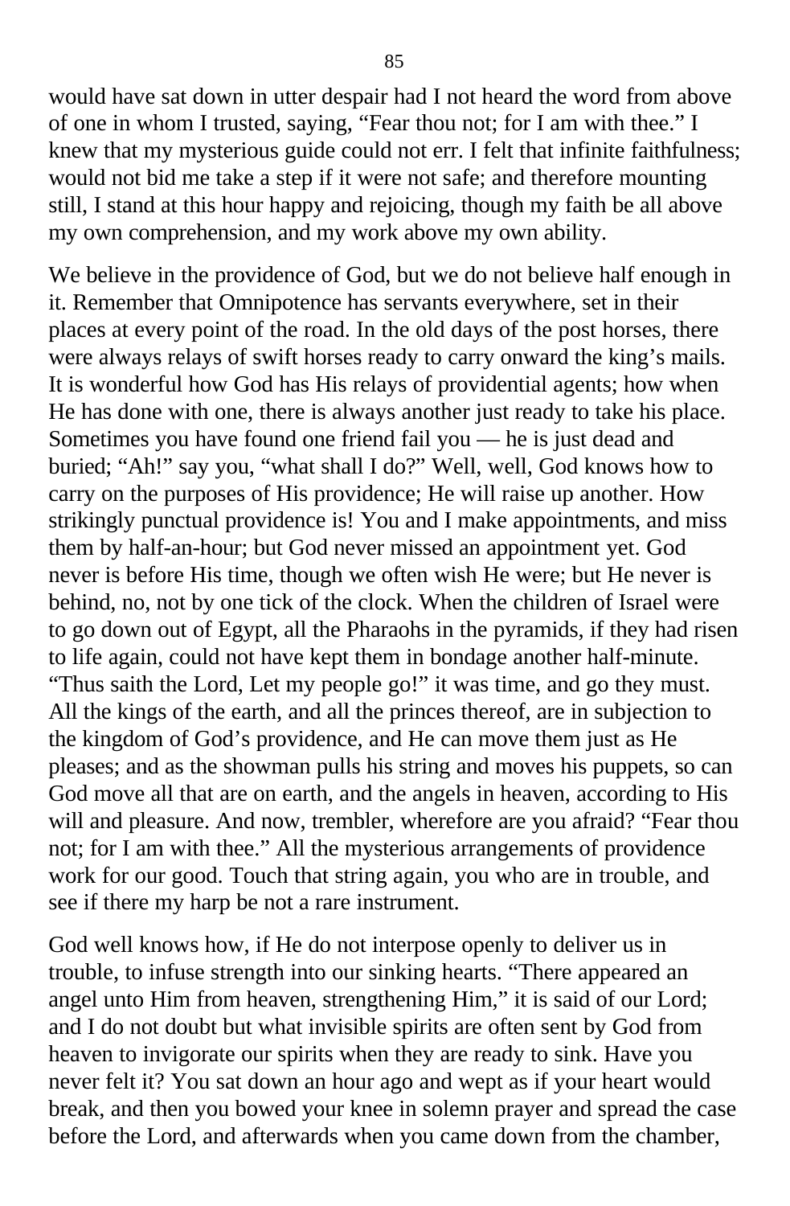would have sat down in utter despair had I not heard the word from above of one in whom I trusted, saying, "Fear thou not; for I am with thee." I knew that my mysterious guide could not err. I felt that infinite faithfulness; would not bid me take a step if it were not safe; and therefore mounting still, I stand at this hour happy and rejoicing, though my faith be all above my own comprehension, and my work above my own ability.

We believe in the providence of God, but we do not believe half enough in it. Remember that Omnipotence has servants everywhere, set in their places at every point of the road. In the old days of the post horses, there were always relays of swift horses ready to carry onward the king's mails. It is wonderful how God has His relays of providential agents; how when He has done with one, there is always another just ready to take his place. Sometimes you have found one friend fail you — he is just dead and buried; "Ah!" say you, "what shall I do?" Well, well, God knows how to carry on the purposes of His providence; He will raise up another. How strikingly punctual providence is! You and I make appointments, and miss them by half-an-hour; but God never missed an appointment yet. God never is before His time, though we often wish He were; but He never is behind, no, not by one tick of the clock. When the children of Israel were to go down out of Egypt, all the Pharaohs in the pyramids, if they had risen to life again, could not have kept them in bondage another half-minute. "Thus saith the Lord, Let my people go!" it was time, and go they must. All the kings of the earth, and all the princes thereof, are in subjection to the kingdom of God's providence, and He can move them just as He pleases; and as the showman pulls his string and moves his puppets, so can God move all that are on earth, and the angels in heaven, according to His will and pleasure. And now, trembler, wherefore are you afraid? "Fear thou not; for I am with thee." All the mysterious arrangements of providence work for our good. Touch that string again, you who are in trouble, and see if there my harp be not a rare instrument.

God well knows how, if He do not interpose openly to deliver us in trouble, to infuse strength into our sinking hearts. "There appeared an angel unto Him from heaven, strengthening Him," it is said of our Lord; and I do not doubt but what invisible spirits are often sent by God from heaven to invigorate our spirits when they are ready to sink. Have you never felt it? You sat down an hour ago and wept as if your heart would break, and then you bowed your knee in solemn prayer and spread the case before the Lord, and afterwards when you came down from the chamber,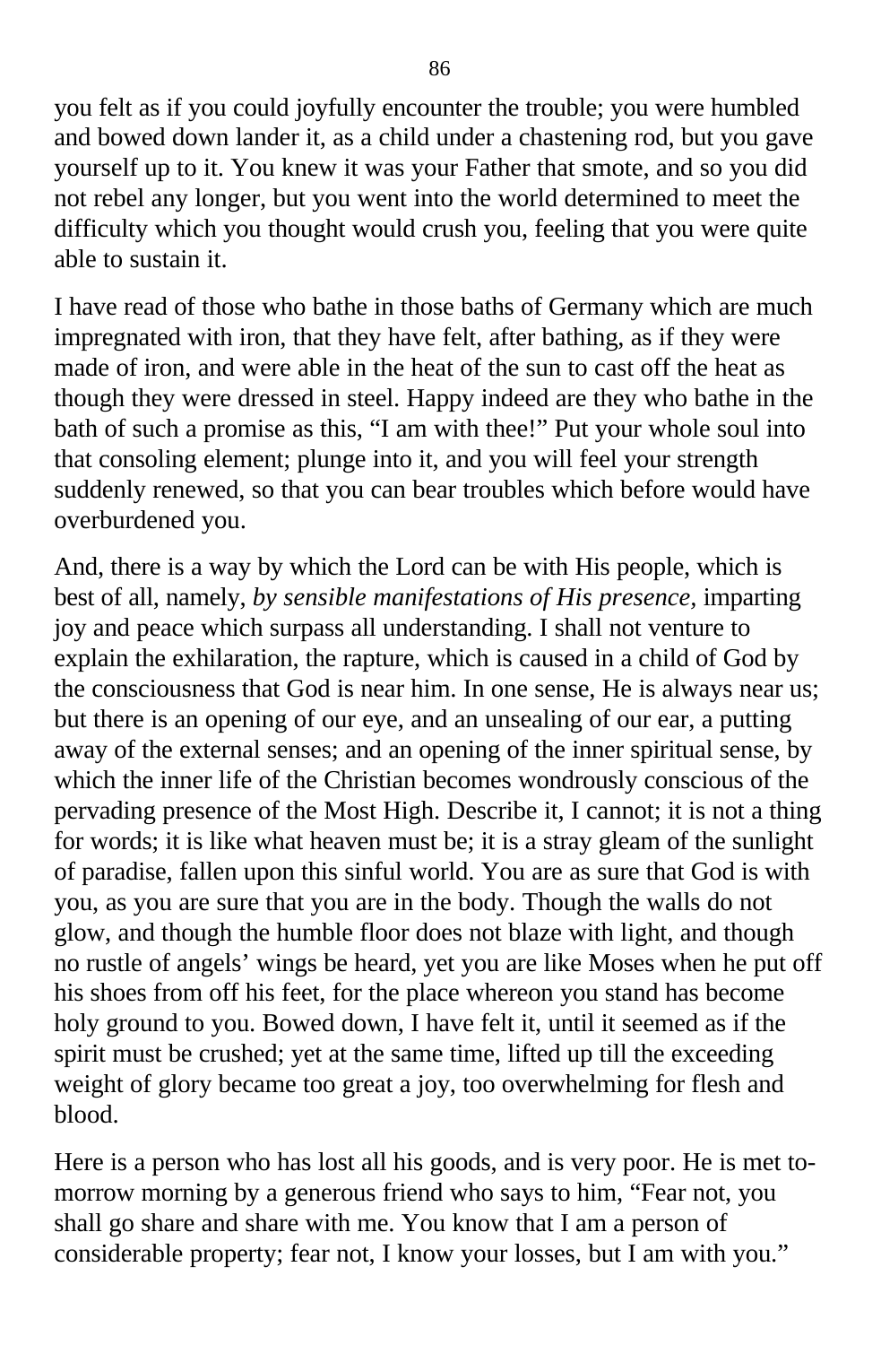you felt as if you could joyfully encounter the trouble; you were humbled and bowed down lander it, as a child under a chastening rod, but you gave yourself up to it. You knew it was your Father that smote, and so you did not rebel any longer, but you went into the world determined to meet the difficulty which you thought would crush you, feeling that you were quite able to sustain it.

I have read of those who bathe in those baths of Germany which are much impregnated with iron, that they have felt, after bathing, as if they were made of iron, and were able in the heat of the sun to cast off the heat as though they were dressed in steel. Happy indeed are they who bathe in the bath of such a promise as this, "I am with thee!" Put your whole soul into that consoling element; plunge into it, and you will feel your strength suddenly renewed, so that you can bear troubles which before would have overburdened you.

And, there is a way by which the Lord can be with His people, which is best of all, namely, *by sensible manifestations of His presence*, imparting joy and peace which surpass all understanding. I shall not venture to explain the exhilaration, the rapture, which is caused in a child of God by the consciousness that God is near him. In one sense, He is always near us; but there is an opening of our eye, and an unsealing of our ear, a putting away of the external senses; and an opening of the inner spiritual sense, by which the inner life of the Christian becomes wondrously conscious of the pervading presence of the Most High. Describe it, I cannot; it is not a thing for words; it is like what heaven must be; it is a stray gleam of the sunlight of paradise, fallen upon this sinful world. You are as sure that God is with you, as you are sure that you are in the body. Though the walls do not glow, and though the humble floor does not blaze with light, and though no rustle of angels' wings be heard, yet you are like Moses when he put off his shoes from off his feet, for the place whereon you stand has become holy ground to you. Bowed down, I have felt it, until it seemed as if the spirit must be crushed; yet at the same time, lifted up till the exceeding weight of glory became too great a joy, too overwhelming for flesh and blood.

Here is a person who has lost all his goods, and is very poor. He is met to-morrow morning by a generous friend who says to him, "Fear not, you shall go share and share with me. You know that I am a person of considerable property; fear not, I know your losses, but I am with you."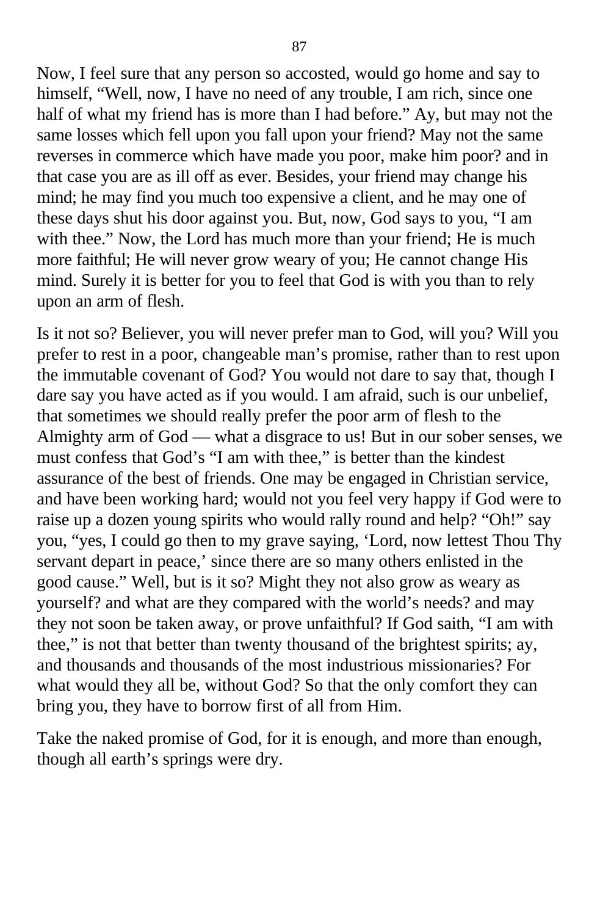Now, I feel sure that any person so accosted, would go home and say to himself, “Well, now, I have no need of any trouble, I am rich, since one half of what my friend has is more than I had before.” Ay, but may not the same losses which fell upon you fall upon your friend? May not the same reverses in commerce which have made you poor, make him poor? and in that case you are as ill off as ever. Besides, your friend may change his mind; he may find you much too expensive a client, and he may one of these days shut his door against you. But, now, God says to you, “I am with thee.” Now, the Lord has much more than your friend; He is much more faithful; He will never grow weary of you; He cannot change His mind. Surely it is better for you to feel that God is with you than to rely upon an arm of flesh.

Is it not so? Believer, you will never prefer man to God, will you? Will you prefer to rest in a poor, changeable man’s promise, rather than to rest upon the immutable covenant of God? You would not dare to say that, though I dare say you have acted as if you would. I am afraid, such is our unbelief, that sometimes we should really prefer the poor arm of flesh to the Almighty arm of God — what a disgrace to us! But in our sober senses, we must confess that God’s “I am with thee,” is better than the kindest assurance of the best of friends. One may be engaged in Christian service, and have been working hard; would not you feel very happy if God were to raise up a dozen young spirits who would rally round and help? “Oh!” say you, “yes, I could go then to my grave saying, ‘Lord, now lettest Thou Thy servant depart in peace,’ since there are so many others enlisted in the good cause.” Well, but is it so? Might they not also grow as weary as yourself? and what are they compared with the world’s needs? and may they not soon be taken away, or prove unfaithful? If God saith, “I am with thee,” is not that better than twenty thousand of the brightest spirits; ay, and thousands and thousands of the most industrious missionaries? For what would they all be, without God? So that the only comfort they can bring you, they have to borrow first of all from Him.

Take the naked promise of God, for it is enough, and more than enough, though all earth’s springs were dry.